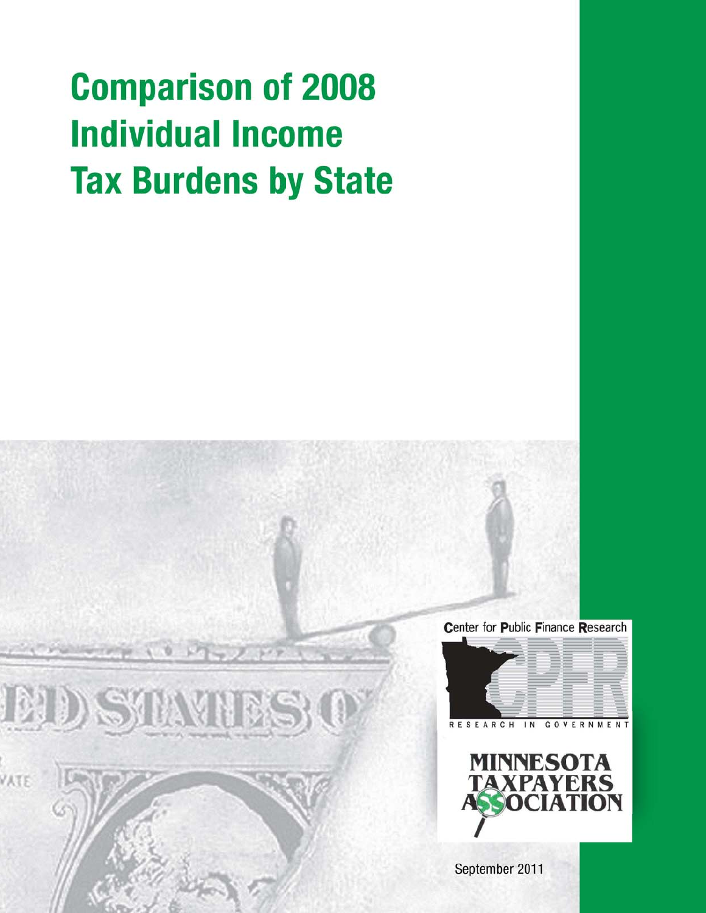# Comparison of 2008 Individual Income Tax Burdens by State

Center for Public Finance Research

RESEARCH IN GOVERNMENT

MINNESOTA TAXPAYERS ASSOCIATION

September 2011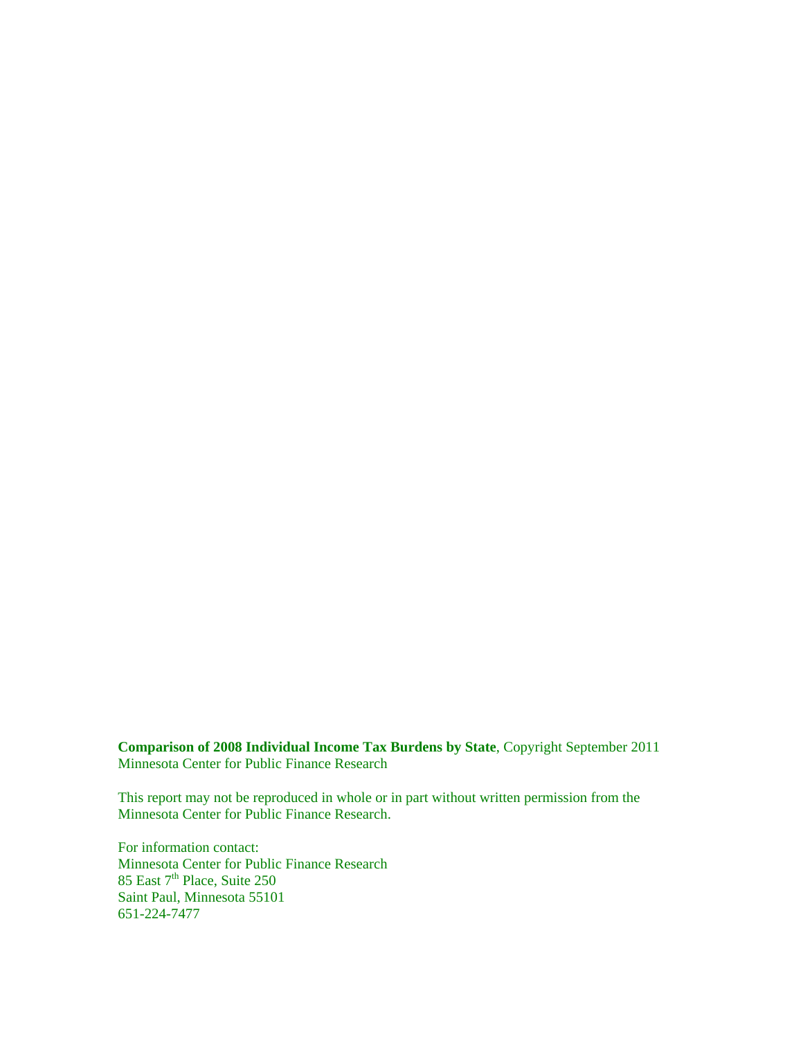**Comparison of 2008 Individual Income Tax Burdens by State**, Copyright September 2011
Minnesota Center for Public Finance Research

This report may not be reproduced in whole or in part without written permission from the Minnesota Center for Public Finance Research.

For information contact:
Minnesota Center for Public Finance Research
85 East 7th Place, Suite 250
Saint Paul, Minnesota 55101
651-224-7477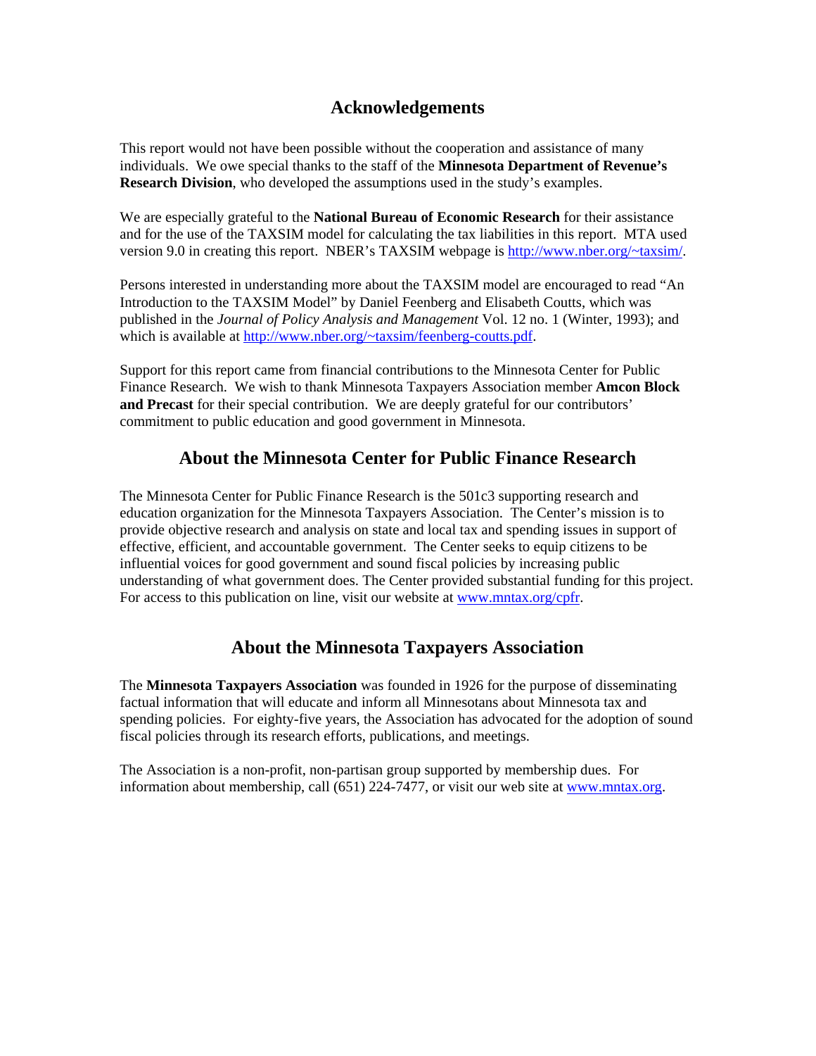## Acknowledgements

This report would not have been possible without the cooperation and assistance of many individuals. We owe special thanks to the staff of the **Minnesota Department of Revenue's Research Division**, who developed the assumptions used in the study's examples.

We are especially grateful to the **National Bureau of Economic Research** for their assistance and for the use of the TAXSIM model for calculating the tax liabilities in this report. MTA used version 9.0 in creating this report. NBER's TAXSIM webpage is http://www.nber.org/~taxsim/.

Persons interested in understanding more about the TAXSIM model are encouraged to read "An Introduction to the TAXSIM Model" by Daniel Feenberg and Elisabeth Coutts, which was published in the *Journal of Policy Analysis and Management* Vol. 12 no. 1 (Winter, 1993); and which is available at http://www.nber.org/~taxsim/feenberg-coutts.pdf.

Support for this report came from financial contributions to the Minnesota Center for Public Finance Research. We wish to thank Minnesota Taxpayers Association member **Amcon Block and Precast** for their special contribution. We are deeply grateful for our contributors' commitment to public education and good government in Minnesota.

## About the Minnesota Center for Public Finance Research

The Minnesota Center for Public Finance Research is the 501c3 supporting research and education organization for the Minnesota Taxpayers Association. The Center's mission is to provide objective research and analysis on state and local tax and spending issues in support of effective, efficient, and accountable government. The Center seeks to equip citizens to be influential voices for good government and sound fiscal policies by increasing public understanding of what government does. The Center provided substantial funding for this project. For access to this publication on line, visit our website at www.mntax.org/cpfr.

## About the Minnesota Taxpayers Association

The **Minnesota Taxpayers Association** was founded in 1926 for the purpose of disseminating factual information that will educate and inform all Minnesotans about Minnesota tax and spending policies. For eighty-five years, the Association has advocated for the adoption of sound fiscal policies through its research efforts, publications, and meetings.

The Association is a non-profit, non-partisan group supported by membership dues. For information about membership, call (651) 224-7477, or visit our web site at www.mntax.org.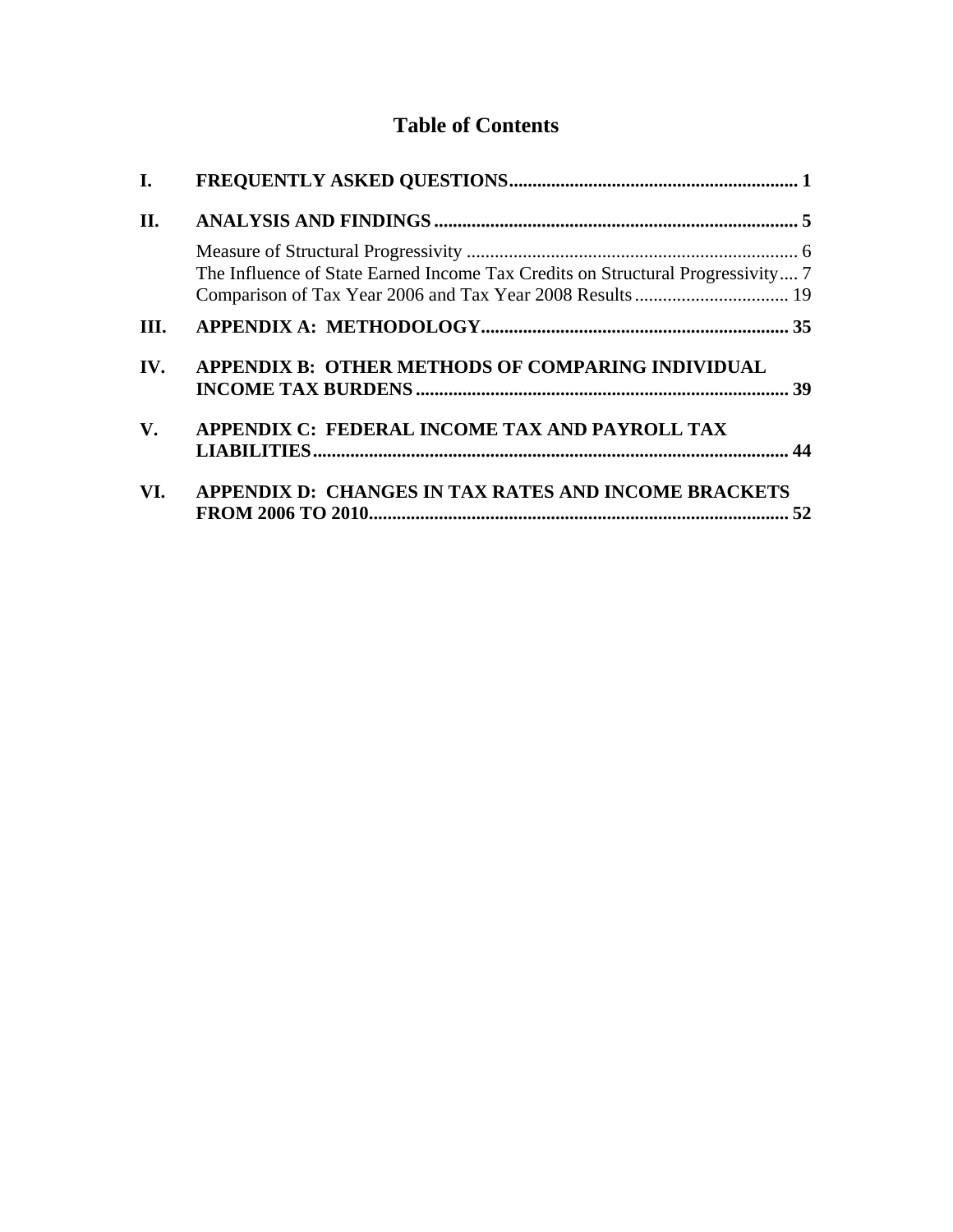# Table of Contents

**I. FREQUENTLY ASKED QUESTIONS .......... 1**

**II. ANALYSIS AND FINDINGS .......... 5**

- Measure of Structural Progressivity .......... 6
- The Influence of State Earned Income Tax Credits on Structural Progressivity .... 7
- Comparison of Tax Year 2006 and Tax Year 2008 Results .......... 19

**III. APPENDIX A: METHODOLOGY .......... 35**

**IV. APPENDIX B: OTHER METHODS OF COMPARING INDIVIDUAL INCOME TAX BURDENS .......... 39**

**V. APPENDIX C: FEDERAL INCOME TAX AND PAYROLL TAX LIABILITIES .......... 44**

**VI. APPENDIX D: CHANGES IN TAX RATES AND INCOME BRACKETS FROM 2006 TO 2010 .......... 52**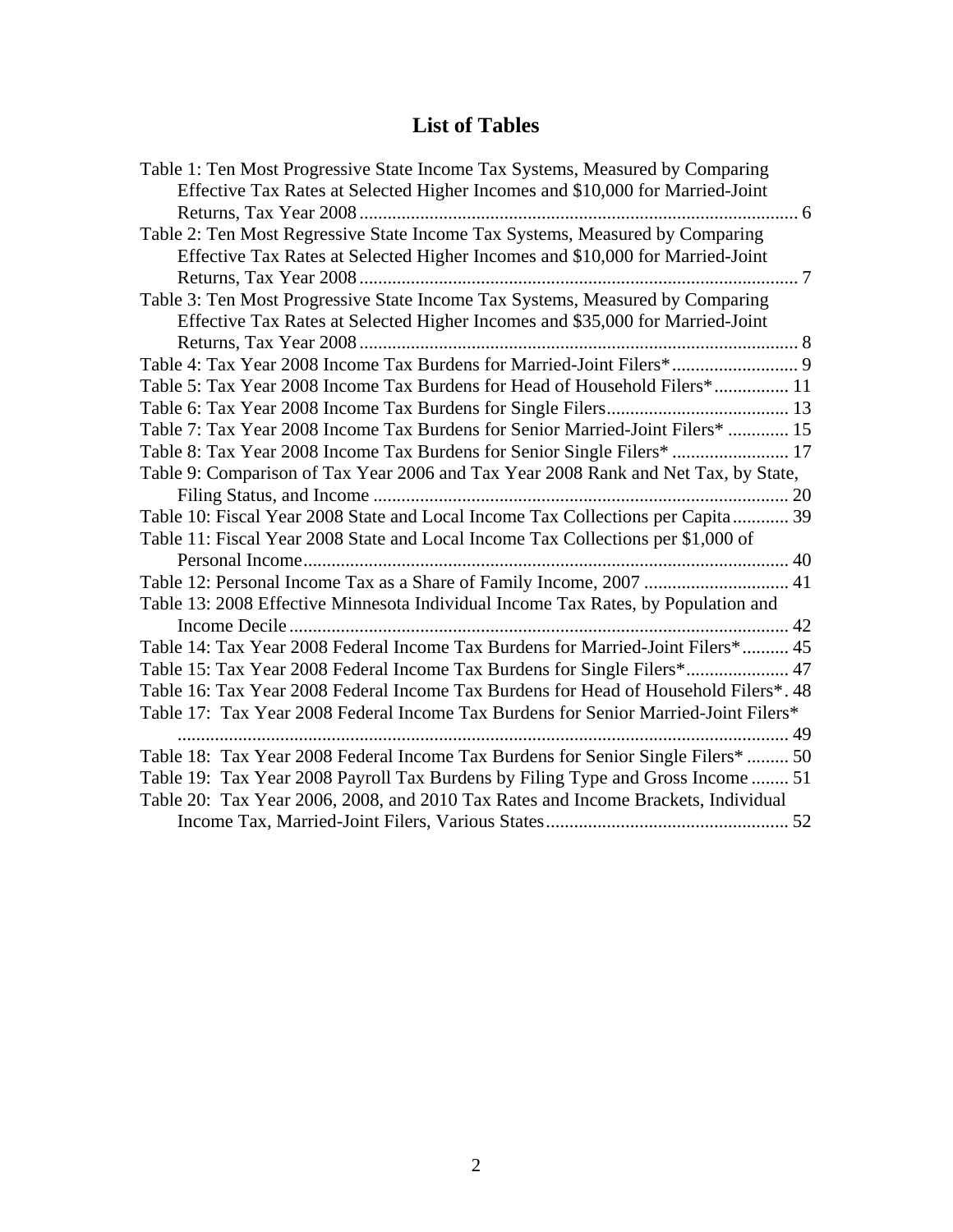# List of Tables

Table 1: Ten Most Progressive State Income Tax Systems, Measured by Comparing Effective Tax Rates at Selected Higher Incomes and $10,000 for Married-Joint Returns, Tax Year 2008 ........ 6

Table 2: Ten Most Regressive State Income Tax Systems, Measured by Comparing Effective Tax Rates at Selected Higher Incomes and $10,000 for Married-Joint Returns, Tax Year 2008 ........ 7

Table 3: Ten Most Progressive State Income Tax Systems, Measured by Comparing Effective Tax Rates at Selected Higher Incomes and $35,000 for Married-Joint Returns, Tax Year 2008 ........ 8

Table 4: Tax Year 2008 Income Tax Burdens for Married-Joint Filers* ........ 9

Table 5: Tax Year 2008 Income Tax Burdens for Head of Household Filers* ........ 11

Table 6: Tax Year 2008 Income Tax Burdens for Single Filers ........ 13

Table 7: Tax Year 2008 Income Tax Burdens for Senior Married-Joint Filers* ........ 15

Table 8: Tax Year 2008 Income Tax Burdens for Senior Single Filers* ........ 17

Table 9: Comparison of Tax Year 2006 and Tax Year 2008 Rank and Net Tax, by State, Filing Status, and Income ........ 20

Table 10: Fiscal Year 2008 State and Local Income Tax Collections per Capita ........ 39

Table 11: Fiscal Year 2008 State and Local Income Tax Collections per $1,000 of Personal Income ........ 40

Table 12: Personal Income Tax as a Share of Family Income, 2007 ........ 41

Table 13: 2008 Effective Minnesota Individual Income Tax Rates, by Population and Income Decile ........ 42

Table 14: Tax Year 2008 Federal Income Tax Burdens for Married-Joint Filers* ........ 45

Table 15: Tax Year 2008 Federal Income Tax Burdens for Single Filers* ........ 47

Table 16: Tax Year 2008 Federal Income Tax Burdens for Head of Household Filers*. 48

Table 17: Tax Year 2008 Federal Income Tax Burdens for Senior Married-Joint Filers* ........ 49

Table 18: Tax Year 2008 Federal Income Tax Burdens for Senior Single Filers* ........ 50

Table 19: Tax Year 2008 Payroll Tax Burdens by Filing Type and Gross Income ........ 51

Table 20: Tax Year 2006, 2008, and 2010 Tax Rates and Income Brackets, Individual Income Tax, Married-Joint Filers, Various States ........ 52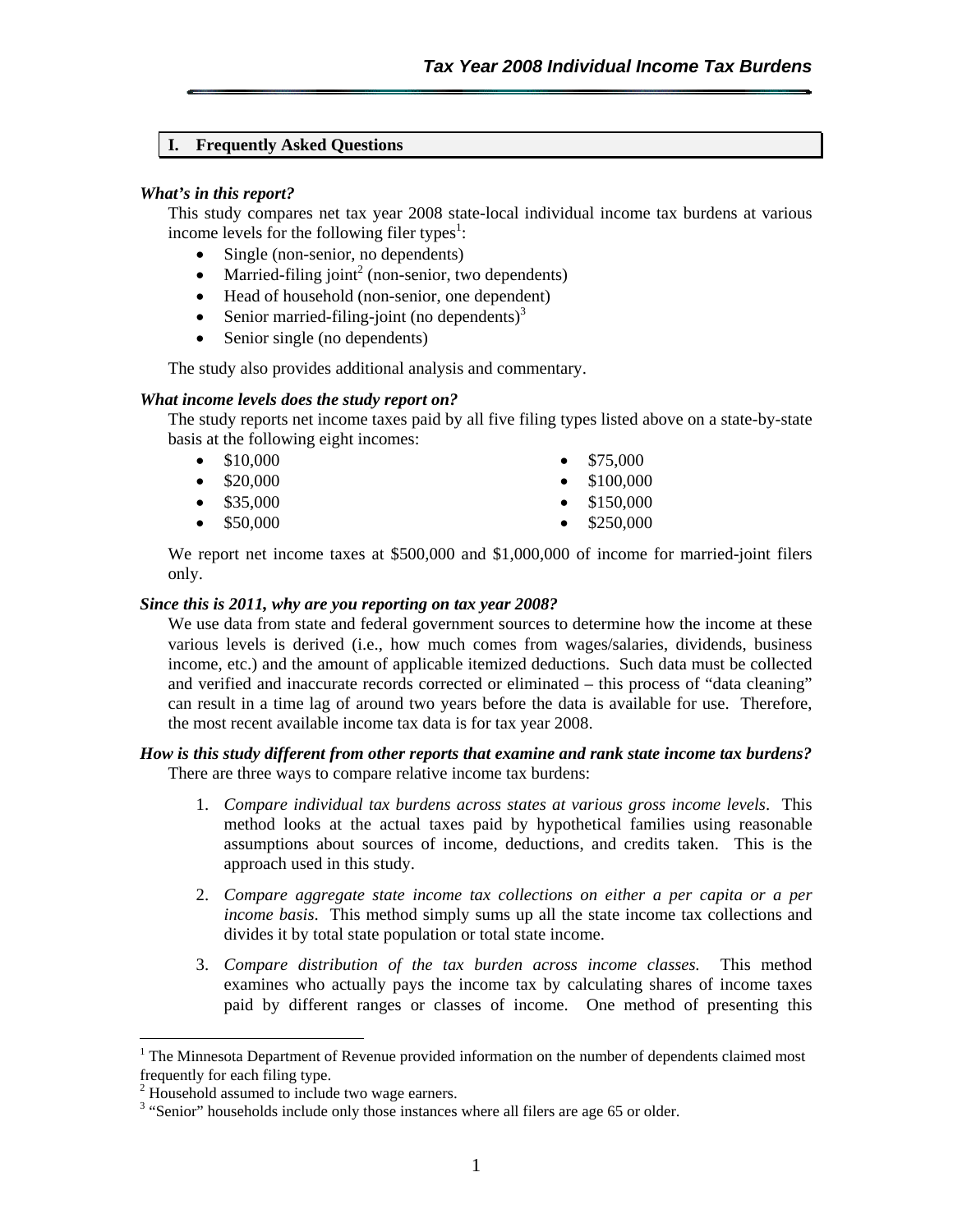## I. Frequently Asked Questions

***What's in this report?***

This study compares net tax year 2008 state-local individual income tax burdens at various income levels for the following filer types[1]:

- Single (non-senior, no dependents)
- Married-filing joint[2] (non-senior, two dependents)
- Head of household (non-senior, one dependent)
- Senior married-filing-joint (no dependents)[3]
- Senior single (no dependents)

The study also provides additional analysis and commentary.

***What income levels does the study report on?***

The study reports net income taxes paid by all five filing types listed above on a state-by-state basis at the following eight incomes:

- $10,000
- $20,000
- $35,000
- $50,000
- $75,000
- $100,000
- $150,000
- $250,000

We report net income taxes at $500,000 and $1,000,000 of income for married-joint filers only.

***Since this is 2011, why are you reporting on tax year 2008?***

We use data from state and federal government sources to determine how the income at these various levels is derived (i.e., how much comes from wages/salaries, dividends, business income, etc.) and the amount of applicable itemized deductions. Such data must be collected and verified and inaccurate records corrected or eliminated – this process of "data cleaning" can result in a time lag of around two years before the data is available for use. Therefore, the most recent available income tax data is for tax year 2008.

***How is this study different from other reports that examine and rank state income tax burdens?***

There are three ways to compare relative income tax burdens:

1. *Compare individual tax burdens across states at various gross income levels*. This method looks at the actual taxes paid by hypothetical families using reasonable assumptions about sources of income, deductions, and credits taken. This is the approach used in this study.

2. *Compare aggregate state income tax collections on either a per capita or a per income basis*. This method simply sums up all the state income tax collections and divides it by total state population or total state income.

3. *Compare distribution of the tax burden across income classes.* This method examines who actually pays the income tax by calculating shares of income taxes paid by different ranges or classes of income. One method of presenting this

---

[1] The Minnesota Department of Revenue provided information on the number of dependents claimed most frequently for each filing type.

[2] Household assumed to include two wage earners.

[3] "Senior" households include only those instances where all filers are age 65 or older.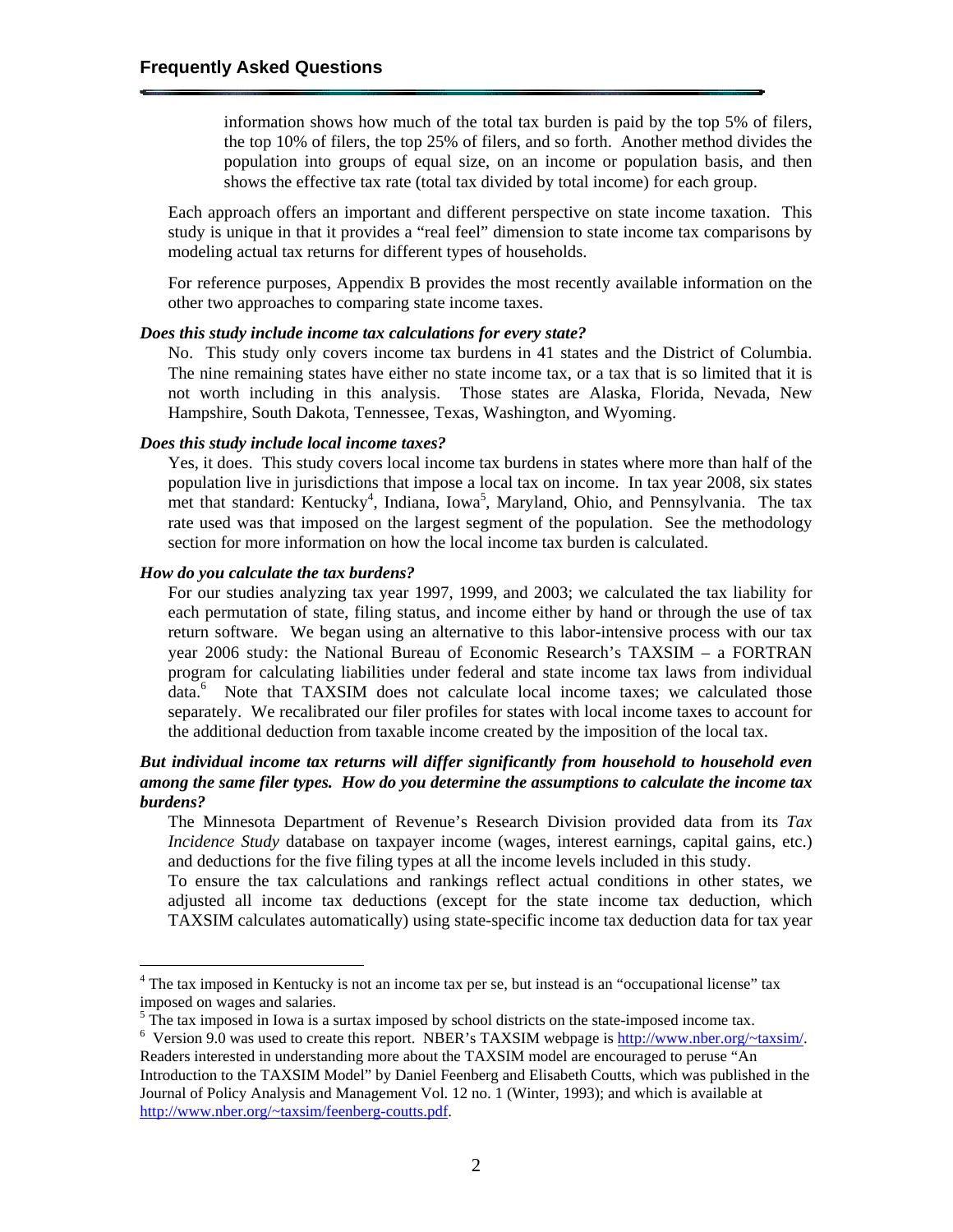information shows how much of the total tax burden is paid by the top 5% of filers, the top 10% of filers, the top 25% of filers, and so forth. Another method divides the population into groups of equal size, on an income or population basis, and then shows the effective tax rate (total tax divided by total income) for each group.

Each approach offers an important and different perspective on state income taxation. This study is unique in that it provides a "real feel" dimension to state income tax comparisons by modeling actual tax returns for different types of households.

For reference purposes, Appendix B provides the most recently available information on the other two approaches to comparing state income taxes.

***Does this study include income tax calculations for every state?***

No. This study only covers income tax burdens in 41 states and the District of Columbia. The nine remaining states have either no state income tax, or a tax that is so limited that it is not worth including in this analysis. Those states are Alaska, Florida, Nevada, New Hampshire, South Dakota, Tennessee, Texas, Washington, and Wyoming.

***Does this study include local income taxes?***

Yes, it does. This study covers local income tax burdens in states where more than half of the population live in jurisdictions that impose a local tax on income. In tax year 2008, six states met that standard: Kentucky[4], Indiana, Iowa[5], Maryland, Ohio, and Pennsylvania. The tax rate used was that imposed on the largest segment of the population. See the methodology section for more information on how the local income tax burden is calculated.

***How do you calculate the tax burdens?***

For our studies analyzing tax year 1997, 1999, and 2003; we calculated the tax liability for each permutation of state, filing status, and income either by hand or through the use of tax return software. We began using an alternative to this labor-intensive process with our tax year 2006 study: the National Bureau of Economic Research's TAXSIM – a FORTRAN program for calculating liabilities under federal and state income tax laws from individual data.[6] Note that TAXSIM does not calculate local income taxes; we calculated those separately. We recalibrated our filer profiles for states with local income taxes to account for the additional deduction from taxable income created by the imposition of the local tax.

***But individual income tax returns will differ significantly from household to household even among the same filer types. How do you determine the assumptions to calculate the income tax burdens?***

The Minnesota Department of Revenue's Research Division provided data from its *Tax Incidence Study* database on taxpayer income (wages, interest earnings, capital gains, etc.) and deductions for the five filing types at all the income levels included in this study.

To ensure the tax calculations and rankings reflect actual conditions in other states, we adjusted all income tax deductions (except for the state income tax deduction, which TAXSIM calculates automatically) using state-specific income tax deduction data for tax year

---

[4] The tax imposed in Kentucky is not an income tax per se, but instead is an "occupational license" tax imposed on wages and salaries.

[5] The tax imposed in Iowa is a surtax imposed by school districts on the state-imposed income tax.

[6] Version 9.0 was used to create this report. NBER's TAXSIM webpage is http://www.nber.org/~taxsim/. Readers interested in understanding more about the TAXSIM model are encouraged to peruse "An Introduction to the TAXSIM Model" by Daniel Feenberg and Elisabeth Coutts, which was published in the Journal of Policy Analysis and Management Vol. 12 no. 1 (Winter, 1993); and which is available at http://www.nber.org/~taxsim/feenberg-coutts.pdf.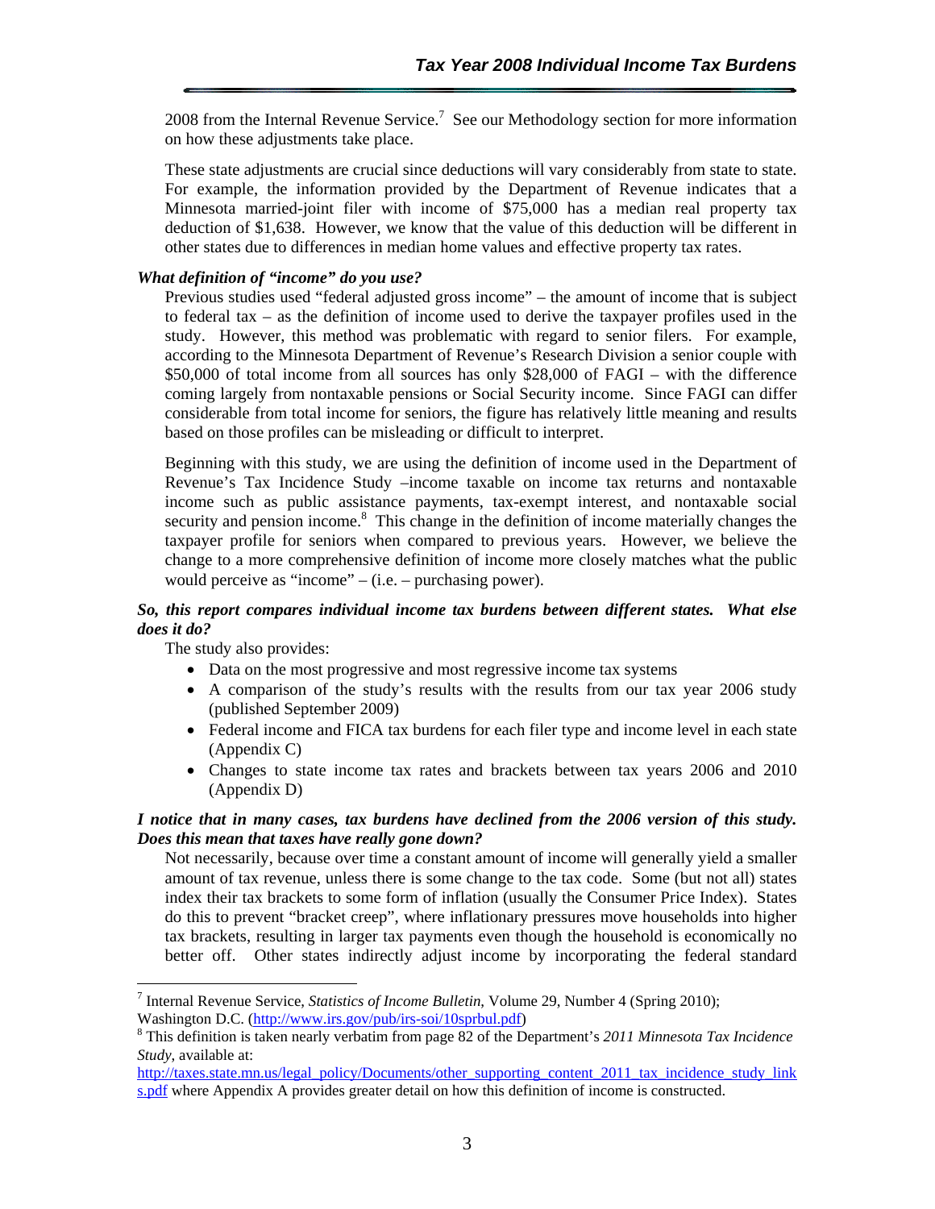2008 from the Internal Revenue Service.[7] See our Methodology section for more information on how these adjustments take place.

These state adjustments are crucial since deductions will vary considerably from state to state. For example, the information provided by the Department of Revenue indicates that a Minnesota married-joint filer with income of $75,000 has a median real property tax deduction of $1,638. However, we know that the value of this deduction will be different in other states due to differences in median home values and effective property tax rates.

***What definition of "income" do you use?***

Previous studies used "federal adjusted gross income" – the amount of income that is subject to federal tax – as the definition of income used to derive the taxpayer profiles used in the study. However, this method was problematic with regard to senior filers. For example, according to the Minnesota Department of Revenue's Research Division a senior couple with $50,000 of total income from all sources has only $28,000 of FAGI – with the difference coming largely from nontaxable pensions or Social Security income. Since FAGI can differ considerable from total income for seniors, the figure has relatively little meaning and results based on those profiles can be misleading or difficult to interpret.

Beginning with this study, we are using the definition of income used in the Department of Revenue's Tax Incidence Study –income taxable on income tax returns and nontaxable income such as public assistance payments, tax-exempt interest, and nontaxable social security and pension income.[8] This change in the definition of income materially changes the taxpayer profile for seniors when compared to previous years. However, we believe the change to a more comprehensive definition of income more closely matches what the public would perceive as "income" – (i.e. – purchasing power).

***So, this report compares individual income tax burdens between different states. What else does it do?***

The study also provides:

- Data on the most progressive and most regressive income tax systems
- A comparison of the study's results with the results from our tax year 2006 study (published September 2009)
- Federal income and FICA tax burdens for each filer type and income level in each state (Appendix C)
- Changes to state income tax rates and brackets between tax years 2006 and 2010 (Appendix D)

***I notice that in many cases, tax burdens have declined from the 2006 version of this study. Does this mean that taxes have really gone down?***

Not necessarily, because over time a constant amount of income will generally yield a smaller amount of tax revenue, unless there is some change to the tax code. Some (but not all) states index their tax brackets to some form of inflation (usually the Consumer Price Index). States do this to prevent "bracket creep", where inflationary pressures move households into higher tax brackets, resulting in larger tax payments even though the household is economically no better off. Other states indirectly adjust income by incorporating the federal standard

---

[7] Internal Revenue Service, *Statistics of Income Bulletin*, Volume 29, Number 4 (Spring 2010); Washington D.C. (http://www.irs.gov/pub/irs-soi/10sprbul.pdf)

[8] This definition is taken nearly verbatim from page 82 of the Department's *2011 Minnesota Tax Incidence Study*, available at: http://taxes.state.mn.us/legal_policy/Documents/other_supporting_content_2011_tax_incidence_study_links.pdf where Appendix A provides greater detail on how this definition of income is constructed.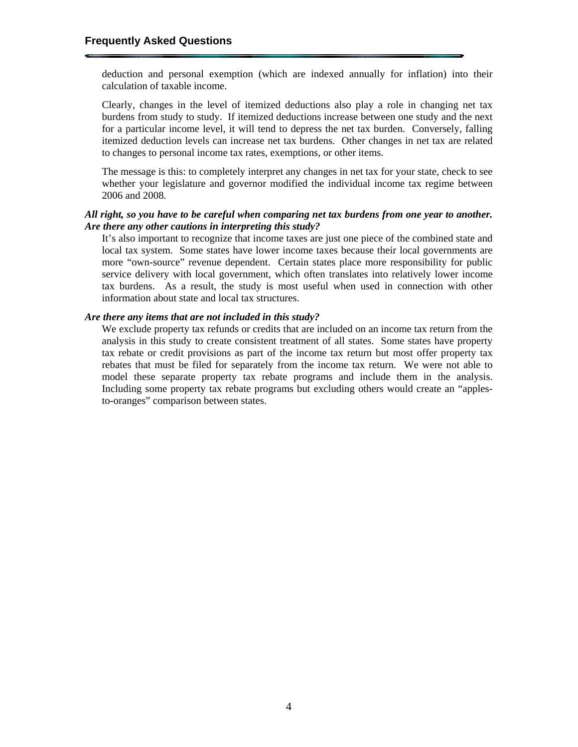deduction and personal exemption (which are indexed annually for inflation) into their calculation of taxable income.

Clearly, changes in the level of itemized deductions also play a role in changing net tax burdens from study to study. If itemized deductions increase between one study and the next for a particular income level, it will tend to depress the net tax burden. Conversely, falling itemized deduction levels can increase net tax burdens. Other changes in net tax are related to changes to personal income tax rates, exemptions, or other items.

The message is this: to completely interpret any changes in net tax for your state, check to see whether your legislature and governor modified the individual income tax regime between 2006 and 2008.

***All right, so you have to be careful when comparing net tax burdens from one year to another. Are there any other cautions in interpreting this study?***

It's also important to recognize that income taxes are just one piece of the combined state and local tax system. Some states have lower income taxes because their local governments are more "own-source" revenue dependent. Certain states place more responsibility for public service delivery with local government, which often translates into relatively lower income tax burdens. As a result, the study is most useful when used in connection with other information about state and local tax structures.

***Are there any items that are not included in this study?***

We exclude property tax refunds or credits that are included on an income tax return from the analysis in this study to create consistent treatment of all states. Some states have property tax rebate or credit provisions as part of the income tax return but most offer property tax rebates that must be filed for separately from the income tax return. We were not able to model these separate property tax rebate programs and include them in the analysis. Including some property tax rebate programs but excluding others would create an "apples-to-oranges" comparison between states.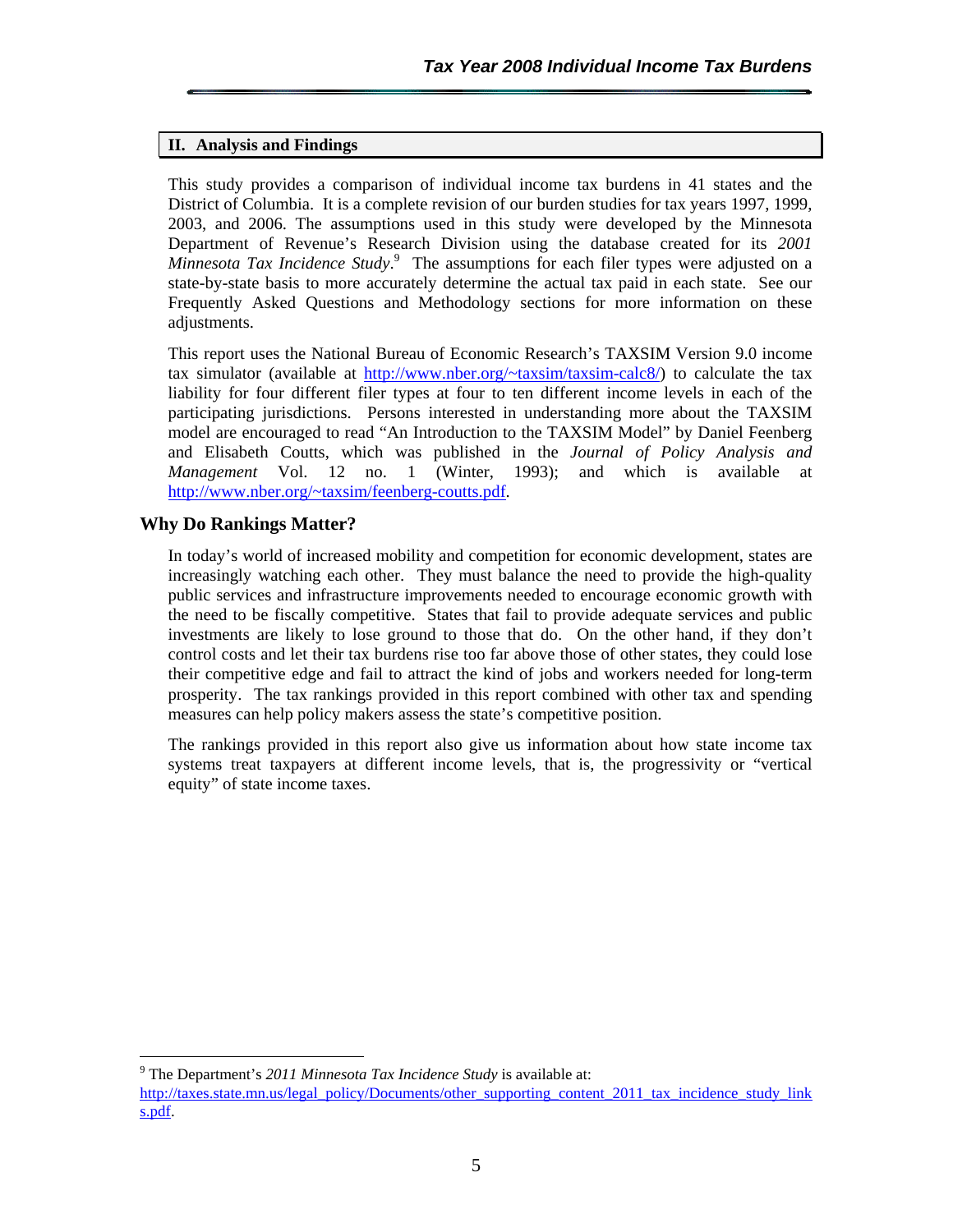## II. Analysis and Findings

This study provides a comparison of individual income tax burdens in 41 states and the District of Columbia. It is a complete revision of our burden studies for tax years 1997, 1999, 2003, and 2006. The assumptions used in this study were developed by the Minnesota Department of Revenue's Research Division using the database created for its *2001 Minnesota Tax Incidence Study*.[9] The assumptions for each filer types were adjusted on a state-by-state basis to more accurately determine the actual tax paid in each state. See our Frequently Asked Questions and Methodology sections for more information on these adjustments.

This report uses the National Bureau of Economic Research's TAXSIM Version 9.0 income tax simulator (available at http://www.nber.org/~taxsim/taxsim-calc8/) to calculate the tax liability for four different filer types at four to ten different income levels in each of the participating jurisdictions. Persons interested in understanding more about the TAXSIM model are encouraged to read "An Introduction to the TAXSIM Model" by Daniel Feenberg and Elisabeth Coutts, which was published in the *Journal of Policy Analysis and Management* Vol. 12 no. 1 (Winter, 1993); and which is available at http://www.nber.org/~taxsim/feenberg-coutts.pdf.

### Why Do Rankings Matter?

In today's world of increased mobility and competition for economic development, states are increasingly watching each other. They must balance the need to provide the high-quality public services and infrastructure improvements needed to encourage economic growth with the need to be fiscally competitive. States that fail to provide adequate services and public investments are likely to lose ground to those that do. On the other hand, if they don't control costs and let their tax burdens rise too far above those of other states, they could lose their competitive edge and fail to attract the kind of jobs and workers needed for long-term prosperity. The tax rankings provided in this report combined with other tax and spending measures can help policy makers assess the state's competitive position.

The rankings provided in this report also give us information about how state income tax systems treat taxpayers at different income levels, that is, the progressivity or "vertical equity" of state income taxes.

---

[9] The Department's *2011 Minnesota Tax Incidence Study* is available at: http://taxes.state.mn.us/legal_policy/Documents/other_supporting_content_2011_tax_incidence_study_links.pdf.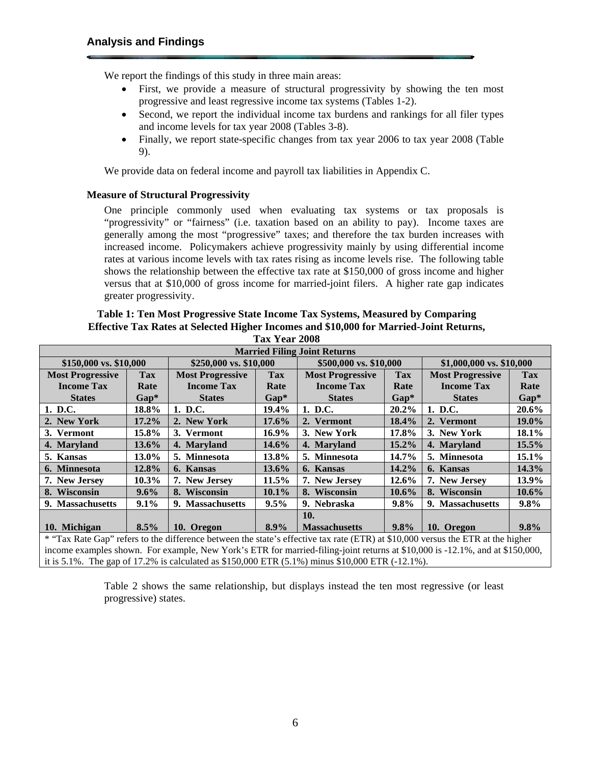## Analysis and Findings

We report the findings of this study in three main areas:

- First, we provide a measure of structural progressivity by showing the ten most progressive and least regressive income tax systems (Tables 1-2).
- Second, we report the individual income tax burdens and rankings for all filer types and income levels for tax year 2008 (Tables 3-8).
- Finally, we report state-specific changes from tax year 2006 to tax year 2008 (Table 9).

We provide data on federal income and payroll tax liabilities in Appendix C.

### Measure of Structural Progressivity

One principle commonly used when evaluating tax systems or tax proposals is "progressivity" or "fairness" (i.e. taxation based on an ability to pay). Income taxes are generally among the most "progressive" taxes; and therefore the tax burden increases with increased income. Policymakers achieve progressivity mainly by using differential income rates at various income levels with tax rates rising as income levels rise. The following table shows the relationship between the effective tax rate at $150,000 of gross income and higher versus that at $10,000 of gross income for married-joint filers. A higher rate gap indicates greater progressivity.

**Table 1: Ten Most Progressive State Income Tax Systems, Measured by Comparing Effective Tax Rates at Selected Higher Incomes and $10,000 for Married-Joint Returns, Tax Year 2008**

| Married Filing Joint Returns | | | | | | | |
|---|---|---|---|---|---|---|---|
| $150,000 vs. $10,000 | | $250,000 vs. $10,000 | | $500,000 vs. $10,000 | | $1,000,000 vs. $10,000 | |
| Most Progressive Income Tax States | Tax Rate Gap* | Most Progressive Income Tax States | Tax Rate Gap* | Most Progressive Income Tax States | Tax Rate Gap* | Most Progressive Income Tax States | Tax Rate Gap* |
| 1. D.C. | 18.8% | 1. D.C. | 19.4% | 1. D.C. | 20.2% | 1. D.C. | 20.6% |
| 2. New York | 17.2% | 2. New York | 17.6% | 2. Vermont | 18.4% | 2. Vermont | 19.0% |
| 3. Vermont | 15.8% | 3. Vermont | 16.9% | 3. New York | 17.8% | 3. New York | 18.1% |
| 4. Maryland | 13.6% | 4. Maryland | 14.6% | 4. Maryland | 15.2% | 4. Maryland | 15.5% |
| 5. Kansas | 13.0% | 5. Minnesota | 13.8% | 5. Minnesota | 14.7% | 5. Minnesota | 15.1% |
| 6. Minnesota | 12.8% | 6. Kansas | 13.6% | 6. Kansas | 14.2% | 6. Kansas | 14.3% |
| 7. New Jersey | 10.3% | 7. New Jersey | 11.5% | 7. New Jersey | 12.6% | 7. New Jersey | 13.9% |
| 8. Wisconsin | 9.6% | 8. Wisconsin | 10.1% | 8. Wisconsin | 10.6% | 8. Wisconsin | 10.6% |
| 9. Massachusetts | 9.1% | 9. Massachusetts | 9.5% | 9. Nebraska | 9.8% | 9. Massachusetts | 9.8% |
| 10. Michigan | 8.5% | 10. Oregon | 8.9% | 10. Massachusetts | 9.8% | 10. Oregon | 9.8% |

* "Tax Rate Gap" refers to the difference between the state's effective tax rate (ETR) at $10,000 versus the ETR at the higher income examples shown. For example, New York's ETR for married-filing-joint returns at $10,000 is -12.1%, and at $150,000, it is 5.1%. The gap of 17.2% is calculated as $150,000 ETR (5.1%) minus $10,000 ETR (-12.1%).

Table 2 shows the same relationship, but displays instead the ten most regressive (or least progressive) states.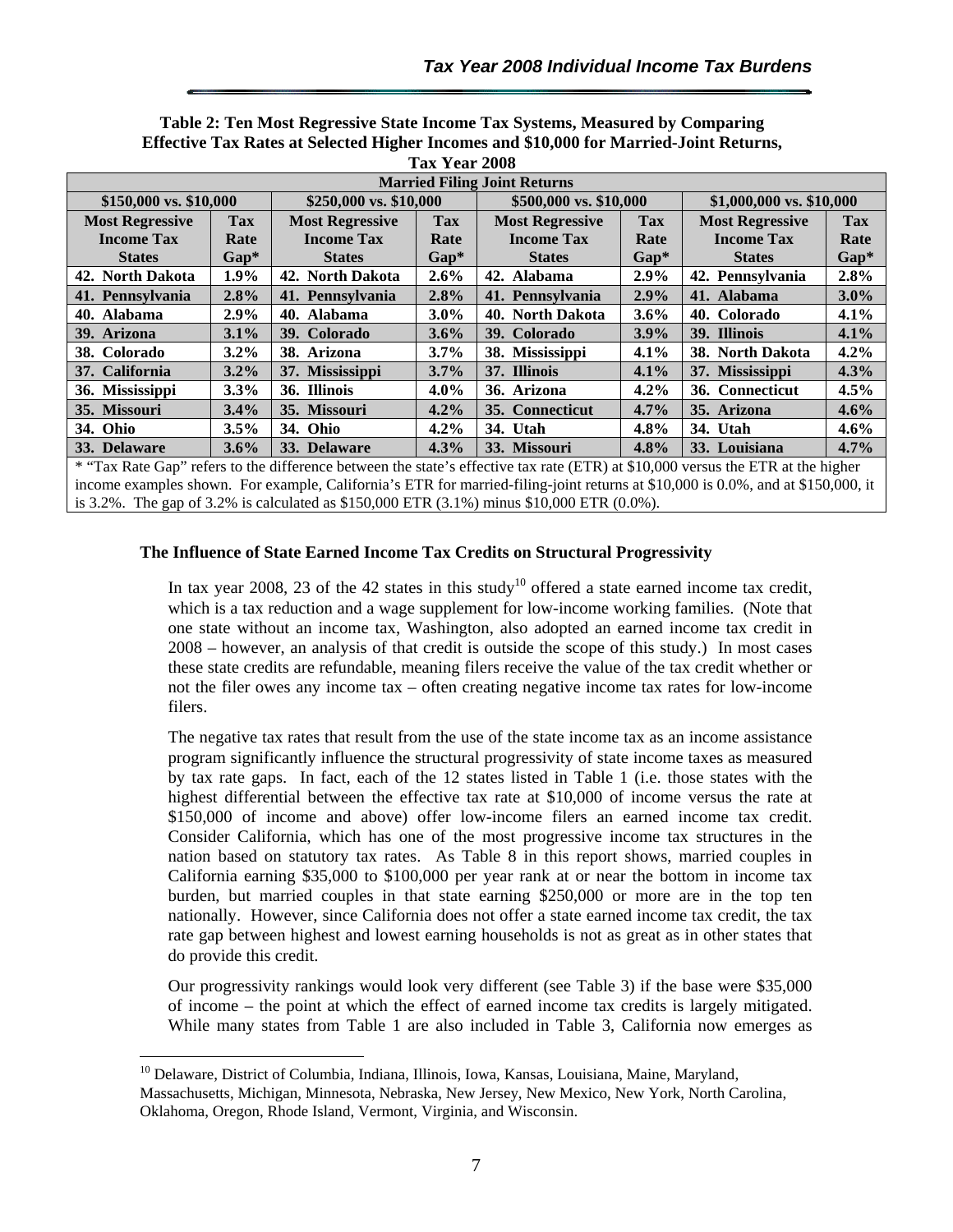**Table 2: Ten Most Regressive State Income Tax Systems, Measured by Comparing Effective Tax Rates at Selected Higher Incomes and $10,000 for Married-Joint Returns, Tax Year 2008**

| Married Filing Joint Returns | | | | | | | |
|---|---|---|---|---|---|---|---|
| $150,000 vs. $10,000 | | $250,000 vs. $10,000 | | $500,000 vs. $10,000 | | $1,000,000 vs. $10,000 | |
| Most Regressive Income Tax States | Tax Rate Gap* | Most Regressive Income Tax States | Tax Rate Gap* | Most Regressive Income Tax States | Tax Rate Gap* | Most Regressive Income Tax States | Tax Rate Gap* |
| 42. North Dakota | 1.9% | 42. North Dakota | 2.6% | 42. Alabama | 2.9% | 42. Pennsylvania | 2.8% |
| 41. Pennsylvania | 2.8% | 41. Pennsylvania | 2.8% | 41. Pennsylvania | 2.9% | 41. Alabama | 3.0% |
| 40. Alabama | 2.9% | 40. Alabama | 3.0% | 40. North Dakota | 3.6% | 40. Colorado | 4.1% |
| 39. Arizona | 3.1% | 39. Colorado | 3.6% | 39. Colorado | 3.9% | 39. Illinois | 4.1% |
| 38. Colorado | 3.2% | 38. Arizona | 3.7% | 38. Mississippi | 4.1% | 38. North Dakota | 4.2% |
| 37. California | 3.2% | 37. Mississippi | 3.7% | 37. Illinois | 4.1% | 37. Mississippi | 4.3% |
| 36. Mississippi | 3.3% | 36. Illinois | 4.0% | 36. Arizona | 4.2% | 36. Connecticut | 4.5% |
| 35. Missouri | 3.4% | 35. Missouri | 4.2% | 35. Connecticut | 4.7% | 35. Arizona | 4.6% |
| 34. Ohio | 3.5% | 34. Ohio | 4.2% | 34. Utah | 4.8% | 34. Utah | 4.6% |
| 33. Delaware | 3.6% | 33. Delaware | 4.3% | 33. Missouri | 4.8% | 33. Louisiana | 4.7% |

* "Tax Rate Gap" refers to the difference between the state's effective tax rate (ETR) at $10,000 versus the ETR at the higher income examples shown. For example, California's ETR for married-filing-joint returns at $10,000 is 0.0%, and at $150,000, it is 3.2%. The gap of 3.2% is calculated as $150,000 ETR (3.1%) minus $10,000 ETR (0.0%).

### The Influence of State Earned Income Tax Credits on Structural Progressivity

In tax year 2008, 23 of the 42 states in this study[10] offered a state earned income tax credit, which is a tax reduction and a wage supplement for low-income working families. (Note that one state without an income tax, Washington, also adopted an earned income tax credit in 2008 – however, an analysis of that credit is outside the scope of this study.) In most cases these state credits are refundable, meaning filers receive the value of the tax credit whether or not the filer owes any income tax – often creating negative income tax rates for low-income filers.

The negative tax rates that result from the use of the state income tax as an income assistance program significantly influence the structural progressivity of state income taxes as measured by tax rate gaps. In fact, each of the 12 states listed in Table 1 (i.e. those states with the highest differential between the effective tax rate at $10,000 of income versus the rate at $150,000 of income and above) offer low-income filers an earned income tax credit. Consider California, which has one of the most progressive income tax structures in the nation based on statutory tax rates. As Table 8 in this report shows, married couples in California earning $35,000 to $100,000 per year rank at or near the bottom in income tax burden, but married couples in that state earning $250,000 or more are in the top ten nationally. However, since California does not offer a state earned income tax credit, the tax rate gap between highest and lowest earning households is not as great as in other states that do provide this credit.

Our progressivity rankings would look very different (see Table 3) if the base were $35,000 of income – the point at which the effect of earned income tax credits is largely mitigated. While many states from Table 1 are also included in Table 3, California now emerges as

[10] Delaware, District of Columbia, Indiana, Illinois, Iowa, Kansas, Louisiana, Maine, Maryland, Massachusetts, Michigan, Minnesota, Nebraska, New Jersey, New Mexico, New York, North Carolina, Oklahoma, Oregon, Rhode Island, Vermont, Virginia, and Wisconsin.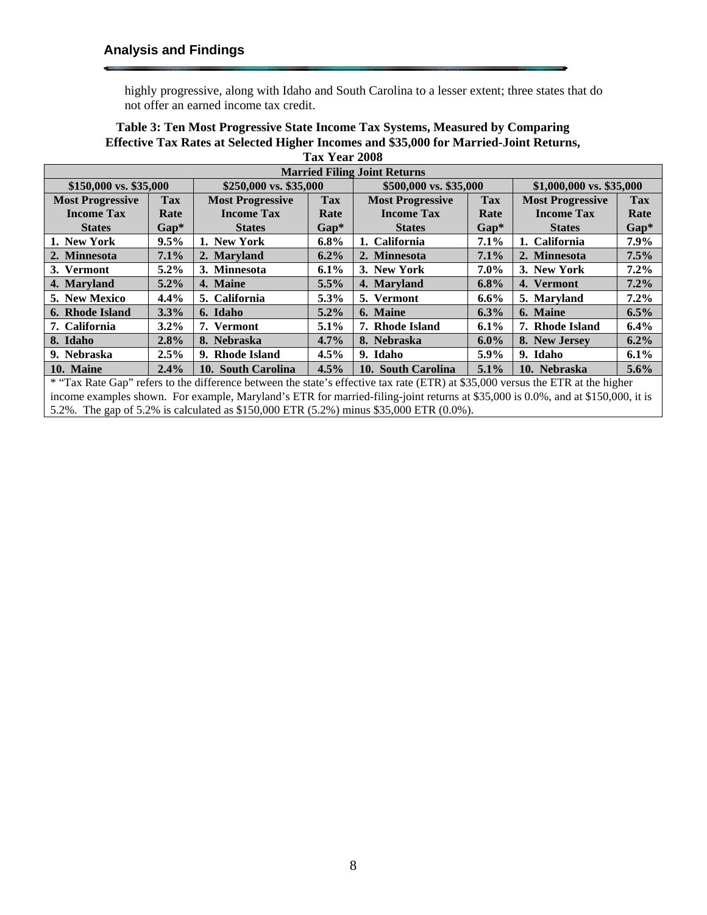highly progressive, along with Idaho and South Carolina to a lesser extent; three states that do not offer an earned income tax credit.

**Table 3: Ten Most Progressive State Income Tax Systems, Measured by Comparing Effective Tax Rates at Selected Higher Incomes and $35,000 for Married-Joint Returns, Tax Year 2008**

| Married Filing Joint Returns | | | | | | | |
|---|---|---|---|---|---|---|---|
| $150,000 vs. $35,000 | | $250,000 vs. $35,000 | | $500,000 vs. $35,000 | | $1,000,000 vs. $35,000 | |
| Most Progressive Income Tax States | Tax Rate Gap* | Most Progressive Income Tax States | Tax Rate Gap* | Most Progressive Income Tax States | Tax Rate Gap* | Most Progressive Income Tax States | Tax Rate Gap* |
| 1. New York | 9.5% | 1. New York | 6.8% | 1. California | 7.1% | 1. California | 7.9% |
| 2. Minnesota | 7.1% | 2. Maryland | 6.2% | 2. Minnesota | 7.1% | 2. Minnesota | 7.5% |
| 3. Vermont | 5.2% | 3. Minnesota | 6.1% | 3. New York | 7.0% | 3. New York | 7.2% |
| 4. Maryland | 5.2% | 4. Maine | 5.5% | 4. Maryland | 6.8% | 4. Vermont | 7.2% |
| 5. New Mexico | 4.4% | 5. California | 5.3% | 5. Vermont | 6.6% | 5. Maryland | 7.2% |
| 6. Rhode Island | 3.3% | 6. Idaho | 5.2% | 6. Maine | 6.3% | 6. Maine | 6.5% |
| 7. California | 3.2% | 7. Vermont | 5.1% | 7. Rhode Island | 6.1% | 7. Rhode Island | 6.4% |
| 8. Idaho | 2.8% | 8. Nebraska | 4.7% | 8. Nebraska | 6.0% | 8. New Jersey | 6.2% |
| 9. Nebraska | 2.5% | 9. Rhode Island | 4.5% | 9. Idaho | 5.9% | 9. Idaho | 6.1% |
| 10. Maine | 2.4% | 10. South Carolina | 4.5% | 10. South Carolina | 5.1% | 10. Nebraska | 5.6% |

* "Tax Rate Gap" refers to the difference between the state's effective tax rate (ETR) at $35,000 versus the ETR at the higher income examples shown. For example, Maryland's ETR for married-filing-joint returns at $35,000 is 0.0%, and at $150,000, it is 5.2%. The gap of 5.2% is calculated as $150,000 ETR (5.2%) minus $35,000 ETR (0.0%).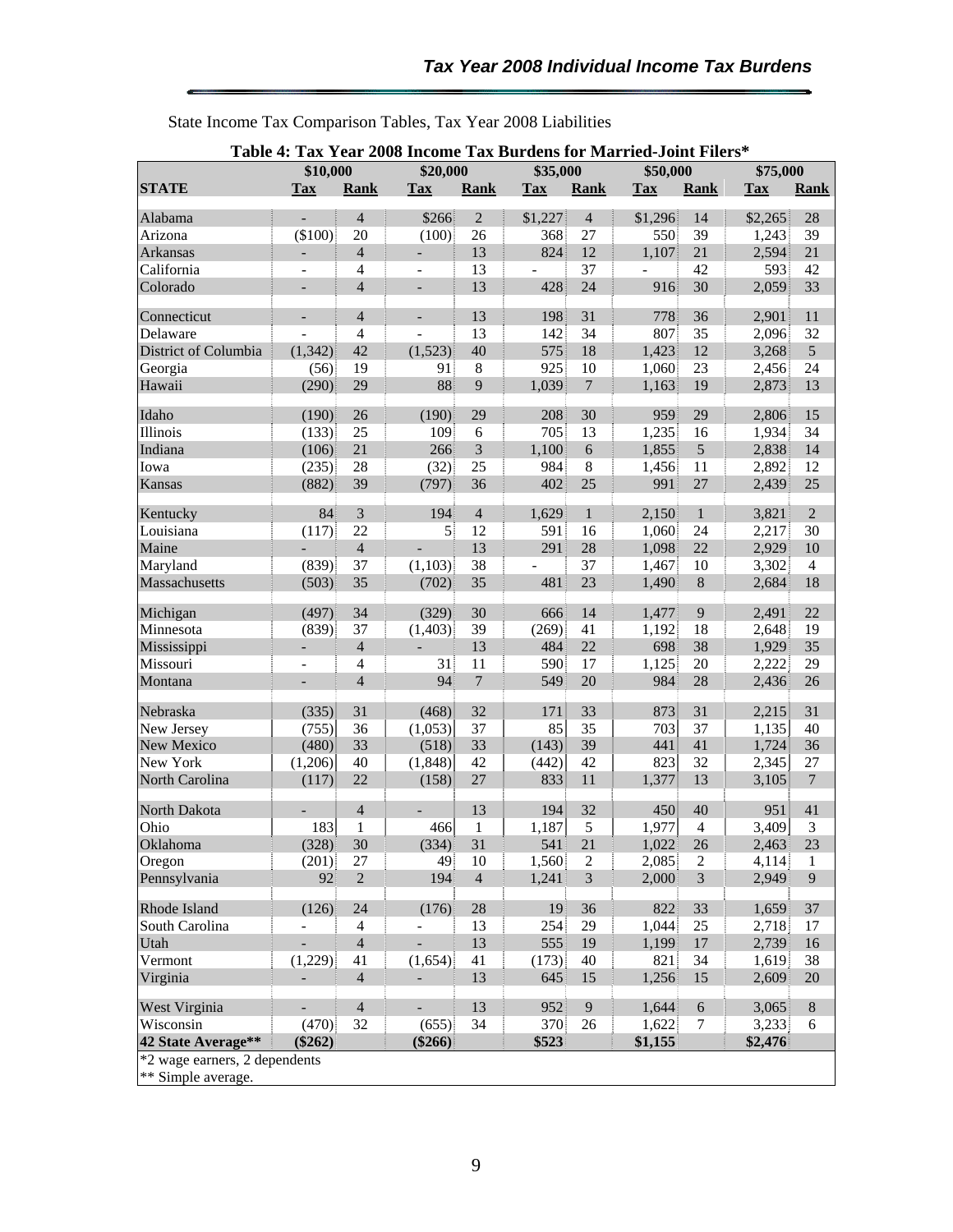State Income Tax Comparison Tables, Tax Year 2008 Liabilities

**Table 4: Tax Year 2008 Income Tax Burdens for Married-Joint Filers***

| | $10,000 | | $20,000 | | $35,000 | | $50,000 | | $75,000 | |
|---|---|---|---|---|---|---|---|---|---|---|
| **STATE** | **Tax** | **Rank** | **Tax** | **Rank** | **Tax** | **Rank** | **Tax** | **Rank** | **Tax** | **Rank** |
| Alabama | - | 4 | $266 | 2 | $1,227 | 4 | $1,296 | 14 | $2,265 | 28 |
| Arizona | ($100) | 20 | (100) | 26 | 368 | 27 | 550 | 39 | 1,243 | 39 |
| Arkansas | - | 4 | - | 13 | 824 | 12 | 1,107 | 21 | 2,594 | 21 |
| California | - | 4 | - | 13 | - | 37 | - | 42 | 593 | 42 |
| Colorado | - | 4 | - | 13 | 428 | 24 | 916 | 30 | 2,059 | 33 |
| Connecticut | - | 4 | - | 13 | 198 | 31 | 778 | 36 | 2,901 | 11 |
| Delaware | - | 4 | - | 13 | 142 | 34 | 807 | 35 | 2,096 | 32 |
| District of Columbia | (1,342) | 42 | (1,523) | 40 | 575 | 18 | 1,423 | 12 | 3,268 | 5 |
| Georgia | (56) | 19 | 91 | 8 | 925 | 10 | 1,060 | 23 | 2,456 | 24 |
| Hawaii | (290) | 29 | 88 | 9 | 1,039 | 7 | 1,163 | 19 | 2,873 | 13 |
| Idaho | (190) | 26 | (190) | 29 | 208 | 30 | 959 | 29 | 2,806 | 15 |
| Illinois | (133) | 25 | 109 | 6 | 705 | 13 | 1,235 | 16 | 1,934 | 34 |
| Indiana | (106) | 21 | 266 | 3 | 1,100 | 6 | 1,855 | 5 | 2,838 | 14 |
| Iowa | (235) | 28 | (32) | 25 | 984 | 8 | 1,456 | 11 | 2,892 | 12 |
| Kansas | (882) | 39 | (797) | 36 | 402 | 25 | 991 | 27 | 2,439 | 25 |
| Kentucky | 84 | 3 | 194 | 4 | 1,629 | 1 | 2,150 | 1 | 3,821 | 2 |
| Louisiana | (117) | 22 | 5 | 12 | 591 | 16 | 1,060 | 24 | 2,217 | 30 |
| Maine | - | 4 | - | 13 | 291 | 28 | 1,098 | 22 | 2,929 | 10 |
| Maryland | (839) | 37 | (1,103) | 38 | - | 37 | 1,467 | 10 | 3,302 | 4 |
| Massachusetts | (503) | 35 | (702) | 35 | 481 | 23 | 1,490 | 8 | 2,684 | 18 |
| Michigan | (497) | 34 | (329) | 30 | 666 | 14 | 1,477 | 9 | 2,491 | 22 |
| Minnesota | (839) | 37 | (1,403) | 39 | (269) | 41 | 1,192 | 18 | 2,648 | 19 |
| Mississippi | - | 4 | - | 13 | 484 | 22 | 698 | 38 | 1,929 | 35 |
| Missouri | - | 4 | 31 | 11 | 590 | 17 | 1,125 | 20 | 2,222 | 29 |
| Montana | - | 4 | 94 | 7 | 549 | 20 | 984 | 28 | 2,436 | 26 |
| Nebraska | (335) | 31 | (468) | 32 | 171 | 33 | 873 | 31 | 2,215 | 31 |
| New Jersey | (755) | 36 | (1,053) | 37 | 85 | 35 | 703 | 37 | 1,135 | 40 |
| New Mexico | (480) | 33 | (518) | 33 | (143) | 39 | 441 | 41 | 1,724 | 36 |
| New York | (1,206) | 40 | (1,848) | 42 | (442) | 42 | 823 | 32 | 2,345 | 27 |
| North Carolina | (117) | 22 | (158) | 27 | 833 | 11 | 1,377 | 13 | 3,105 | 7 |
| North Dakota | - | 4 | - | 13 | 194 | 32 | 450 | 40 | 951 | 41 |
| Ohio | 183 | 1 | 466 | 1 | 1,187 | 5 | 1,977 | 4 | 3,409 | 3 |
| Oklahoma | (328) | 30 | (334) | 31 | 541 | 21 | 1,022 | 26 | 2,463 | 23 |
| Oregon | (201) | 27 | 49 | 10 | 1,560 | 2 | 2,085 | 2 | 4,114 | 1 |
| Pennsylvania | 92 | 2 | 194 | 4 | 1,241 | 3 | 2,000 | 3 | 2,949 | 9 |
| Rhode Island | (126) | 24 | (176) | 28 | 19 | 36 | 822 | 33 | 1,659 | 37 |
| South Carolina | - | 4 | - | 13 | 254 | 29 | 1,044 | 25 | 2,718 | 17 |
| Utah | - | 4 | - | 13 | 555 | 19 | 1,199 | 17 | 2,739 | 16 |
| Vermont | (1,229) | 41 | (1,654) | 41 | (173) | 40 | 821 | 34 | 1,619 | 38 |
| Virginia | - | 4 | - | 13 | 645 | 15 | 1,256 | 15 | 2,609 | 20 |
| West Virginia | - | 4 | - | 13 | 952 | 9 | 1,644 | 6 | 3,065 | 8 |
| Wisconsin | (470) | 32 | (655) | 34 | 370 | 26 | 1,622 | 7 | 3,233 | 6 |
| **42 State Average**** | **($262)** | | **($266)** | | **$523** | | **$1,155** | | **$2,476** | |

*2 wage earners, 2 dependents
** Simple average.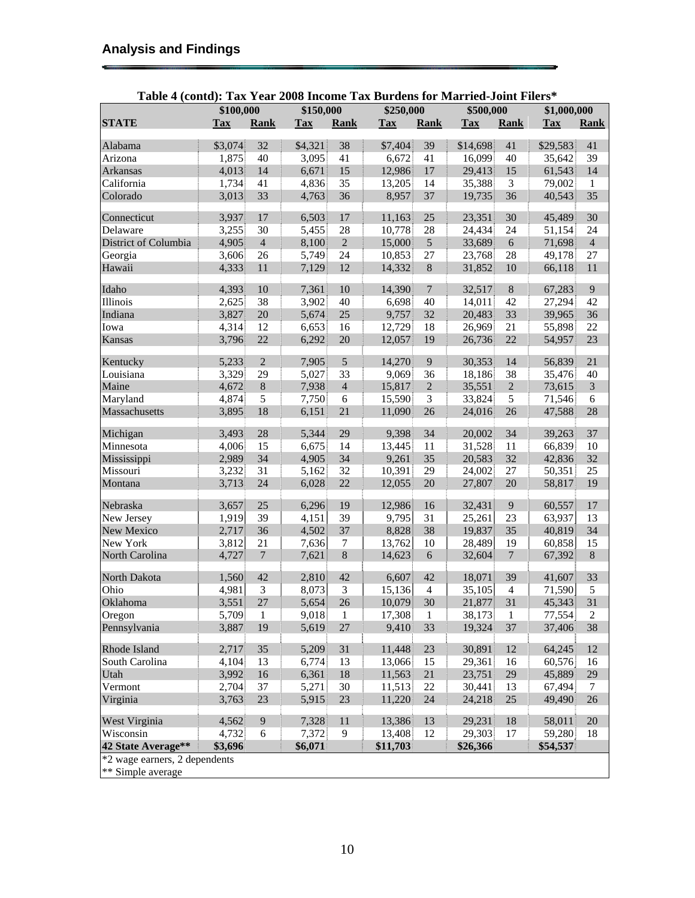## Analysis and Findings

**Table 4 (contd): Tax Year 2008 Income Tax Burdens for Married-Joint Filers***

| | $100,000 | | $150,000 | | $250,000 | | $500,000 | | $1,000,000 | |
|---|---|---|---|---|---|---|---|---|---|---|
| **STATE** | **Tax** | **Rank** | **Tax** | **Rank** | **Tax** | **Rank** | **Tax** | **Rank** | **Tax** | **Rank** |
| Alabama | $3,074 | 32 | $4,321 | 38 | $7,404 | 39 | $14,698 | 41 | $29,583 | 41 |
| Arizona | 1,875 | 40 | 3,095 | 41 | 6,672 | 41 | 16,099 | 40 | 35,642 | 39 |
| Arkansas | 4,013 | 14 | 6,671 | 15 | 12,986 | 17 | 29,413 | 15 | 61,543 | 14 |
| California | 1,734 | 41 | 4,836 | 35 | 13,205 | 14 | 35,388 | 3 | 79,002 | 1 |
| Colorado | 3,013 | 33 | 4,763 | 36 | 8,957 | 37 | 19,735 | 36 | 40,543 | 35 |
| Connecticut | 3,937 | 17 | 6,503 | 17 | 11,163 | 25 | 23,351 | 30 | 45,489 | 30 |
| Delaware | 3,255 | 30 | 5,455 | 28 | 10,778 | 28 | 24,434 | 24 | 51,154 | 24 |
| District of Columbia | 4,905 | 4 | 8,100 | 2 | 15,000 | 5 | 33,689 | 6 | 71,698 | 4 |
| Georgia | 3,606 | 26 | 5,749 | 24 | 10,853 | 27 | 23,768 | 28 | 49,178 | 27 |
| Hawaii | 4,333 | 11 | 7,129 | 12 | 14,332 | 8 | 31,852 | 10 | 66,118 | 11 |
| Idaho | 4,393 | 10 | 7,361 | 10 | 14,390 | 7 | 32,517 | 8 | 67,283 | 9 |
| Illinois | 2,625 | 38 | 3,902 | 40 | 6,698 | 40 | 14,011 | 42 | 27,294 | 42 |
| Indiana | 3,827 | 20 | 5,674 | 25 | 9,757 | 32 | 20,483 | 33 | 39,965 | 36 |
| Iowa | 4,314 | 12 | 6,653 | 16 | 12,729 | 18 | 26,969 | 21 | 55,898 | 22 |
| Kansas | 3,796 | 22 | 6,292 | 20 | 12,057 | 19 | 26,736 | 22 | 54,957 | 23 |
| Kentucky | 5,233 | 2 | 7,905 | 5 | 14,270 | 9 | 30,353 | 14 | 56,839 | 21 |
| Louisiana | 3,329 | 29 | 5,027 | 33 | 9,069 | 36 | 18,186 | 38 | 35,476 | 40 |
| Maine | 4,672 | 8 | 7,938 | 4 | 15,817 | 2 | 35,551 | 2 | 73,615 | 3 |
| Maryland | 4,874 | 5 | 7,750 | 6 | 15,590 | 3 | 33,824 | 5 | 71,546 | 6 |
| Massachusetts | 3,895 | 18 | 6,151 | 21 | 11,090 | 26 | 24,016 | 26 | 47,588 | 28 |
| Michigan | 3,493 | 28 | 5,344 | 29 | 9,398 | 34 | 20,002 | 34 | 39,263 | 37 |
| Minnesota | 4,006 | 15 | 6,675 | 14 | 13,445 | 11 | 31,528 | 11 | 66,839 | 10 |
| Mississippi | 2,989 | 34 | 4,905 | 34 | 9,261 | 35 | 20,583 | 32 | 42,836 | 32 |
| Missouri | 3,232 | 31 | 5,162 | 32 | 10,391 | 29 | 24,002 | 27 | 50,351 | 25 |
| Montana | 3,713 | 24 | 6,028 | 22 | 12,055 | 20 | 27,807 | 20 | 58,817 | 19 |
| Nebraska | 3,657 | 25 | 6,296 | 19 | 12,986 | 16 | 32,431 | 9 | 60,557 | 17 |
| New Jersey | 1,919 | 39 | 4,151 | 39 | 9,795 | 31 | 25,261 | 23 | 63,937 | 13 |
| New Mexico | 2,717 | 36 | 4,502 | 37 | 8,828 | 38 | 19,837 | 35 | 40,819 | 34 |
| New York | 3,812 | 21 | 7,636 | 7 | 13,762 | 10 | 28,489 | 19 | 60,858 | 15 |
| North Carolina | 4,727 | 7 | 7,621 | 8 | 14,623 | 6 | 32,604 | 7 | 67,392 | 8 |
| North Dakota | 1,560 | 42 | 2,810 | 42 | 6,607 | 42 | 18,071 | 39 | 41,607 | 33 |
| Ohio | 4,981 | 3 | 8,073 | 3 | 15,136 | 4 | 35,105 | 4 | 71,590 | 5 |
| Oklahoma | 3,551 | 27 | 5,654 | 26 | 10,079 | 30 | 21,877 | 31 | 45,343 | 31 |
| Oregon | 5,709 | 1 | 9,018 | 1 | 17,308 | 1 | 38,173 | 1 | 77,554 | 2 |
| Pennsylvania | 3,887 | 19 | 5,619 | 27 | 9,410 | 33 | 19,324 | 37 | 37,406 | 38 |
| Rhode Island | 2,717 | 35 | 5,209 | 31 | 11,448 | 23 | 30,891 | 12 | 64,245 | 12 |
| South Carolina | 4,104 | 13 | 6,774 | 13 | 13,066 | 15 | 29,361 | 16 | 60,576 | 16 |
| Utah | 3,992 | 16 | 6,361 | 18 | 11,563 | 21 | 23,751 | 29 | 45,889 | 29 |
| Vermont | 2,704 | 37 | 5,271 | 30 | 11,513 | 22 | 30,441 | 13 | 67,494 | 7 |
| Virginia | 3,763 | 23 | 5,915 | 23 | 11,220 | 24 | 24,218 | 25 | 49,490 | 26 |
| West Virginia | 4,562 | 9 | 7,328 | 11 | 13,386 | 13 | 29,231 | 18 | 58,011 | 20 |
| Wisconsin | 4,732 | 6 | 7,372 | 9 | 13,408 | 12 | 29,303 | 17 | 59,280 | 18 |
| **42 State Average**** | **$3,696** | | **$6,071** | | **$11,703** | | **$26,366** | | **$54,537** | |

*2 wage earners, 2 dependents

** Simple average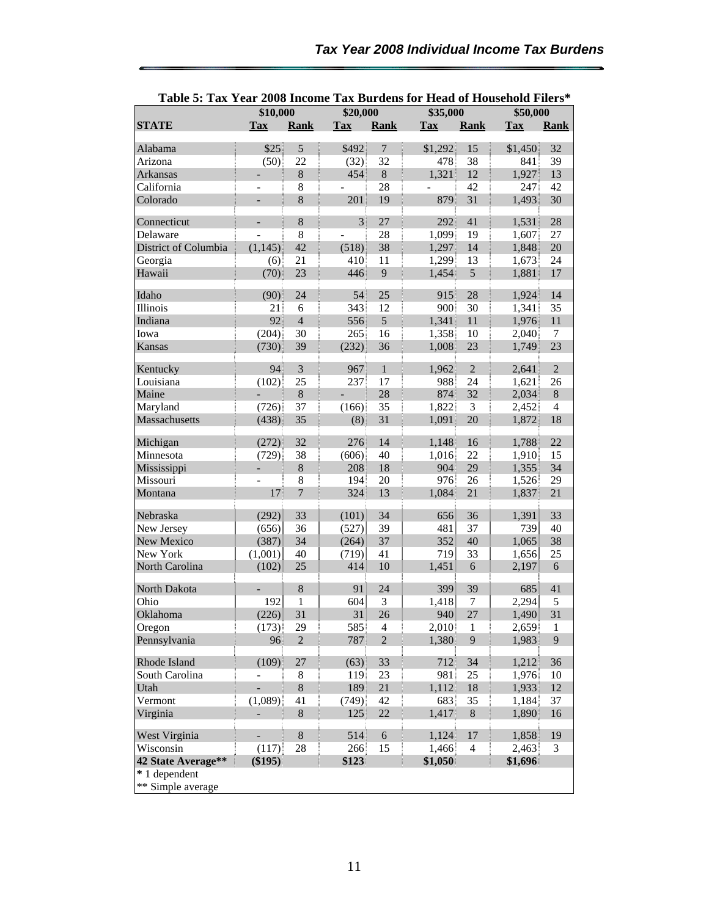**Table 5: Tax Year 2008 Income Tax Burdens for Head of Household Filers***

| | \$10,000 | | \$20,000 | | \$35,000 | | \$50,000 | |
|---|---|---|---|---|---|---|---|---|
| **STATE** | **Tax** | **Rank** | **Tax** | **Rank** | **Tax** | **Rank** | **Tax** | **Rank** |
| Alabama | \$25 | 5 | \$492 | 7 | \$1,292 | 15 | \$1,450 | 32 |
| Arizona | (50) | 22 | (32) | 32 | 478 | 38 | 841 | 39 |
| Arkansas | - | 8 | 454 | 8 | 1,321 | 12 | 1,927 | 13 |
| California | - | 8 | - | 28 | - | 42 | 247 | 42 |
| Colorado | - | 8 | 201 | 19 | 879 | 31 | 1,493 | 30 |
| Connecticut | - | 8 | 3 | 27 | 292 | 41 | 1,531 | 28 |
| Delaware | - | 8 | - | 28 | 1,099 | 19 | 1,607 | 27 |
| District of Columbia | (1,145) | 42 | (518) | 38 | 1,297 | 14 | 1,848 | 20 |
| Georgia | (6) | 21 | 410 | 11 | 1,299 | 13 | 1,673 | 24 |
| Hawaii | (70) | 23 | 446 | 9 | 1,454 | 5 | 1,881 | 17 |
| Idaho | (90) | 24 | 54 | 25 | 915 | 28 | 1,924 | 14 |
| Illinois | 21 | 6 | 343 | 12 | 900 | 30 | 1,341 | 35 |
| Indiana | 92 | 4 | 556 | 5 | 1,341 | 11 | 1,976 | 11 |
| Iowa | (204) | 30 | 265 | 16 | 1,358 | 10 | 2,040 | 7 |
| Kansas | (730) | 39 | (232) | 36 | 1,008 | 23 | 1,749 | 23 |
| Kentucky | 94 | 3 | 967 | 1 | 1,962 | 2 | 2,641 | 2 |
| Louisiana | (102) | 25 | 237 | 17 | 988 | 24 | 1,621 | 26 |
| Maine | - | 8 | - | 28 | 874 | 32 | 2,034 | 8 |
| Maryland | (726) | 37 | (166) | 35 | 1,822 | 3 | 2,452 | 4 |
| Massachusetts | (438) | 35 | (8) | 31 | 1,091 | 20 | 1,872 | 18 |
| Michigan | (272) | 32 | 276 | 14 | 1,148 | 16 | 1,788 | 22 |
| Minnesota | (729) | 38 | (606) | 40 | 1,016 | 22 | 1,910 | 15 |
| Mississippi | - | 8 | 208 | 18 | 904 | 29 | 1,355 | 34 |
| Missouri | - | 8 | 194 | 20 | 976 | 26 | 1,526 | 29 |
| Montana | 17 | 7 | 324 | 13 | 1,084 | 21 | 1,837 | 21 |
| Nebraska | (292) | 33 | (101) | 34 | 656 | 36 | 1,391 | 33 |
| New Jersey | (656) | 36 | (527) | 39 | 481 | 37 | 739 | 40 |
| New Mexico | (387) | 34 | (264) | 37 | 352 | 40 | 1,065 | 38 |
| New York | (1,001) | 40 | (719) | 41 | 719 | 33 | 1,656 | 25 |
| North Carolina | (102) | 25 | 414 | 10 | 1,451 | 6 | 2,197 | 6 |
| North Dakota | - | 8 | 91 | 24 | 399 | 39 | 685 | 41 |
| Ohio | 192 | 1 | 604 | 3 | 1,418 | 7 | 2,294 | 5 |
| Oklahoma | (226) | 31 | 31 | 26 | 940 | 27 | 1,490 | 31 |
| Oregon | (173) | 29 | 585 | 4 | 2,010 | 1 | 2,659 | 1 |
| Pennsylvania | 96 | 2 | 787 | 2 | 1,380 | 9 | 1,983 | 9 |
| Rhode Island | (109) | 27 | (63) | 33 | 712 | 34 | 1,212 | 36 |
| South Carolina | - | 8 | 119 | 23 | 981 | 25 | 1,976 | 10 |
| Utah | - | 8 | 189 | 21 | 1,112 | 18 | 1,933 | 12 |
| Vermont | (1,089) | 41 | (749) | 42 | 683 | 35 | 1,184 | 37 |
| Virginia | - | 8 | 125 | 22 | 1,417 | 8 | 1,890 | 16 |
| West Virginia | - | 8 | 514 | 6 | 1,124 | 17 | 1,858 | 19 |
| Wisconsin | (117) | 28 | 266 | 15 | 1,466 | 4 | 2,463 | 3 |
| **42 State Average**** | **(\$195)** | | **\$123** | | **\$1,050** | | **\$1,696** | |

\* 1 dependent

** Simple average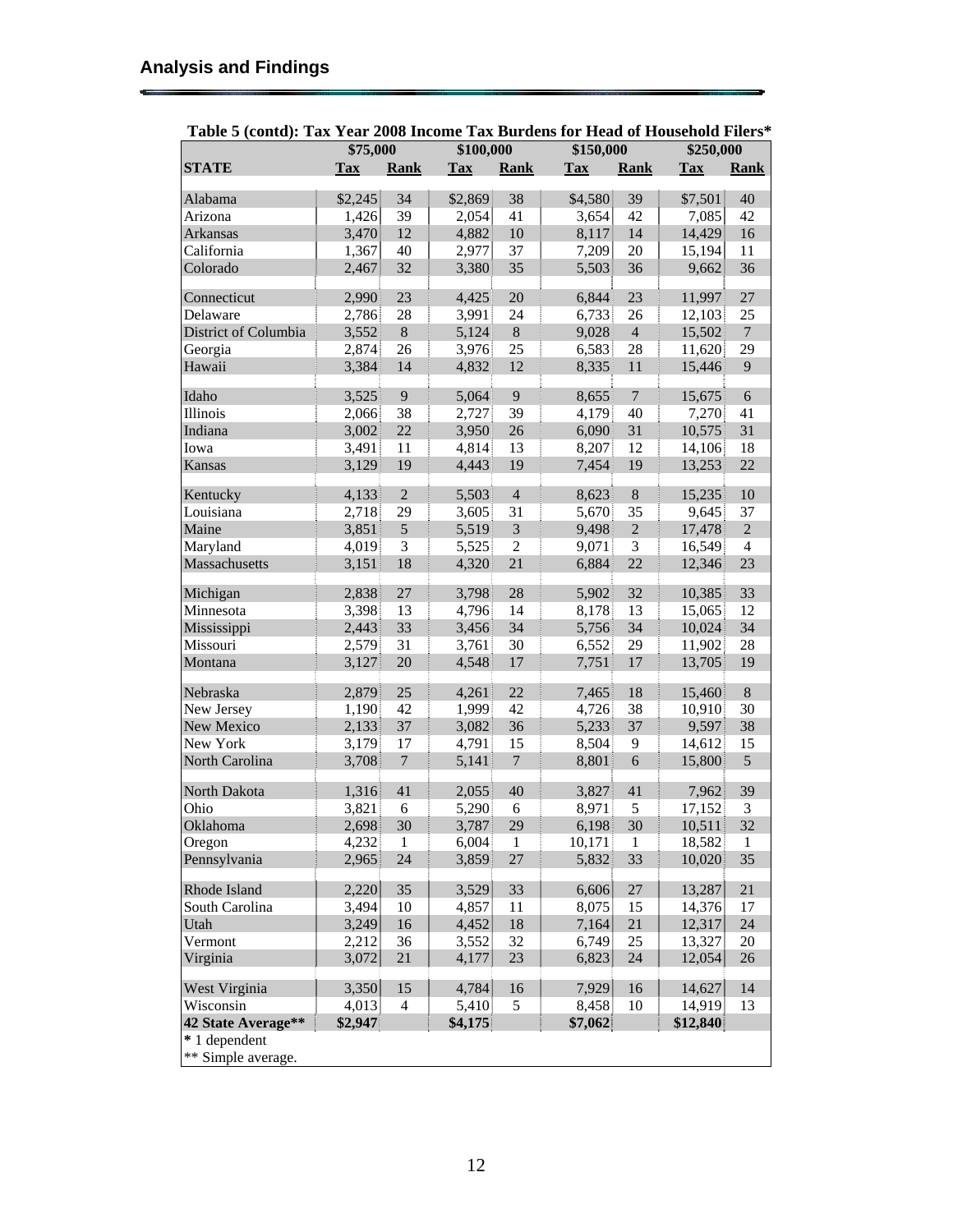## Analysis and Findings

**Table 5 (contd): Tax Year 2008 Income Tax Burdens for Head of Household Filers***

| | $75,000 | | $100,000 | | $150,000 | | $250,000 | |
|---|---|---|---|---|---|---|---|---|
| **STATE** | **Tax** | **Rank** | **Tax** | **Rank** | **Tax** | **Rank** | **Tax** | **Rank** |
| Alabama | $2,245 | 34 | $2,869 | 38 | $4,580 | 39 | $7,501 | 40 |
| Arizona | 1,426 | 39 | 2,054 | 41 | 3,654 | 42 | 7,085 | 42 |
| Arkansas | 3,470 | 12 | 4,882 | 10 | 8,117 | 14 | 14,429 | 16 |
| California | 1,367 | 40 | 2,977 | 37 | 7,209 | 20 | 15,194 | 11 |
| Colorado | 2,467 | 32 | 3,380 | 35 | 5,503 | 36 | 9,662 | 36 |
| Connecticut | 2,990 | 23 | 4,425 | 20 | 6,844 | 23 | 11,997 | 27 |
| Delaware | 2,786 | 28 | 3,991 | 24 | 6,733 | 26 | 12,103 | 25 |
| District of Columbia | 3,552 | 8 | 5,124 | 8 | 9,028 | 4 | 15,502 | 7 |
| Georgia | 2,874 | 26 | 3,976 | 25 | 6,583 | 28 | 11,620 | 29 |
| Hawaii | 3,384 | 14 | 4,832 | 12 | 8,335 | 11 | 15,446 | 9 |
| Idaho | 3,525 | 9 | 5,064 | 9 | 8,655 | 7 | 15,675 | 6 |
| Illinois | 2,066 | 38 | 2,727 | 39 | 4,179 | 40 | 7,270 | 41 |
| Indiana | 3,002 | 22 | 3,950 | 26 | 6,090 | 31 | 10,575 | 31 |
| Iowa | 3,491 | 11 | 4,814 | 13 | 8,207 | 12 | 14,106 | 18 |
| Kansas | 3,129 | 19 | 4,443 | 19 | 7,454 | 19 | 13,253 | 22 |
| Kentucky | 4,133 | 2 | 5,503 | 4 | 8,623 | 8 | 15,235 | 10 |
| Louisiana | 2,718 | 29 | 3,605 | 31 | 5,670 | 35 | 9,645 | 37 |
| Maine | 3,851 | 5 | 5,519 | 3 | 9,498 | 2 | 17,478 | 2 |
| Maryland | 4,019 | 3 | 5,525 | 2 | 9,071 | 3 | 16,549 | 4 |
| Massachusetts | 3,151 | 18 | 4,320 | 21 | 6,884 | 22 | 12,346 | 23 |
| Michigan | 2,838 | 27 | 3,798 | 28 | 5,902 | 32 | 10,385 | 33 |
| Minnesota | 3,398 | 13 | 4,796 | 14 | 8,178 | 13 | 15,065 | 12 |
| Mississippi | 2,443 | 33 | 3,456 | 34 | 5,756 | 34 | 10,024 | 34 |
| Missouri | 2,579 | 31 | 3,761 | 30 | 6,552 | 29 | 11,902 | 28 |
| Montana | 3,127 | 20 | 4,548 | 17 | 7,751 | 17 | 13,705 | 19 |
| Nebraska | 2,879 | 25 | 4,261 | 22 | 7,465 | 18 | 15,460 | 8 |
| New Jersey | 1,190 | 42 | 1,999 | 42 | 4,726 | 38 | 10,910 | 30 |
| New Mexico | 2,133 | 37 | 3,082 | 36 | 5,233 | 37 | 9,597 | 38 |
| New York | 3,179 | 17 | 4,791 | 15 | 8,504 | 9 | 14,612 | 15 |
| North Carolina | 3,708 | 7 | 5,141 | 7 | 8,801 | 6 | 15,800 | 5 |
| North Dakota | 1,316 | 41 | 2,055 | 40 | 3,827 | 41 | 7,962 | 39 |
| Ohio | 3,821 | 6 | 5,290 | 6 | 8,971 | 5 | 17,152 | 3 |
| Oklahoma | 2,698 | 30 | 3,787 | 29 | 6,198 | 30 | 10,511 | 32 |
| Oregon | 4,232 | 1 | 6,004 | 1 | 10,171 | 1 | 18,582 | 1 |
| Pennsylvania | 2,965 | 24 | 3,859 | 27 | 5,832 | 33 | 10,020 | 35 |
| Rhode Island | 2,220 | 35 | 3,529 | 33 | 6,606 | 27 | 13,287 | 21 |
| South Carolina | 3,494 | 10 | 4,857 | 11 | 8,075 | 15 | 14,376 | 17 |
| Utah | 3,249 | 16 | 4,452 | 18 | 7,164 | 21 | 12,317 | 24 |
| Vermont | 2,212 | 36 | 3,552 | 32 | 6,749 | 25 | 13,327 | 20 |
| Virginia | 3,072 | 21 | 4,177 | 23 | 6,823 | 24 | 12,054 | 26 |
| West Virginia | 3,350 | 15 | 4,784 | 16 | 7,929 | 16 | 14,627 | 14 |
| Wisconsin | 4,013 | 4 | 5,410 | 5 | 8,458 | 10 | 14,919 | 13 |
| **42 State Average**** | **$2,947** | | **$4,175** | | **$7,062** | | **$12,840** | |

\* 1 dependent
** Simple average.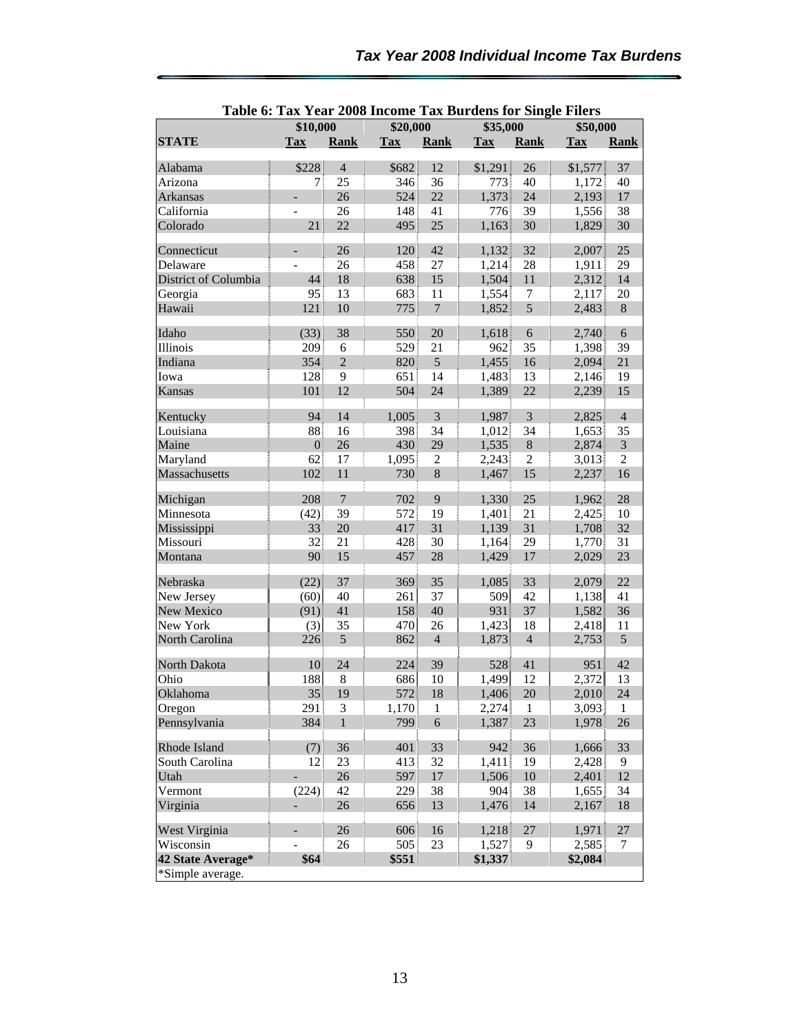## Table 6: Tax Year 2008 Income Tax Burdens for Single Filers

| | $10,000 | | $20,000 | | $35,000 | | $50,000 | |
|---|---|---|---|---|---|---|---|---|
| **STATE** | **Tax** | **Rank** | **Tax** | **Rank** | **Tax** | **Rank** | **Tax** | **Rank** |
| Alabama | $228 | 4 | $682 | 12 | $1,291 | 26 | $1,577 | 37 |
| Arizona | 7 | 25 | 346 | 36 | 773 | 40 | 1,172 | 40 |
| Arkansas | - | 26 | 524 | 22 | 1,373 | 24 | 2,193 | 17 |
| California | - | 26 | 148 | 41 | 776 | 39 | 1,556 | 38 |
| Colorado | 21 | 22 | 495 | 25 | 1,163 | 30 | 1,829 | 30 |
| Connecticut | - | 26 | 120 | 42 | 1,132 | 32 | 2,007 | 25 |
| Delaware | - | 26 | 458 | 27 | 1,214 | 28 | 1,911 | 29 |
| District of Columbia | 44 | 18 | 638 | 15 | 1,504 | 11 | 2,312 | 14 |
| Georgia | 95 | 13 | 683 | 11 | 1,554 | 7 | 2,117 | 20 |
| Hawaii | 121 | 10 | 775 | 7 | 1,852 | 5 | 2,483 | 8 |
| Idaho | (33) | 38 | 550 | 20 | 1,618 | 6 | 2,740 | 6 |
| Illinois | 209 | 6 | 529 | 21 | 962 | 35 | 1,398 | 39 |
| Indiana | 354 | 2 | 820 | 5 | 1,455 | 16 | 2,094 | 21 |
| Iowa | 128 | 9 | 651 | 14 | 1,483 | 13 | 2,146 | 19 |
| Kansas | 101 | 12 | 504 | 24 | 1,389 | 22 | 2,239 | 15 |
| Kentucky | 94 | 14 | 1,005 | 3 | 1,987 | 3 | 2,825 | 4 |
| Louisiana | 88 | 16 | 398 | 34 | 1,012 | 34 | 1,653 | 35 |
| Maine | 0 | 26 | 430 | 29 | 1,535 | 8 | 2,874 | 3 |
| Maryland | 62 | 17 | 1,095 | 2 | 2,243 | 2 | 3,013 | 2 |
| Massachusetts | 102 | 11 | 730 | 8 | 1,467 | 15 | 2,237 | 16 |
| Michigan | 208 | 7 | 702 | 9 | 1,330 | 25 | 1,962 | 28 |
| Minnesota | (42) | 39 | 572 | 19 | 1,401 | 21 | 2,425 | 10 |
| Mississippi | 33 | 20 | 417 | 31 | 1,139 | 31 | 1,708 | 32 |
| Missouri | 32 | 21 | 428 | 30 | 1,164 | 29 | 1,770 | 31 |
| Montana | 90 | 15 | 457 | 28 | 1,429 | 17 | 2,029 | 23 |
| Nebraska | (22) | 37 | 369 | 35 | 1,085 | 33 | 2,079 | 22 |
| New Jersey | (60) | 40 | 261 | 37 | 509 | 42 | 1,138 | 41 |
| New Mexico | (91) | 41 | 158 | 40 | 931 | 37 | 1,582 | 36 |
| New York | (3) | 35 | 470 | 26 | 1,423 | 18 | 2,418 | 11 |
| North Carolina | 226 | 5 | 862 | 4 | 1,873 | 4 | 2,753 | 5 |
| North Dakota | 10 | 24 | 224 | 39 | 528 | 41 | 951 | 42 |
| Ohio | 188 | 8 | 686 | 10 | 1,499 | 12 | 2,372 | 13 |
| Oklahoma | 35 | 19 | 572 | 18 | 1,406 | 20 | 2,010 | 24 |
| Oregon | 291 | 3 | 1,170 | 1 | 2,274 | 1 | 3,093 | 1 |
| Pennsylvania | 384 | 1 | 799 | 6 | 1,387 | 23 | 1,978 | 26 |
| Rhode Island | (7) | 36 | 401 | 33 | 942 | 36 | 1,666 | 33 |
| South Carolina | 12 | 23 | 413 | 32 | 1,411 | 19 | 2,428 | 9 |
| Utah | - | 26 | 597 | 17 | 1,506 | 10 | 2,401 | 12 |
| Vermont | (224) | 42 | 229 | 38 | 904 | 38 | 1,655 | 34 |
| Virginia | - | 26 | 656 | 13 | 1,476 | 14 | 2,167 | 18 |
| West Virginia | - | 26 | 606 | 16 | 1,218 | 27 | 1,971 | 27 |
| Wisconsin | - | 26 | 505 | 23 | 1,527 | 9 | 2,585 | 7 |
| **42 State Average*** | **$64** | | **$551** | | **$1,337** | | **$2,084** | |

*Simple average.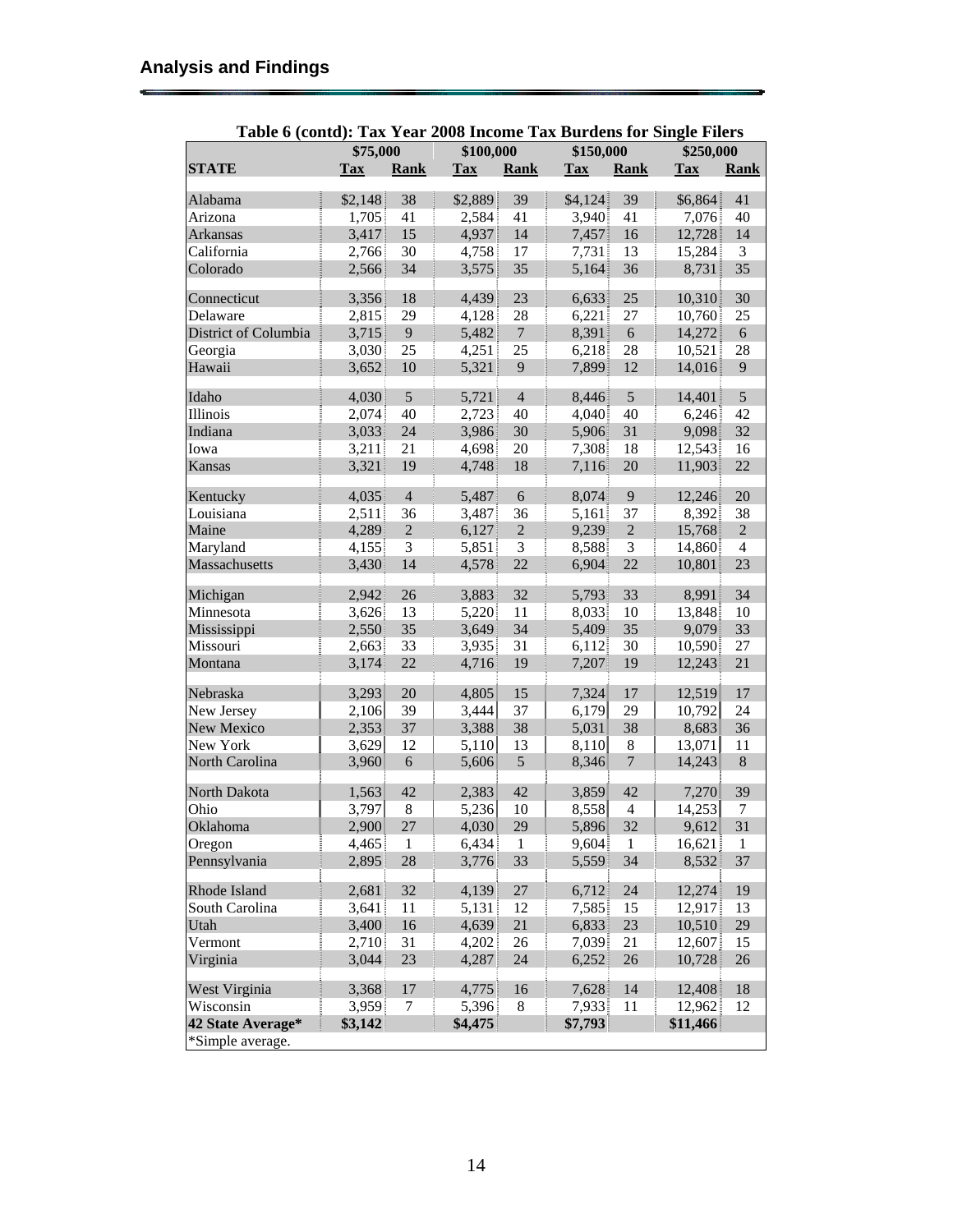## Analysis and Findings

**Table 6 (contd): Tax Year 2008 Income Tax Burdens for Single Filers**

| | $75,000 | | $100,000 | | $150,000 | | $250,000 | |
|---|---|---|---|---|---|---|---|---|
| **STATE** | **Tax** | **Rank** | **Tax** | **Rank** | **Tax** | **Rank** | **Tax** | **Rank** |
| Alabama | $2,148 | 38 | $2,889 | 39 | $4,124 | 39 | $6,864 | 41 |
| Arizona | 1,705 | 41 | 2,584 | 41 | 3,940 | 41 | 7,076 | 40 |
| Arkansas | 3,417 | 15 | 4,937 | 14 | 7,457 | 16 | 12,728 | 14 |
| California | 2,766 | 30 | 4,758 | 17 | 7,731 | 13 | 15,284 | 3 |
| Colorado | 2,566 | 34 | 3,575 | 35 | 5,164 | 36 | 8,731 | 35 |
| Connecticut | 3,356 | 18 | 4,439 | 23 | 6,633 | 25 | 10,310 | 30 |
| Delaware | 2,815 | 29 | 4,128 | 28 | 6,221 | 27 | 10,760 | 25 |
| District of Columbia | 3,715 | 9 | 5,482 | 7 | 8,391 | 6 | 14,272 | 6 |
| Georgia | 3,030 | 25 | 4,251 | 25 | 6,218 | 28 | 10,521 | 28 |
| Hawaii | 3,652 | 10 | 5,321 | 9 | 7,899 | 12 | 14,016 | 9 |
| Idaho | 4,030 | 5 | 5,721 | 4 | 8,446 | 5 | 14,401 | 5 |
| Illinois | 2,074 | 40 | 2,723 | 40 | 4,040 | 40 | 6,246 | 42 |
| Indiana | 3,033 | 24 | 3,986 | 30 | 5,906 | 31 | 9,098 | 32 |
| Iowa | 3,211 | 21 | 4,698 | 20 | 7,308 | 18 | 12,543 | 16 |
| Kansas | 3,321 | 19 | 4,748 | 18 | 7,116 | 20 | 11,903 | 22 |
| Kentucky | 4,035 | 4 | 5,487 | 6 | 8,074 | 9 | 12,246 | 20 |
| Louisiana | 2,511 | 36 | 3,487 | 36 | 5,161 | 37 | 8,392 | 38 |
| Maine | 4,289 | 2 | 6,127 | 2 | 9,239 | 2 | 15,768 | 2 |
| Maryland | 4,155 | 3 | 5,851 | 3 | 8,588 | 3 | 14,860 | 4 |
| Massachusetts | 3,430 | 14 | 4,578 | 22 | 6,904 | 22 | 10,801 | 23 |
| Michigan | 2,942 | 26 | 3,883 | 32 | 5,793 | 33 | 8,991 | 34 |
| Minnesota | 3,626 | 13 | 5,220 | 11 | 8,033 | 10 | 13,848 | 10 |
| Mississippi | 2,550 | 35 | 3,649 | 34 | 5,409 | 35 | 9,079 | 33 |
| Missouri | 2,663 | 33 | 3,935 | 31 | 6,112 | 30 | 10,590 | 27 |
| Montana | 3,174 | 22 | 4,716 | 19 | 7,207 | 19 | 12,243 | 21 |
| Nebraska | 3,293 | 20 | 4,805 | 15 | 7,324 | 17 | 12,519 | 17 |
| New Jersey | 2,106 | 39 | 3,444 | 37 | 6,179 | 29 | 10,792 | 24 |
| New Mexico | 2,353 | 37 | 3,388 | 38 | 5,031 | 38 | 8,683 | 36 |
| New York | 3,629 | 12 | 5,110 | 13 | 8,110 | 8 | 13,071 | 11 |
| North Carolina | 3,960 | 6 | 5,606 | 5 | 8,346 | 7 | 14,243 | 8 |
| North Dakota | 1,563 | 42 | 2,383 | 42 | 3,859 | 42 | 7,270 | 39 |
| Ohio | 3,797 | 8 | 5,236 | 10 | 8,558 | 4 | 14,253 | 7 |
| Oklahoma | 2,900 | 27 | 4,030 | 29 | 5,896 | 32 | 9,612 | 31 |
| Oregon | 4,465 | 1 | 6,434 | 1 | 9,604 | 1 | 16,621 | 1 |
| Pennsylvania | 2,895 | 28 | 3,776 | 33 | 5,559 | 34 | 8,532 | 37 |
| Rhode Island | 2,681 | 32 | 4,139 | 27 | 6,712 | 24 | 12,274 | 19 |
| South Carolina | 3,641 | 11 | 5,131 | 12 | 7,585 | 15 | 12,917 | 13 |
| Utah | 3,400 | 16 | 4,639 | 21 | 6,833 | 23 | 10,510 | 29 |
| Vermont | 2,710 | 31 | 4,202 | 26 | 7,039 | 21 | 12,607 | 15 |
| Virginia | 3,044 | 23 | 4,287 | 24 | 6,252 | 26 | 10,728 | 26 |
| West Virginia | 3,368 | 17 | 4,775 | 16 | 7,628 | 14 | 12,408 | 18 |
| Wisconsin | 3,959 | 7 | 5,396 | 8 | 7,933 | 11 | 12,962 | 12 |
| **42 State Average*** | **$3,142** | | **$4,475** | | **$7,793** | | **$11,466** | |

*Simple average.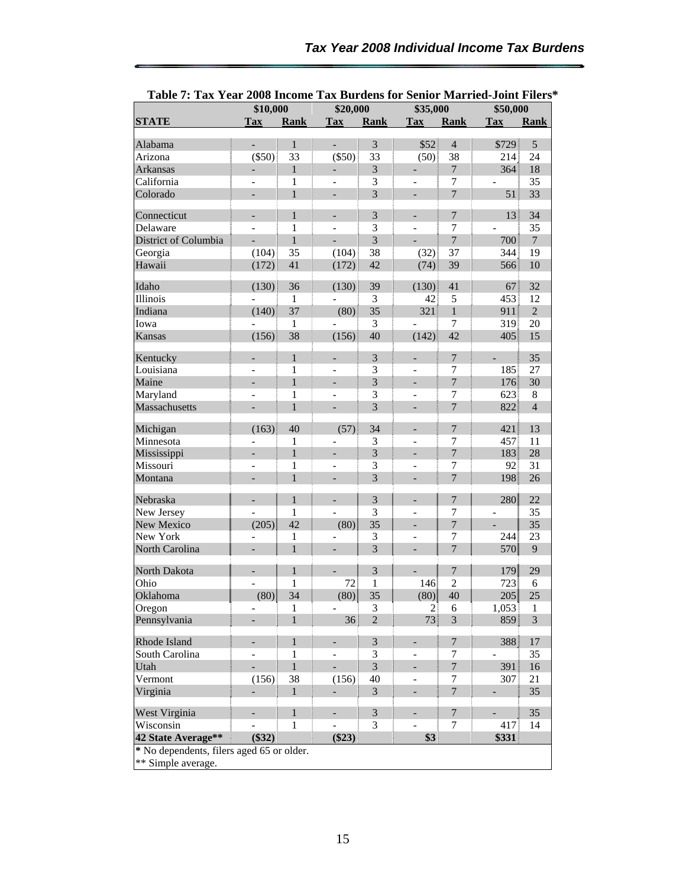**Table 7: Tax Year 2008 Income Tax Burdens for Senior Married-Joint Filers***

| | $10,000 | | $20,000 | | $35,000 | | $50,000 | |
|---|---|---|---|---|---|---|---|---|
| **STATE** | **Tax** | **Rank** | **Tax** | **Rank** | **Tax** | **Rank** | **Tax** | **Rank** |
| Alabama | - | 1 | - | 3 | $52 | 4 | $729 | 5 |
| Arizona | ($50) | 33 | ($50) | 33 | (50) | 38 | 214 | 24 |
| Arkansas | - | 1 | - | 3 | - | 7 | 364 | 18 |
| California | - | 1 | - | 3 | - | 7 | - | 35 |
| Colorado | - | 1 | - | 3 | - | 7 | 51 | 33 |
| Connecticut | - | 1 | - | 3 | - | 7 | 13 | 34 |
| Delaware | - | 1 | - | 3 | - | 7 | - | 35 |
| District of Columbia | - | 1 | - | 3 | - | 7 | 700 | 7 |
| Georgia | (104) | 35 | (104) | 38 | (32) | 37 | 344 | 19 |
| Hawaii | (172) | 41 | (172) | 42 | (74) | 39 | 566 | 10 |
| Idaho | (130) | 36 | (130) | 39 | (130) | 41 | 67 | 32 |
| Illinois | - | 1 | - | 3 | 42 | 5 | 453 | 12 |
| Indiana | (140) | 37 | (80) | 35 | 321 | 1 | 911 | 2 |
| Iowa | - | 1 | - | 3 | - | 7 | 319 | 20 |
| Kansas | (156) | 38 | (156) | 40 | (142) | 42 | 405 | 15 |
| Kentucky | - | 1 | - | 3 | - | 7 | - | 35 |
| Louisiana | - | 1 | - | 3 | - | 7 | 185 | 27 |
| Maine | - | 1 | - | 3 | - | 7 | 176 | 30 |
| Maryland | - | 1 | - | 3 | - | 7 | 623 | 8 |
| Massachusetts | - | 1 | - | 3 | - | 7 | 822 | 4 |
| Michigan | (163) | 40 | (57) | 34 | - | 7 | 421 | 13 |
| Minnesota | - | 1 | - | 3 | - | 7 | 457 | 11 |
| Mississippi | - | 1 | - | 3 | - | 7 | 183 | 28 |
| Missouri | - | 1 | - | 3 | - | 7 | 92 | 31 |
| Montana | - | 1 | - | 3 | - | 7 | 198 | 26 |
| Nebraska | - | 1 | - | 3 | - | 7 | 280 | 22 |
| New Jersey | - | 1 | - | 3 | - | 7 | - | 35 |
| New Mexico | (205) | 42 | (80) | 35 | - | 7 | - | 35 |
| New York | - | 1 | - | 3 | - | 7 | 244 | 23 |
| North Carolina | - | 1 | - | 3 | - | 7 | 570 | 9 |
| North Dakota | - | 1 | - | 3 | - | 7 | 179 | 29 |
| Ohio | - | 1 | 72 | 1 | 146 | 2 | 723 | 6 |
| Oklahoma | (80) | 34 | (80) | 35 | (80) | 40 | 205 | 25 |
| Oregon | - | 1 | - | 3 | 2 | 6 | 1,053 | 1 |
| Pennsylvania | - | 1 | 36 | 2 | 73 | 3 | 859 | 3 |
| Rhode Island | - | 1 | - | 3 | - | 7 | 388 | 17 |
| South Carolina | - | 1 | - | 3 | - | 7 | - | 35 |
| Utah | - | 1 | - | 3 | - | 7 | 391 | 16 |
| Vermont | (156) | 38 | (156) | 40 | - | 7 | 307 | 21 |
| Virginia | - | 1 | - | 3 | - | 7 | - | 35 |
| West Virginia | - | 1 | - | 3 | - | 7 | - | 35 |
| Wisconsin | - | 1 | - | 3 | - | 7 | 417 | 14 |
| **42 State Average**** | **($32)** | | **($23)** | | **$3** | | **$331** | |

* No dependents, filers aged 65 or older.

** Simple average.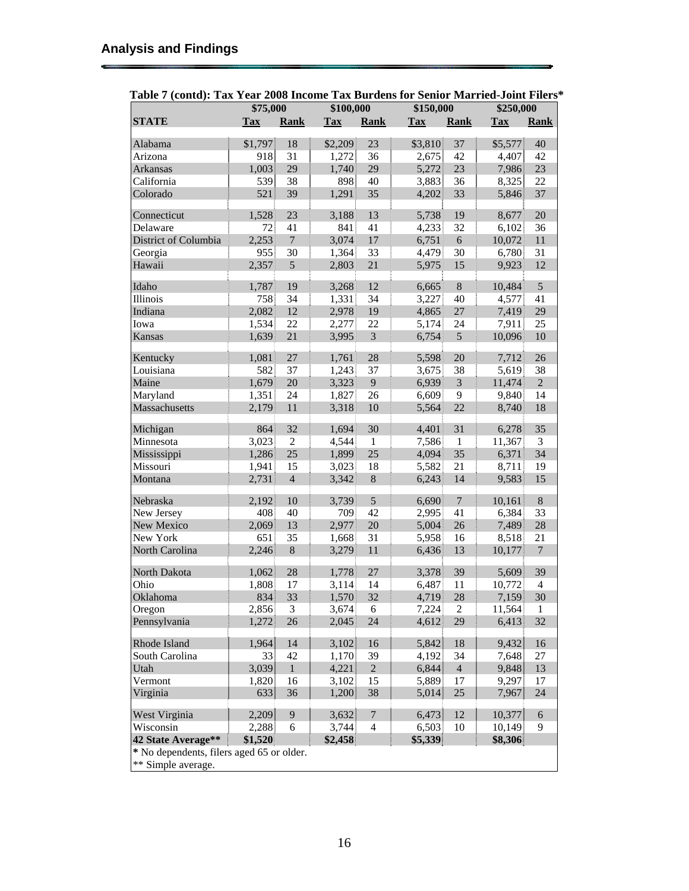## Analysis and Findings

**Table 7 (contd): Tax Year 2008 Income Tax Burdens for Senior Married-Joint Filers***

| | $75,000 | | $100,000 | | $150,000 | | $250,000 | |
|---|---|---|---|---|---|---|---|---|
| **STATE** | **Tax** | **Rank** | **Tax** | **Rank** | **Tax** | **Rank** | **Tax** | **Rank** |
| Alabama | $1,797 | 18 | $2,209 | 23 | $3,810 | 37 | $5,577 | 40 |
| Arizona | 918 | 31 | 1,272 | 36 | 2,675 | 42 | 4,407 | 42 |
| Arkansas | 1,003 | 29 | 1,740 | 29 | 5,272 | 23 | 7,986 | 23 |
| California | 539 | 38 | 898 | 40 | 3,883 | 36 | 8,325 | 22 |
| Colorado | 521 | 39 | 1,291 | 35 | 4,202 | 33 | 5,846 | 37 |
| Connecticut | 1,528 | 23 | 3,188 | 13 | 5,738 | 19 | 8,677 | 20 |
| Delaware | 72 | 41 | 841 | 41 | 4,233 | 32 | 6,102 | 36 |
| District of Columbia | 2,253 | 7 | 3,074 | 17 | 6,751 | 6 | 10,072 | 11 |
| Georgia | 955 | 30 | 1,364 | 33 | 4,479 | 30 | 6,780 | 31 |
| Hawaii | 2,357 | 5 | 2,803 | 21 | 5,975 | 15 | 9,923 | 12 |
| Idaho | 1,787 | 19 | 3,268 | 12 | 6,665 | 8 | 10,484 | 5 |
| Illinois | 758 | 34 | 1,331 | 34 | 3,227 | 40 | 4,577 | 41 |
| Indiana | 2,082 | 12 | 2,978 | 19 | 4,865 | 27 | 7,419 | 29 |
| Iowa | 1,534 | 22 | 2,277 | 22 | 5,174 | 24 | 7,911 | 25 |
| Kansas | 1,639 | 21 | 3,995 | 3 | 6,754 | 5 | 10,096 | 10 |
| Kentucky | 1,081 | 27 | 1,761 | 28 | 5,598 | 20 | 7,712 | 26 |
| Louisiana | 582 | 37 | 1,243 | 37 | 3,675 | 38 | 5,619 | 38 |
| Maine | 1,679 | 20 | 3,323 | 9 | 6,939 | 3 | 11,474 | 2 |
| Maryland | 1,351 | 24 | 1,827 | 26 | 6,609 | 9 | 9,840 | 14 |
| Massachusetts | 2,179 | 11 | 3,318 | 10 | 5,564 | 22 | 8,740 | 18 |
| Michigan | 864 | 32 | 1,694 | 30 | 4,401 | 31 | 6,278 | 35 |
| Minnesota | 3,023 | 2 | 4,544 | 1 | 7,586 | 1 | 11,367 | 3 |
| Mississippi | 1,286 | 25 | 1,899 | 25 | 4,094 | 35 | 6,371 | 34 |
| Missouri | 1,941 | 15 | 3,023 | 18 | 5,582 | 21 | 8,711 | 19 |
| Montana | 2,731 | 4 | 3,342 | 8 | 6,243 | 14 | 9,583 | 15 |
| Nebraska | 2,192 | 10 | 3,739 | 5 | 6,690 | 7 | 10,161 | 8 |
| New Jersey | 408 | 40 | 709 | 42 | 2,995 | 41 | 6,384 | 33 |
| New Mexico | 2,069 | 13 | 2,977 | 20 | 5,004 | 26 | 7,489 | 28 |
| New York | 651 | 35 | 1,668 | 31 | 5,958 | 16 | 8,518 | 21 |
| North Carolina | 2,246 | 8 | 3,279 | 11 | 6,436 | 13 | 10,177 | 7 |
| North Dakota | 1,062 | 28 | 1,778 | 27 | 3,378 | 39 | 5,609 | 39 |
| Ohio | 1,808 | 17 | 3,114 | 14 | 6,487 | 11 | 10,772 | 4 |
| Oklahoma | 834 | 33 | 1,570 | 32 | 4,719 | 28 | 7,159 | 30 |
| Oregon | 2,856 | 3 | 3,674 | 6 | 7,224 | 2 | 11,564 | 1 |
| Pennsylvania | 1,272 | 26 | 2,045 | 24 | 4,612 | 29 | 6,413 | 32 |
| Rhode Island | 1,964 | 14 | 3,102 | 16 | 5,842 | 18 | 9,432 | 16 |
| South Carolina | 33 | 42 | 1,170 | 39 | 4,192 | 34 | 7,648 | 27 |
| Utah | 3,039 | 1 | 4,221 | 2 | 6,844 | 4 | 9,848 | 13 |
| Vermont | 1,820 | 16 | 3,102 | 15 | 5,889 | 17 | 9,297 | 17 |
| Virginia | 633 | 36 | 1,200 | 38 | 5,014 | 25 | 7,967 | 24 |
| West Virginia | 2,209 | 9 | 3,632 | 7 | 6,473 | 12 | 10,377 | 6 |
| Wisconsin | 2,288 | 6 | 3,744 | 4 | 6,503 | 10 | 10,149 | 9 |
| **42 State Average**** | **$1,520** | | **$2,458** | | **$5,339** | | **$8,306** | |

**\*** No dependents, filers aged 65 or older.
** Simple average.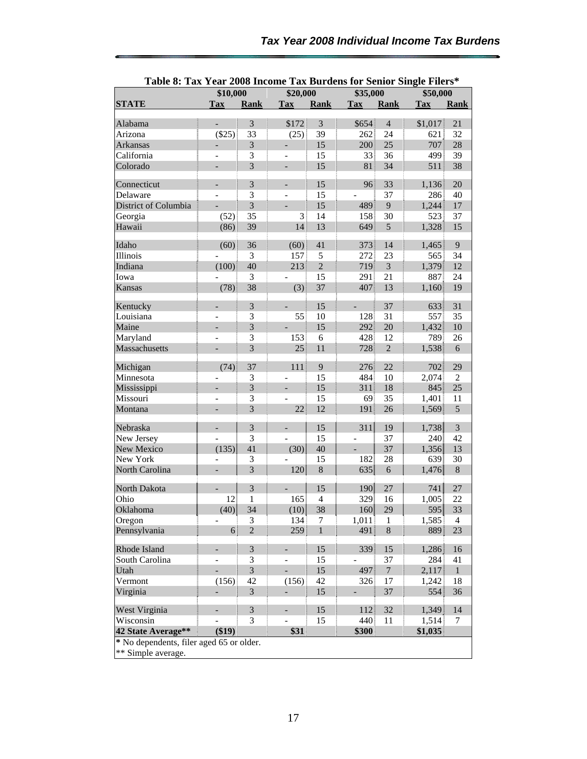**Table 8: Tax Year 2008 Income Tax Burdens for Senior Single Filers***

| | \$10,000 | | \$20,000 | | \$35,000 | | \$50,000 | |
|---|---|---|---|---|---|---|---|---|
| **STATE** | **Tax** | **Rank** | **Tax** | **Rank** | **Tax** | **Rank** | **Tax** | **Rank** |
| Alabama | - | 3 | \$172 | 3 | \$654 | 4 | \$1,017 | 21 |
| Arizona | (\$25) | 33 | (25) | 39 | 262 | 24 | 621 | 32 |
| Arkansas | - | 3 | - | 15 | 200 | 25 | 707 | 28 |
| California | - | 3 | - | 15 | 33 | 36 | 499 | 39 |
| Colorado | - | 3 | - | 15 | 81 | 34 | 511 | 38 |
| Connecticut | - | 3 | - | 15 | 96 | 33 | 1,136 | 20 |
| Delaware | - | 3 | - | 15 | - | 37 | 286 | 40 |
| District of Columbia | - | 3 | - | 15 | 489 | 9 | 1,244 | 17 |
| Georgia | (52) | 35 | 3 | 14 | 158 | 30 | 523 | 37 |
| Hawaii | (86) | 39 | 14 | 13 | 649 | 5 | 1,328 | 15 |
| Idaho | (60) | 36 | (60) | 41 | 373 | 14 | 1,465 | 9 |
| Illinois | - | 3 | 157 | 5 | 272 | 23 | 565 | 34 |
| Indiana | (100) | 40 | 213 | 2 | 719 | 3 | 1,379 | 12 |
| Iowa | - | 3 | - | 15 | 291 | 21 | 887 | 24 |
| Kansas | (78) | 38 | (3) | 37 | 407 | 13 | 1,160 | 19 |
| Kentucky | - | 3 | - | 15 | - | 37 | 633 | 31 |
| Louisiana | - | 3 | 55 | 10 | 128 | 31 | 557 | 35 |
| Maine | - | 3 | - | 15 | 292 | 20 | 1,432 | 10 |
| Maryland | - | 3 | 153 | 6 | 428 | 12 | 789 | 26 |
| Massachusetts | - | 3 | 25 | 11 | 728 | 2 | 1,538 | 6 |
| Michigan | (74) | 37 | 111 | 9 | 276 | 22 | 702 | 29 |
| Minnesota | - | 3 | - | 15 | 484 | 10 | 2,074 | 2 |
| Mississippi | - | 3 | - | 15 | 311 | 18 | 845 | 25 |
| Missouri | - | 3 | - | 15 | 69 | 35 | 1,401 | 11 |
| Montana | - | 3 | 22 | 12 | 191 | 26 | 1,569 | 5 |
| Nebraska | - | 3 | - | 15 | 311 | 19 | 1,738 | 3 |
| New Jersey | - | 3 | - | 15 | - | 37 | 240 | 42 |
| New Mexico | (135) | 41 | (30) | 40 | - | 37 | 1,356 | 13 |
| New York | - | 3 | - | 15 | 182 | 28 | 639 | 30 |
| North Carolina | - | 3 | 120 | 8 | 635 | 6 | 1,476 | 8 |
| North Dakota | - | 3 | - | 15 | 190 | 27 | 741 | 27 |
| Ohio | 12 | 1 | 165 | 4 | 329 | 16 | 1,005 | 22 |
| Oklahoma | (40) | 34 | (10) | 38 | 160 | 29 | 595 | 33 |
| Oregon | - | 3 | 134 | 7 | 1,011 | 1 | 1,585 | 4 |
| Pennsylvania | 6 | 2 | 259 | 1 | 491 | 8 | 889 | 23 |
| Rhode Island | - | 3 | - | 15 | 339 | 15 | 1,286 | 16 |
| South Carolina | - | 3 | - | 15 | - | 37 | 284 | 41 |
| Utah | - | 3 | - | 15 | 497 | 7 | 2,117 | 1 |
| Vermont | (156) | 42 | (156) | 42 | 326 | 17 | 1,242 | 18 |
| Virginia | - | 3 | - | 15 | - | 37 | 554 | 36 |
| West Virginia | - | 3 | - | 15 | 112 | 32 | 1,349 | 14 |
| Wisconsin | - | 3 | - | 15 | 440 | 11 | 1,514 | 7 |
| **42 State Average**** | **(\$19)** | | **\$31** | | **\$300** | | **\$1,035** | |

\* No dependents, filer aged 65 or older.
** Simple average.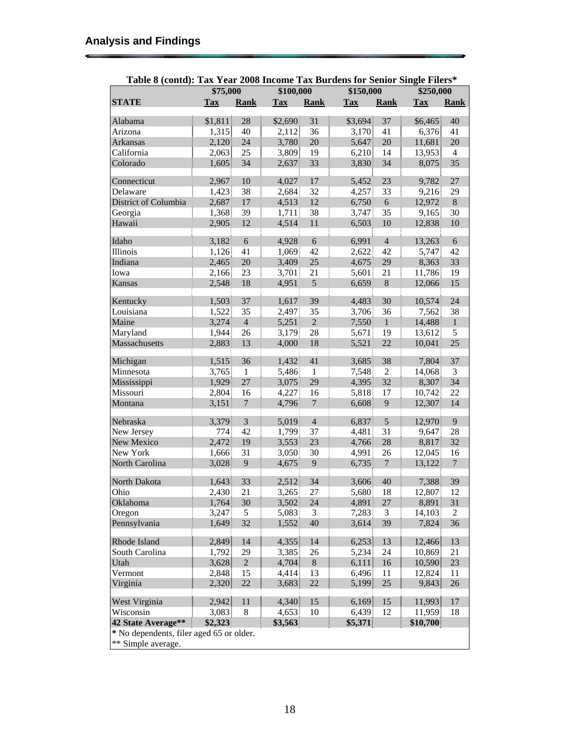## Analysis and Findings

**Table 8 (contd): Tax Year 2008 Income Tax Burdens for Senior Single Filers***

| | $75,000 | | $100,000 | | $150,000 | | $250,000 | |
|---|---|---|---|---|---|---|---|---|
| **STATE** | **Tax** | **Rank** | **Tax** | **Rank** | **Tax** | **Rank** | **Tax** | **Rank** |
| Alabama | $1,811 | 28 | $2,690 | 31 | $3,694 | 37 | $6,465 | 40 |
| Arizona | 1,315 | 40 | 2,112 | 36 | 3,170 | 41 | 6,376 | 41 |
| Arkansas | 2,120 | 24 | 3,780 | 20 | 5,647 | 20 | 11,681 | 20 |
| California | 2,063 | 25 | 3,809 | 19 | 6,210 | 14 | 13,953 | 4 |
| Colorado | 1,605 | 34 | 2,637 | 33 | 3,830 | 34 | 8,075 | 35 |
| Connecticut | 2,967 | 10 | 4,027 | 17 | 5,452 | 23 | 9,782 | 27 |
| Delaware | 1,423 | 38 | 2,684 | 32 | 4,257 | 33 | 9,216 | 29 |
| District of Columbia | 2,687 | 17 | 4,513 | 12 | 6,750 | 6 | 12,972 | 8 |
| Georgia | 1,368 | 39 | 1,711 | 38 | 3,747 | 35 | 9,165 | 30 |
| Hawaii | 2,905 | 12 | 4,514 | 11 | 6,503 | 10 | 12,838 | 10 |
| Idaho | 3,182 | 6 | 4,928 | 6 | 6,991 | 4 | 13,263 | 6 |
| Illinois | 1,126 | 41 | 1,069 | 42 | 2,622 | 42 | 5,747 | 42 |
| Indiana | 2,465 | 20 | 3,409 | 25 | 4,675 | 29 | 8,363 | 33 |
| Iowa | 2,166 | 23 | 3,701 | 21 | 5,601 | 21 | 11,786 | 19 |
| Kansas | 2,548 | 18 | 4,951 | 5 | 6,659 | 8 | 12,066 | 15 |
| Kentucky | 1,503 | 37 | 1,617 | 39 | 4,483 | 30 | 10,574 | 24 |
| Louisiana | 1,522 | 35 | 2,497 | 35 | 3,706 | 36 | 7,562 | 38 |
| Maine | 3,274 | 4 | 5,251 | 2 | 7,550 | 1 | 14,488 | 1 |
| Maryland | 1,944 | 26 | 3,179 | 28 | 5,671 | 19 | 13,612 | 5 |
| Massachusetts | 2,883 | 13 | 4,000 | 18 | 5,521 | 22 | 10,041 | 25 |
| Michigan | 1,515 | 36 | 1,432 | 41 | 3,685 | 38 | 7,804 | 37 |
| Minnesota | 3,765 | 1 | 5,486 | 1 | 7,548 | 2 | 14,068 | 3 |
| Mississippi | 1,929 | 27 | 3,075 | 29 | 4,395 | 32 | 8,307 | 34 |
| Missouri | 2,804 | 16 | 4,227 | 16 | 5,818 | 17 | 10,742 | 22 |
| Montana | 3,151 | 7 | 4,796 | 7 | 6,608 | 9 | 12,307 | 14 |
| Nebraska | 3,379 | 3 | 5,019 | 4 | 6,837 | 5 | 12,970 | 9 |
| New Jersey | 774 | 42 | 1,799 | 37 | 4,481 | 31 | 9,647 | 28 |
| New Mexico | 2,472 | 19 | 3,553 | 23 | 4,766 | 28 | 8,817 | 32 |
| New York | 1,666 | 31 | 3,050 | 30 | 4,991 | 26 | 12,045 | 16 |
| North Carolina | 3,028 | 9 | 4,675 | 9 | 6,735 | 7 | 13,122 | 7 |
| North Dakota | 1,643 | 33 | 2,512 | 34 | 3,606 | 40 | 7,388 | 39 |
| Ohio | 2,430 | 21 | 3,265 | 27 | 5,680 | 18 | 12,807 | 12 |
| Oklahoma | 1,764 | 30 | 3,502 | 24 | 4,891 | 27 | 8,891 | 31 |
| Oregon | 3,247 | 5 | 5,083 | 3 | 7,283 | 3 | 14,103 | 2 |
| Pennsylvania | 1,649 | 32 | 1,552 | 40 | 3,614 | 39 | 7,824 | 36 |
| Rhode Island | 2,849 | 14 | 4,355 | 14 | 6,253 | 13 | 12,466 | 13 |
| South Carolina | 1,792 | 29 | 3,385 | 26 | 5,234 | 24 | 10,869 | 21 |
| Utah | 3,628 | 2 | 4,704 | 8 | 6,111 | 16 | 10,590 | 23 |
| Vermont | 2,848 | 15 | 4,414 | 13 | 6,496 | 11 | 12,824 | 11 |
| Virginia | 2,320 | 22 | 3,683 | 22 | 5,199 | 25 | 9,843 | 26 |
| West Virginia | 2,942 | 11 | 4,340 | 15 | 6,169 | 15 | 11,993 | 17 |
| Wisconsin | 3,083 | 8 | 4,653 | 10 | 6,439 | 12 | 11,959 | 18 |
| **42 State Average**** | **$2,323** | | **$3,563** | | **$5,371** | | **$10,700** | |

**\*** No dependents, filer aged 65 or older.
** Simple average.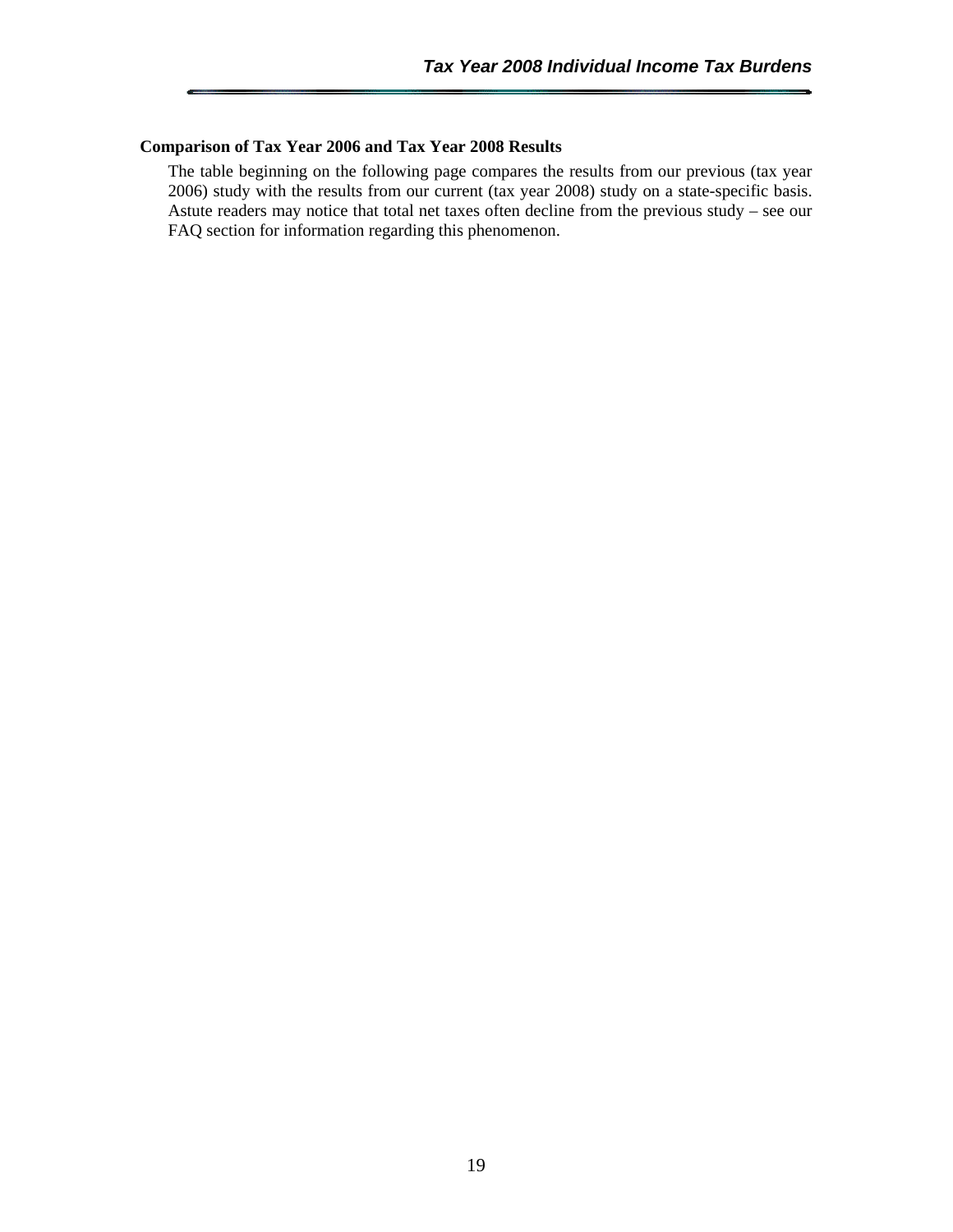### Comparison of Tax Year 2006 and Tax Year 2008 Results

The table beginning on the following page compares the results from our previous (tax year 2006) study with the results from our current (tax year 2008) study on a state-specific basis. Astute readers may notice that total net taxes often decline from the previous study – see our FAQ section for information regarding this phenomenon.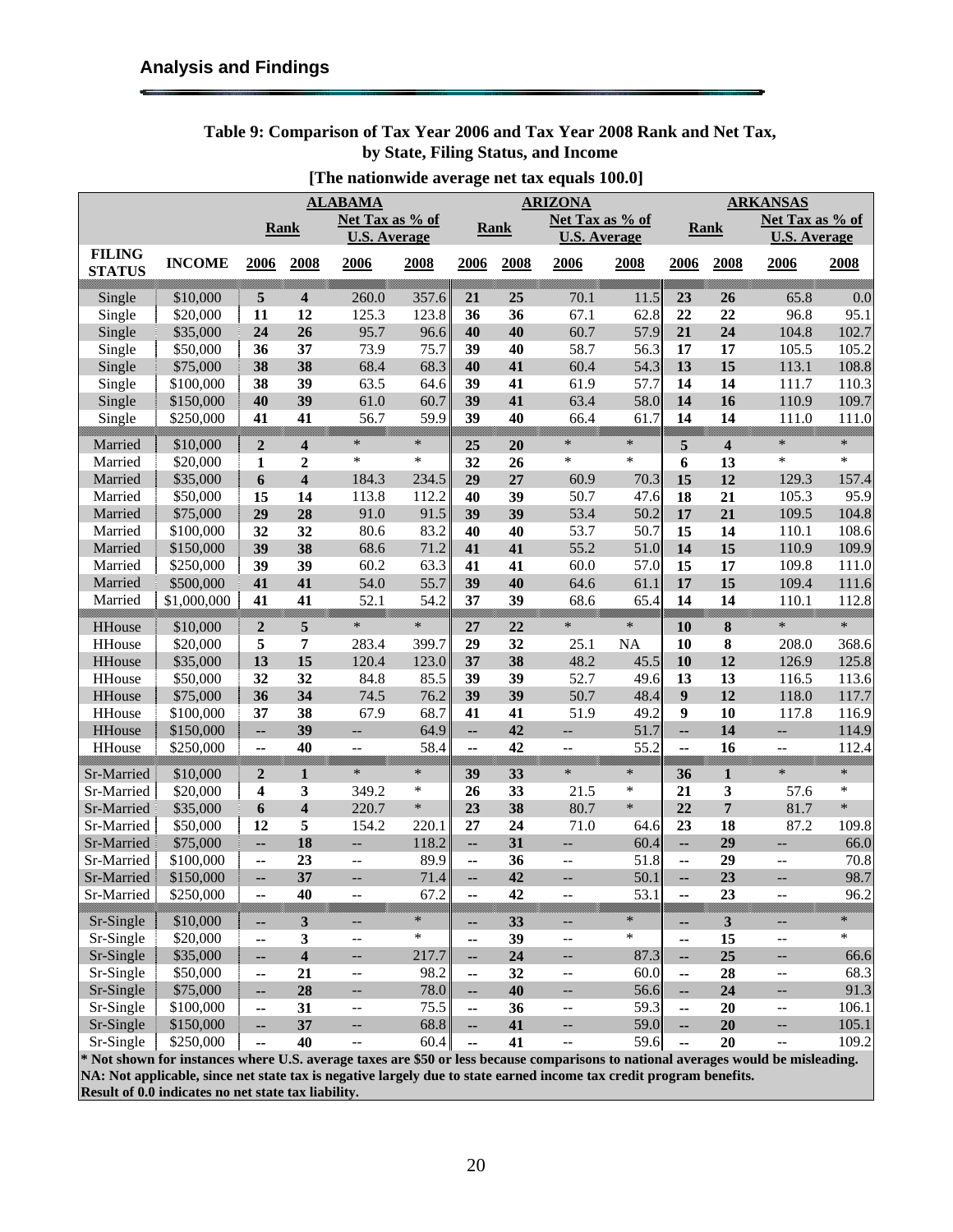## Analysis and Findings

**Table 9: Comparison of Tax Year 2006 and Tax Year 2008 Rank and Net Tax, by State, Filing Status, and Income**

**[The nationwide average net tax equals 100.0]**

| | | ALABAMA | | | | ARIZONA | | | | ARKANSAS | | | |
|---|---|---|---|---|---|---|---|---|---|---|---|---|---|
| | | Rank | | Net Tax as % of U.S. Average | | Rank | | Net Tax as % of U.S. Average | | Rank | | Net Tax as % of U.S. Average | |
| FILING STATUS | INCOME | 2006 | 2008 | 2006 | 2008 | 2006 | 2008 | 2006 | 2008 | 2006 | 2008 | 2006 | 2008 |
| Single | $10,000 | 5 | 4 | 260.0 | 357.6 | 21 | 25 | 70.1 | 11.5 | 23 | 26 | 65.8 | 0.0 |
| Single | $20,000 | 11 | 12 | 125.3 | 123.8 | 36 | 36 | 67.1 | 62.8 | 22 | 22 | 96.8 | 95.1 |
| Single | $35,000 | 24 | 26 | 95.7 | 96.6 | 40 | 40 | 60.7 | 57.9 | 21 | 24 | 104.8 | 102.7 |
| Single | $50,000 | 36 | 37 | 73.9 | 75.7 | 39 | 40 | 58.7 | 56.3 | 17 | 17 | 105.5 | 105.2 |
| Single | $75,000 | 38 | 38 | 68.4 | 68.3 | 40 | 41 | 60.4 | 54.3 | 13 | 15 | 113.1 | 108.8 |
| Single | $100,000 | 38 | 39 | 63.5 | 64.6 | 39 | 41 | 61.9 | 57.7 | 14 | 14 | 111.7 | 110.3 |
| Single | $150,000 | 40 | 39 | 61.0 | 60.7 | 39 | 41 | 63.4 | 58.0 | 14 | 16 | 110.9 | 109.7 |
| Single | $250,000 | 41 | 41 | 56.7 | 59.9 | 39 | 40 | 66.4 | 61.7 | 14 | 14 | 111.0 | 111.0 |
| Married | $10,000 | 2 | 4 | * | * | 25 | 20 | * | * | 5 | 4 | * | * |
| Married | $20,000 | 1 | 2 | * | * | 32 | 26 | * | * | 6 | 13 | * | * |
| Married | $35,000 | 6 | 4 | 184.3 | 234.5 | 29 | 27 | 60.9 | 70.3 | 15 | 12 | 129.3 | 157.4 |
| Married | $50,000 | 15 | 14 | 113.8 | 112.2 | 40 | 39 | 50.7 | 47.6 | 18 | 21 | 105.3 | 95.9 |
| Married | $75,000 | 29 | 28 | 91.0 | 91.5 | 39 | 39 | 53.4 | 50.2 | 17 | 21 | 109.5 | 104.8 |
| Married | $100,000 | 32 | 32 | 80.6 | 83.2 | 40 | 40 | 53.7 | 50.7 | 15 | 14 | 110.1 | 108.6 |
| Married | $150,000 | 39 | 38 | 68.6 | 71.2 | 41 | 41 | 55.2 | 51.0 | 14 | 15 | 110.9 | 109.9 |
| Married | $250,000 | 39 | 39 | 60.2 | 63.3 | 41 | 41 | 60.0 | 57.0 | 15 | 17 | 109.8 | 111.0 |
| Married | $500,000 | 41 | 41 | 54.0 | 55.7 | 39 | 40 | 64.6 | 61.1 | 17 | 15 | 109.4 | 111.6 |
| Married | $1,000,000 | 41 | 41 | 52.1 | 54.2 | 37 | 39 | 68.6 | 65.4 | 14 | 14 | 110.1 | 112.8 |
| HHouse | $10,000 | 2 | 5 | * | * | 27 | 22 | * | * | 10 | 8 | * | * |
| HHouse | $20,000 | 5 | 7 | 283.4 | 399.7 | 29 | 32 | 25.1 | NA | 10 | 8 | 208.0 | 368.6 |
| HHouse | $35,000 | 13 | 15 | 120.4 | 123.0 | 37 | 38 | 48.2 | 45.5 | 10 | 12 | 126.9 | 125.8 |
| HHouse | $50,000 | 32 | 32 | 84.8 | 85.5 | 39 | 39 | 52.7 | 49.6 | 13 | 13 | 116.5 | 113.6 |
| HHouse | $75,000 | 36 | 34 | 74.5 | 76.2 | 39 | 39 | 50.7 | 48.4 | 9 | 12 | 118.0 | 117.7 |
| HHouse | $100,000 | 37 | 38 | 67.9 | 68.7 | 41 | 41 | 51.9 | 49.2 | 9 | 10 | 117.8 | 116.9 |
| HHouse | $150,000 | -- | 39 | -- | 64.9 | -- | 42 | -- | 51.7 | -- | 14 | -- | 114.9 |
| HHouse | $250,000 | -- | 40 | -- | 58.4 | -- | 42 | -- | 55.2 | -- | 16 | -- | 112.4 |
| Sr-Married | $10,000 | 2 | 1 | * | * | 39 | 33 | * | * | 36 | 1 | * | * |
| Sr-Married | $20,000 | 4 | 3 | 349.2 | * | 26 | 33 | 21.5 | * | 21 | 3 | 57.6 | * |
| Sr-Married | $35,000 | 6 | 4 | 220.7 | * | 23 | 38 | 80.7 | * | 22 | 7 | 81.7 | * |
| Sr-Married | $50,000 | 12 | 5 | 154.2 | 220.1 | 27 | 24 | 71.0 | 64.6 | 23 | 18 | 87.2 | 109.8 |
| Sr-Married | $75,000 | -- | 18 | -- | 118.2 | -- | 31 | -- | 60.4 | -- | 29 | -- | 66.0 |
| Sr-Married | $100,000 | -- | 23 | -- | 89.9 | -- | 36 | -- | 51.8 | -- | 29 | -- | 70.8 |
| Sr-Married | $150,000 | -- | 37 | -- | 71.4 | -- | 42 | -- | 50.1 | -- | 23 | -- | 98.7 |
| Sr-Married | $250,000 | -- | 40 | -- | 67.2 | -- | 42 | -- | 53.1 | -- | 23 | -- | 96.2 |
| Sr-Single | $10,000 | -- | 3 | -- | * | -- | 33 | -- | * | -- | 3 | -- | * |
| Sr-Single | $20,000 | -- | 3 | -- | * | -- | 39 | -- | * | -- | 15 | -- | * |
| Sr-Single | $35,000 | -- | 4 | -- | 217.7 | -- | 24 | -- | 87.3 | -- | 25 | -- | 66.6 |
| Sr-Single | $50,000 | -- | 21 | -- | 98.2 | -- | 32 | -- | 60.0 | -- | 28 | -- | 68.3 |
| Sr-Single | $75,000 | -- | 28 | -- | 78.0 | -- | 40 | -- | 56.6 | -- | 24 | -- | 91.3 |
| Sr-Single | $100,000 | -- | 31 | -- | 75.5 | -- | 36 | -- | 59.3 | -- | 20 | -- | 106.1 |
| Sr-Single | $150,000 | -- | 37 | -- | 68.8 | -- | 41 | -- | 59.0 | -- | 20 | -- | 105.1 |
| Sr-Single | $250,000 | -- | 40 | -- | 60.4 | -- | 41 | -- | 59.6 | -- | 20 | -- | 109.2 |

**\* Not shown for instances where U.S. average taxes are $50 or less because comparisons to national averages would be misleading.**
**NA: Not applicable, since net state tax is negative largely due to state earned income tax credit program benefits.**
**Result of 0.0 indicates no net state tax liability.**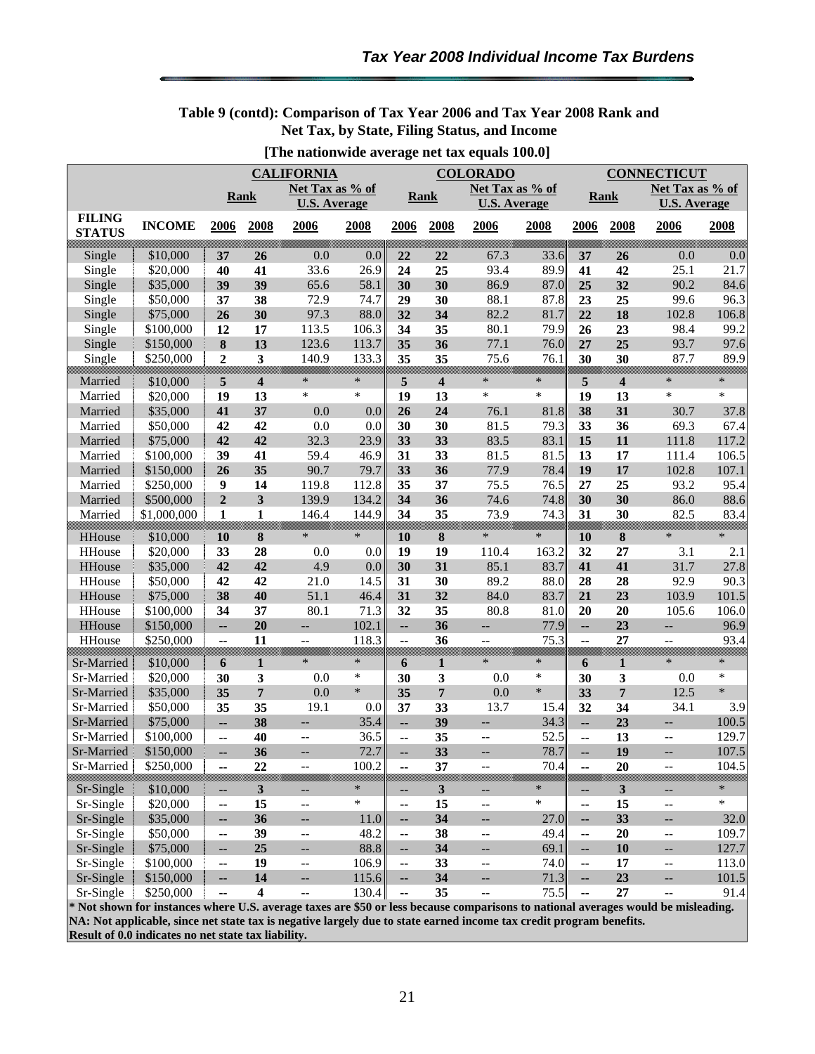## Table 9 (contd): Comparison of Tax Year 2006 and Tax Year 2008 Rank and Net Tax, by State, Filing Status, and Income

**[The nationwide average net tax equals 100.0]**

| | | CALIFORNIA | | | | COLORADO | | | | CONNECTICUT | | | |
|---|---|---|---|---|---|---|---|---|---|---|---|---|---|
| | | Rank | | Net Tax as % of U.S. Average | | Rank | | Net Tax as % of U.S. Average | | Rank | | Net Tax as % of U.S. Average | |
| FILING STATUS | INCOME | 2006 | 2008 | 2006 | 2008 | 2006 | 2008 | 2006 | 2008 | 2006 | 2008 | 2006 | 2008 |
| Single | $10,000 | 37 | 26 | 0.0 | 0.0 | 22 | 22 | 67.3 | 33.6 | 37 | 26 | 0.0 | 0.0 |
| Single | $20,000 | 40 | 41 | 33.6 | 26.9 | 24 | 25 | 93.4 | 89.9 | 41 | 42 | 25.1 | 21.7 |
| Single | $35,000 | 39 | 39 | 65.6 | 58.1 | 30 | 30 | 86.9 | 87.0 | 25 | 32 | 90.2 | 84.6 |
| Single | $50,000 | 37 | 38 | 72.9 | 74.7 | 29 | 30 | 88.1 | 87.8 | 23 | 25 | 99.6 | 96.3 |
| Single | $75,000 | 26 | 30 | 97.3 | 88.0 | 32 | 34 | 82.2 | 81.7 | 22 | 18 | 102.8 | 106.8 |
| Single | $100,000 | 12 | 17 | 113.5 | 106.3 | 34 | 35 | 80.1 | 79.9 | 26 | 23 | 98.4 | 99.2 |
| Single | $150,000 | 8 | 13 | 123.6 | 113.7 | 35 | 36 | 77.1 | 76.0 | 27 | 25 | 93.7 | 97.6 |
| Single | $250,000 | 2 | 3 | 140.9 | 133.3 | 35 | 35 | 75.6 | 76.1 | 30 | 30 | 87.7 | 89.9 |
| Married | $10,000 | 5 | 4 | * | * | 5 | 4 | * | * | 5 | 4 | * | * |
| Married | $20,000 | 19 | 13 | * | * | 19 | 13 | * | * | 19 | 13 | * | * |
| Married | $35,000 | 41 | 37 | 0.0 | 0.0 | 26 | 24 | 76.1 | 81.8 | 38 | 31 | 30.7 | 37.8 |
| Married | $50,000 | 42 | 42 | 0.0 | 0.0 | 30 | 30 | 81.5 | 79.3 | 33 | 36 | 69.3 | 67.4 |
| Married | $75,000 | 42 | 42 | 32.3 | 23.9 | 33 | 33 | 83.5 | 83.1 | 15 | 11 | 111.8 | 117.2 |
| Married | $100,000 | 39 | 41 | 59.4 | 46.9 | 31 | 33 | 81.5 | 81.5 | 13 | 17 | 111.4 | 106.5 |
| Married | $150,000 | 26 | 35 | 90.7 | 79.7 | 33 | 36 | 77.9 | 78.4 | 19 | 17 | 102.8 | 107.1 |
| Married | $250,000 | 9 | 14 | 119.8 | 112.8 | 35 | 37 | 75.5 | 76.5 | 27 | 25 | 93.2 | 95.4 |
| Married | $500,000 | 2 | 3 | 139.9 | 134.2 | 34 | 36 | 74.6 | 74.8 | 30 | 30 | 86.0 | 88.6 |
| Married | $1,000,000 | 1 | 1 | 146.4 | 144.9 | 34 | 35 | 73.9 | 74.3 | 31 | 30 | 82.5 | 83.4 |
| HHouse | $10,000 | 10 | 8 | * | * | 10 | 8 | * | * | 10 | 8 | * | * |
| HHouse | $20,000 | 33 | 28 | 0.0 | 0.0 | 19 | 19 | 110.4 | 163.2 | 32 | 27 | 3.1 | 2.1 |
| HHouse | $35,000 | 42 | 42 | 4.9 | 0.0 | 30 | 31 | 85.1 | 83.7 | 41 | 41 | 31.7 | 27.8 |
| HHouse | $50,000 | 42 | 42 | 21.0 | 14.5 | 31 | 30 | 89.2 | 88.0 | 28 | 28 | 92.9 | 90.3 |
| HHouse | $75,000 | 38 | 40 | 51.1 | 46.4 | 31 | 32 | 84.0 | 83.7 | 21 | 23 | 103.9 | 101.5 |
| HHouse | $100,000 | 34 | 37 | 80.1 | 71.3 | 32 | 35 | 80.8 | 81.0 | 20 | 20 | 105.6 | 106.0 |
| HHouse | $150,000 | -- | 20 | -- | 102.1 | -- | 36 | -- | 77.9 | -- | 23 | -- | 96.9 |
| HHouse | $250,000 | -- | 11 | -- | 118.3 | -- | 36 | -- | 75.3 | -- | 27 | -- | 93.4 |
| Sr-Married | $10,000 | 6 | 1 | * | * | 6 | 1 | * | * | 6 | 1 | * | * |
| Sr-Married | $20,000 | 30 | 3 | 0.0 | * | 30 | 3 | 0.0 | * | 30 | 3 | 0.0 | * |
| Sr-Married | $35,000 | 35 | 7 | 0.0 | * | 35 | 7 | 0.0 | * | 33 | 7 | 12.5 | * |
| Sr-Married | $50,000 | 35 | 35 | 19.1 | 0.0 | 37 | 33 | 13.7 | 15.4 | 32 | 34 | 34.1 | 3.9 |
| Sr-Married | $75,000 | -- | 38 | -- | 35.4 | -- | 39 | -- | 34.3 | -- | 23 | -- | 100.5 |
| Sr-Married | $100,000 | -- | 40 | -- | 36.5 | -- | 35 | -- | 52.5 | -- | 13 | -- | 129.7 |
| Sr-Married | $150,000 | -- | 36 | -- | 72.7 | -- | 33 | -- | 78.7 | -- | 19 | -- | 107.5 |
| Sr-Married | $250,000 | -- | 22 | -- | 100.2 | -- | 37 | -- | 70.4 | -- | 20 | -- | 104.5 |
| Sr-Single | $10,000 | -- | 3 | -- | * | -- | 3 | -- | * | -- | 3 | -- | * |
| Sr-Single | $20,000 | -- | 15 | -- | * | -- | 15 | -- | * | -- | 15 | -- | * |
| Sr-Single | $35,000 | -- | 36 | -- | 11.0 | -- | 34 | -- | 27.0 | -- | 33 | -- | 32.0 |
| Sr-Single | $50,000 | -- | 39 | -- | 48.2 | -- | 38 | -- | 49.4 | -- | 20 | -- | 109.7 |
| Sr-Single | $75,000 | -- | 25 | -- | 88.8 | -- | 34 | -- | 69.1 | -- | 10 | -- | 127.7 |
| Sr-Single | $100,000 | -- | 19 | -- | 106.9 | -- | 33 | -- | 74.0 | -- | 17 | -- | 113.0 |
| Sr-Single | $150,000 | -- | 14 | -- | 115.6 | -- | 34 | -- | 71.3 | -- | 23 | -- | 101.5 |
| Sr-Single | $250,000 | -- | 4 | -- | 130.4 | -- | 35 | -- | 75.5 | -- | 27 | -- | 91.4 |

**\* Not shown for instances where U.S. average taxes are $50 or less because comparisons to national averages would be misleading.**
**NA: Not applicable, since net state tax is negative largely due to state earned income tax credit program benefits.**
**Result of 0.0 indicates no net state tax liability.**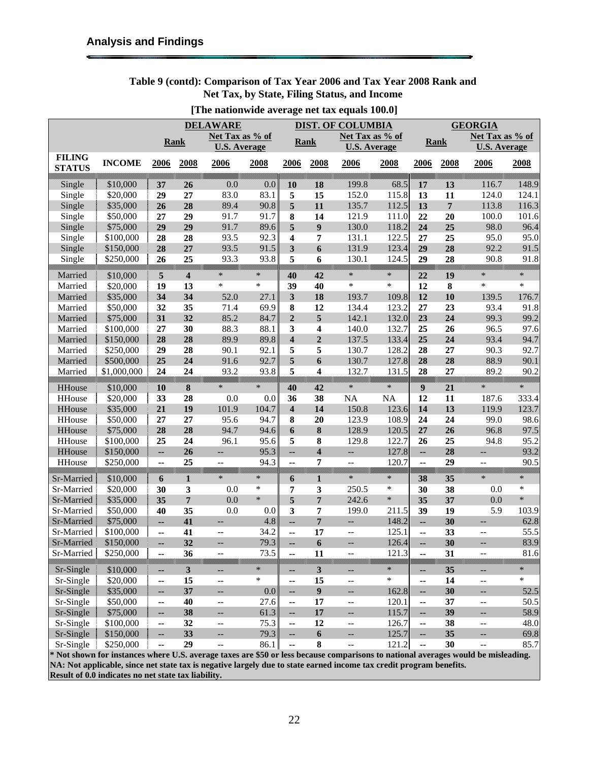## Analysis and Findings

**Table 9 (contd): Comparison of Tax Year 2006 and Tax Year 2008 Rank and Net Tax, by State, Filing Status, and Income**

**[The nationwide average net tax equals 100.0]**

| | | DELAWARE | | | | DIST. OF COLUMBIA | | | | GEORGIA | | | |
|---|---|---|---|---|---|---|---|---|---|---|---|---|---|
| | | Rank | | Net Tax as % of U.S. Average | | Rank | | Net Tax as % of U.S. Average | | Rank | | Net Tax as % of U.S. Average | |
| FILING STATUS | INCOME | 2006 | 2008 | 2006 | 2008 | 2006 | 2008 | 2006 | 2008 | 2006 | 2008 | 2006 | 2008 |
| Single | $10,000 | 37 | 26 | 0.0 | 0.0 | 10 | 18 | 199.8 | 68.5 | 17 | 13 | 116.7 | 148.9 |
| Single | $20,000 | 29 | 27 | 83.0 | 83.1 | 5 | 15 | 152.0 | 115.8 | 13 | 11 | 124.0 | 124.1 |
| Single | $35,000 | 26 | 28 | 89.4 | 90.8 | 5 | 11 | 135.7 | 112.5 | 13 | 7 | 113.8 | 116.3 |
| Single | $50,000 | 27 | 29 | 91.7 | 91.7 | 8 | 14 | 121.9 | 111.0 | 22 | 20 | 100.0 | 101.6 |
| Single | $75,000 | 29 | 29 | 91.7 | 89.6 | 5 | 9 | 130.0 | 118.2 | 24 | 25 | 98.0 | 96.4 |
| Single | $100,000 | 28 | 28 | 93.5 | 92.3 | 4 | 7 | 131.1 | 122.5 | 27 | 25 | 95.0 | 95.0 |
| Single | $150,000 | 28 | 27 | 93.5 | 91.5 | 3 | 6 | 131.9 | 123.4 | 29 | 28 | 92.2 | 91.5 |
| Single | $250,000 | 26 | 25 | 93.3 | 93.8 | 5 | 6 | 130.1 | 124.5 | 29 | 28 | 90.8 | 91.8 |
| Married | $10,000 | 5 | 4 | * | * | 40 | 42 | * | * | 22 | 19 | * | * |
| Married | $20,000 | 19 | 13 | * | * | 39 | 40 | * | * | 12 | 8 | * | * |
| Married | $35,000 | 34 | 34 | 52.0 | 27.1 | 3 | 18 | 193.7 | 109.8 | 12 | 10 | 139.5 | 176.7 |
| Married | $50,000 | 32 | 35 | 71.4 | 69.9 | 8 | 12 | 134.4 | 123.2 | 27 | 23 | 93.4 | 91.8 |
| Married | $75,000 | 31 | 32 | 85.2 | 84.7 | 2 | 5 | 142.1 | 132.0 | 23 | 24 | 99.3 | 99.2 |
| Married | $100,000 | 27 | 30 | 88.3 | 88.1 | 3 | 4 | 140.0 | 132.7 | 25 | 26 | 96.5 | 97.6 |
| Married | $150,000 | 28 | 28 | 89.9 | 89.8 | 4 | 2 | 137.5 | 133.4 | 25 | 24 | 93.4 | 94.7 |
| Married | $250,000 | 29 | 28 | 90.1 | 92.1 | 5 | 5 | 130.7 | 128.2 | 28 | 27 | 90.3 | 92.7 |
| Married | $500,000 | 25 | 24 | 91.6 | 92.7 | 5 | 6 | 130.7 | 127.8 | 28 | 28 | 88.9 | 90.1 |
| Married | $1,000,000 | 24 | 24 | 93.2 | 93.8 | 5 | 4 | 132.7 | 131.5 | 28 | 27 | 89.2 | 90.2 |
| HHouse | $10,000 | 10 | 8 | * | * | 40 | 42 | * | * | 9 | 21 | * | * |
| HHouse | $20,000 | 33 | 28 | 0.0 | 0.0 | 36 | 38 | NA | NA | 12 | 11 | 187.6 | 333.4 |
| HHouse | $35,000 | 21 | 19 | 101.9 | 104.7 | 4 | 14 | 150.8 | 123.6 | 14 | 13 | 119.9 | 123.7 |
| HHouse | $50,000 | 27 | 27 | 95.6 | 94.7 | 8 | 20 | 123.9 | 108.9 | 24 | 24 | 99.0 | 98.6 |
| HHouse | $75,000 | 28 | 28 | 94.7 | 94.6 | 6 | 8 | 128.9 | 120.5 | 27 | 26 | 96.8 | 97.5 |
| HHouse | $100,000 | 25 | 24 | 96.1 | 95.6 | 5 | 8 | 129.8 | 122.7 | 26 | 25 | 94.8 | 95.2 |
| HHouse | $150,000 | -- | 26 | -- | 95.3 | -- | 4 | -- | 127.8 | -- | 28 | -- | 93.2 |
| HHouse | $250,000 | -- | 25 | -- | 94.3 | -- | 7 | -- | 120.7 | -- | 29 | -- | 90.5 |
| Sr-Married | $10,000 | 6 | 1 | * | * | 6 | 1 | * | * | 38 | 35 | * | * |
| Sr-Married | $20,000 | 30 | 3 | 0.0 | * | 7 | 3 | 250.5 | * | 30 | 38 | 0.0 | * |
| Sr-Married | $35,000 | 35 | 7 | 0.0 | * | 5 | 7 | 242.6 | * | 35 | 37 | 0.0 | * |
| Sr-Married | $50,000 | 40 | 35 | 0.0 | 0.0 | 3 | 7 | 199.0 | 211.5 | 39 | 19 | 5.9 | 103.9 |
| Sr-Married | $75,000 | -- | 41 | -- | 4.8 | -- | 7 | -- | 148.2 | -- | 30 | -- | 62.8 |
| Sr-Married | $100,000 | -- | 41 | -- | 34.2 | -- | 17 | -- | 125.1 | -- | 33 | -- | 55.5 |
| Sr-Married | $150,000 | -- | 32 | -- | 79.3 | -- | 6 | -- | 126.4 | -- | 30 | -- | 83.9 |
| Sr-Married | $250,000 | -- | 36 | -- | 73.5 | -- | 11 | -- | 121.3 | -- | 31 | -- | 81.6 |
| Sr-Single | $10,000 | -- | 3 | -- | * | -- | 3 | -- | * | -- | 35 | -- | * |
| Sr-Single | $20,000 | -- | 15 | -- | * | -- | 15 | -- | * | -- | 14 | -- | * |
| Sr-Single | $35,000 | -- | 37 | -- | 0.0 | -- | 9 | -- | 162.8 | -- | 30 | -- | 52.5 |
| Sr-Single | $50,000 | -- | 40 | -- | 27.6 | -- | 17 | -- | 120.1 | -- | 37 | -- | 50.5 |
| Sr-Single | $75,000 | -- | 38 | -- | 61.3 | -- | 17 | -- | 115.7 | -- | 39 | -- | 58.9 |
| Sr-Single | $100,000 | -- | 32 | -- | 75.3 | -- | 12 | -- | 126.7 | -- | 38 | -- | 48.0 |
| Sr-Single | $150,000 | -- | 33 | -- | 79.3 | -- | 6 | -- | 125.7 | -- | 35 | -- | 69.8 |
| Sr-Single | $250,000 | -- | 29 | -- | 86.1 | -- | 8 | -- | 121.2 | -- | 30 | -- | 85.7 |

**\* Not shown for instances where U.S. average taxes are $50 or less because comparisons to national averages would be misleading.**
**NA: Not applicable, since net state tax is negative largely due to state earned income tax credit program benefits.**
**Result of 0.0 indicates no net state tax liability.**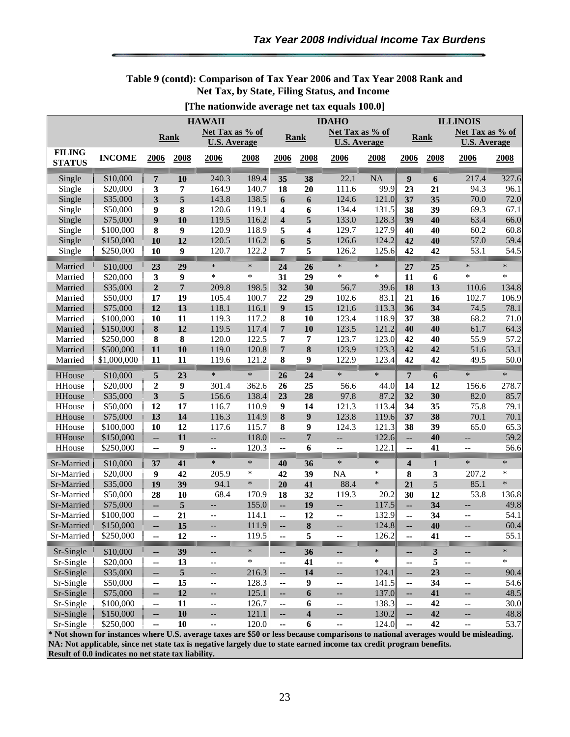## Table 9 (contd): Comparison of Tax Year 2006 and Tax Year 2008 Rank and Net Tax, by State, Filing Status, and Income

**[The nationwide average net tax equals 100.0]**

| | | HAWAII | | | | IDAHO | | | | ILLINOIS | | | |
|---|---|---|---|---|---|---|---|---|---|---|---|---|---|
| | | Rank | | Net Tax as % of U.S. Average | | Rank | | Net Tax as % of U.S. Average | | Rank | | Net Tax as % of U.S. Average | |
| FILING STATUS | INCOME | 2006 | 2008 | 2006 | 2008 | 2006 | 2008 | 2006 | 2008 | 2006 | 2008 | 2006 | 2008 |
| Single | $10,000 | 7 | 10 | 240.3 | 189.4 | 35 | 38 | 22.1 | NA | 9 | 6 | 217.4 | 327.6 |
| Single | $20,000 | 3 | 7 | 164.9 | 140.7 | 18 | 20 | 111.6 | 99.9 | 23 | 21 | 94.3 | 96.1 |
| Single | $35,000 | 3 | 5 | 143.8 | 138.5 | 6 | 6 | 124.6 | 121.0 | 37 | 35 | 70.0 | 72.0 |
| Single | $50,000 | 9 | 8 | 120.6 | 119.1 | 4 | 6 | 134.4 | 131.5 | 38 | 39 | 69.3 | 67.1 |
| Single | $75,000 | 9 | 10 | 119.5 | 116.2 | 4 | 5 | 133.0 | 128.3 | 39 | 40 | 63.4 | 66.0 |
| Single | $100,000 | 8 | 9 | 120.9 | 118.9 | 5 | 4 | 129.7 | 127.9 | 40 | 40 | 60.2 | 60.8 |
| Single | $150,000 | 10 | 12 | 120.5 | 116.2 | 6 | 5 | 126.6 | 124.2 | 42 | 40 | 57.0 | 59.4 |
| Single | $250,000 | 10 | 9 | 120.7 | 122.2 | 7 | 5 | 126.2 | 125.6 | 42 | 42 | 53.1 | 54.5 |
| Married | $10,000 | 23 | 29 | * | * | 24 | 26 | * | * | 27 | 25 | * | * |
| Married | $20,000 | 3 | 9 | * | * | 31 | 29 | * | * | 11 | 6 | * | * |
| Married | $35,000 | 2 | 7 | 209.8 | 198.5 | 32 | 30 | 56.7 | 39.6 | 18 | 13 | 110.6 | 134.8 |
| Married | $50,000 | 17 | 19 | 105.4 | 100.7 | 22 | 29 | 102.6 | 83.1 | 21 | 16 | 102.7 | 106.9 |
| Married | $75,000 | 12 | 13 | 118.1 | 116.1 | 9 | 15 | 121.6 | 113.3 | 36 | 34 | 74.5 | 78.1 |
| Married | $100,000 | 10 | 11 | 119.3 | 117.2 | 8 | 10 | 123.4 | 118.9 | 37 | 38 | 68.2 | 71.0 |
| Married | $150,000 | 8 | 12 | 119.5 | 117.4 | 7 | 10 | 123.5 | 121.2 | 40 | 40 | 61.7 | 64.3 |
| Married | $250,000 | 8 | 8 | 120.0 | 122.5 | 7 | 7 | 123.7 | 123.0 | 42 | 40 | 55.9 | 57.2 |
| Married | $500,000 | 11 | 10 | 119.0 | 120.8 | 7 | 8 | 123.9 | 123.3 | 42 | 42 | 51.6 | 53.1 |
| Married | $1,000,000 | 11 | 11 | 119.6 | 121.2 | 8 | 9 | 122.9 | 123.4 | 42 | 42 | 49.5 | 50.0 |
| HHouse | $10,000 | 5 | 23 | * | * | 26 | 24 | * | * | 7 | 6 | * | * |
| HHouse | $20,000 | 2 | 9 | 301.4 | 362.6 | 26 | 25 | 56.6 | 44.0 | 14 | 12 | 156.6 | 278.7 |
| HHouse | $35,000 | 3 | 5 | 156.6 | 138.4 | 23 | 28 | 97.8 | 87.2 | 32 | 30 | 82.0 | 85.7 |
| HHouse | $50,000 | 12 | 17 | 116.7 | 110.9 | 9 | 14 | 121.3 | 113.4 | 34 | 35 | 75.8 | 79.1 |
| HHouse | $75,000 | 13 | 14 | 116.3 | 114.9 | 8 | 9 | 123.8 | 119.6 | 37 | 38 | 70.1 | 70.1 |
| HHouse | $100,000 | 10 | 12 | 117.6 | 115.7 | 8 | 9 | 124.3 | 121.3 | 38 | 39 | 65.0 | 65.3 |
| HHouse | $150,000 | -- | 11 | -- | 118.0 | -- | 7 | -- | 122.6 | -- | 40 | -- | 59.2 |
| HHouse | $250,000 | -- | 9 | -- | 120.3 | -- | 6 | -- | 122.1 | -- | 41 | -- | 56.6 |
| Sr-Married | $10,000 | 37 | 41 | * | * | 40 | 36 | * | * | 4 | 1 | * | * |
| Sr-Married | $20,000 | 9 | 42 | 205.9 | * | 42 | 39 | NA | * | 8 | 3 | 207.2 | * |
| Sr-Married | $35,000 | 19 | 39 | 94.1 | * | 20 | 41 | 88.4 | * | 21 | 5 | 85.1 | * |
| Sr-Married | $50,000 | 28 | 10 | 68.4 | 170.9 | 18 | 32 | 119.3 | 20.2 | 30 | 12 | 53.8 | 136.8 |
| Sr-Married | $75,000 | -- | 5 | -- | 155.0 | -- | 19 | -- | 117.5 | -- | 34 | -- | 49.8 |
| Sr-Married | $100,000 | -- | 21 | -- | 114.1 | -- | 12 | -- | 132.9 | -- | 34 | -- | 54.1 |
| Sr-Married | $150,000 | -- | 15 | -- | 111.9 | -- | 8 | -- | 124.8 | -- | 40 | -- | 60.4 |
| Sr-Married | $250,000 | -- | 12 | -- | 119.5 | -- | 5 | -- | 126.2 | -- | 41 | -- | 55.1 |
| Sr-Single | $10,000 | -- | 39 | -- | * | -- | 36 | -- | * | -- | 3 | -- | * |
| Sr-Single | $20,000 | -- | 13 | -- | * | -- | 41 | -- | * | -- | 5 | -- | * |
| Sr-Single | $35,000 | -- | 5 | -- | 216.3 | -- | 14 | -- | 124.1 | -- | 23 | -- | 90.4 |
| Sr-Single | $50,000 | -- | 15 | -- | 128.3 | -- | 9 | -- | 141.5 | -- | 34 | -- | 54.6 |
| Sr-Single | $75,000 | -- | 12 | -- | 125.1 | -- | 6 | -- | 137.0 | -- | 41 | -- | 48.5 |
| Sr-Single | $100,000 | -- | 11 | -- | 126.7 | -- | 6 | -- | 138.3 | -- | 42 | -- | 30.0 |
| Sr-Single | $150,000 | -- | 10 | -- | 121.1 | -- | 4 | -- | 130.2 | -- | 42 | -- | 48.8 |
| Sr-Single | $250,000 | -- | 10 | -- | 120.0 | -- | 6 | -- | 124.0 | -- | 42 | -- | 53.7 |

**\* Not shown for instances where U.S. average taxes are $50 or less because comparisons to national averages would be misleading.**
**NA: Not applicable, since net state tax is negative largely due to state earned income tax credit program benefits.**
**Result of 0.0 indicates no net state tax liability.**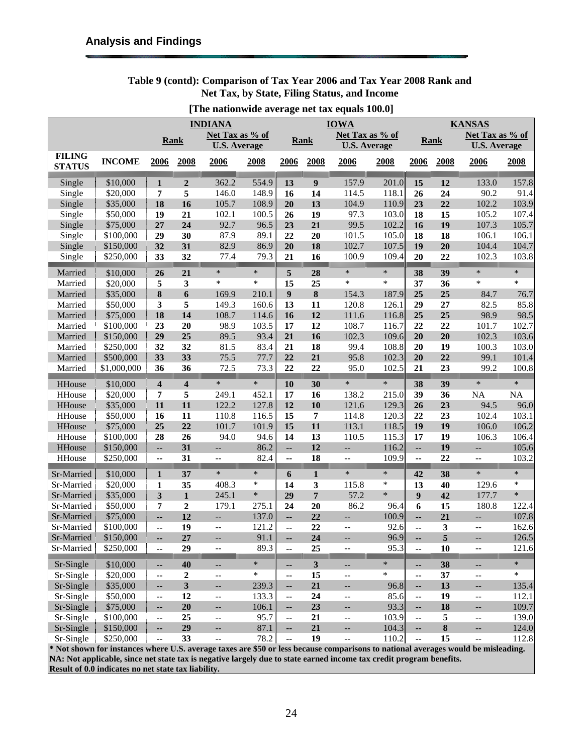## Analysis and Findings

**Table 9 (contd): Comparison of Tax Year 2006 and Tax Year 2008 Rank and Net Tax, by State, Filing Status, and Income**

**[The nationwide average net tax equals 100.0]**

| | | INDIANA | | | | IOWA | | | | KANSAS | | | |
|---|---|---|---|---|---|---|---|---|---|---|---|---|---|
| | | Rank | | Net Tax as % of U.S. Average | | Rank | | Net Tax as % of U.S. Average | | Rank | | Net Tax as % of U.S. Average | |
| FILING STATUS | INCOME | 2006 | 2008 | 2006 | 2008 | 2006 | 2008 | 2006 | 2008 | 2006 | 2008 | 2006 | 2008 |
| Single | $10,000 | 1 | 2 | 362.2 | 554.9 | 13 | 9 | 157.9 | 201.0 | 15 | 12 | 133.0 | 157.8 |
| Single | $20,000 | 7 | 5 | 146.0 | 148.9 | 16 | 14 | 114.5 | 118.1 | 26 | 24 | 90.2 | 91.4 |
| Single | $35,000 | 18 | 16 | 105.7 | 108.9 | 20 | 13 | 104.9 | 110.9 | 23 | 22 | 102.2 | 103.9 |
| Single | $50,000 | 19 | 21 | 102.1 | 100.5 | 26 | 19 | 97.3 | 103.0 | 18 | 15 | 105.2 | 107.4 |
| Single | $75,000 | 27 | 24 | 92.7 | 96.5 | 23 | 21 | 99.5 | 102.2 | 16 | 19 | 107.3 | 105.7 |
| Single | $100,000 | 29 | 30 | 87.9 | 89.1 | 22 | 20 | 101.5 | 105.0 | 18 | 18 | 106.1 | 106.1 |
| Single | $150,000 | 32 | 31 | 82.9 | 86.9 | 20 | 18 | 102.7 | 107.5 | 19 | 20 | 104.4 | 104.7 |
| Single | $250,000 | 33 | 32 | 77.4 | 79.3 | 21 | 16 | 100.9 | 109.4 | 20 | 22 | 102.3 | 103.8 |
| Married | $10,000 | 26 | 21 | * | * | 5 | 28 | * | * | 38 | 39 | * | * |
| Married | $20,000 | 5 | 3 | * | * | 15 | 25 | * | * | 37 | 36 | * | * |
| Married | $35,000 | 8 | 6 | 169.9 | 210.1 | 9 | 8 | 154.3 | 187.9 | 25 | 25 | 84.7 | 76.7 |
| Married | $50,000 | 3 | 5 | 149.3 | 160.6 | 13 | 11 | 120.8 | 126.1 | 29 | 27 | 82.5 | 85.8 |
| Married | $75,000 | 18 | 14 | 108.7 | 114.6 | 16 | 12 | 111.6 | 116.8 | 25 | 25 | 98.9 | 98.5 |
| Married | $100,000 | 23 | 20 | 98.9 | 103.5 | 17 | 12 | 108.7 | 116.7 | 22 | 22 | 101.7 | 102.7 |
| Married | $150,000 | 29 | 25 | 89.5 | 93.4 | 21 | 16 | 102.3 | 109.6 | 20 | 20 | 102.3 | 103.6 |
| Married | $250,000 | 32 | 32 | 81.5 | 83.4 | 21 | 18 | 99.4 | 108.8 | 20 | 19 | 100.3 | 103.0 |
| Married | $500,000 | 33 | 33 | 75.5 | 77.7 | 22 | 21 | 95.8 | 102.3 | 20 | 22 | 99.1 | 101.4 |
| Married | $1,000,000 | 36 | 36 | 72.5 | 73.3 | 22 | 22 | 95.0 | 102.5 | 21 | 23 | 99.2 | 100.8 |
| HHouse | $10,000 | 4 | 4 | * | * | 10 | 30 | * | * | 38 | 39 | * | * |
| HHouse | $20,000 | 7 | 5 | 249.1 | 452.1 | 17 | 16 | 138.2 | 215.0 | 39 | 36 | NA | NA |
| HHouse | $35,000 | 11 | 11 | 122.2 | 127.8 | 12 | 10 | 121.6 | 129.3 | 26 | 23 | 94.5 | 96.0 |
| HHouse | $50,000 | 16 | 11 | 110.8 | 116.5 | 15 | 7 | 114.8 | 120.3 | 22 | 23 | 102.4 | 103.1 |
| HHouse | $75,000 | 25 | 22 | 101.7 | 101.9 | 15 | 11 | 113.1 | 118.5 | 19 | 19 | 106.0 | 106.2 |
| HHouse | $100,000 | 28 | 26 | 94.0 | 94.6 | 14 | 13 | 110.5 | 115.3 | 17 | 19 | 106.3 | 106.4 |
| HHouse | $150,000 | -- | 31 | -- | 86.2 | -- | 12 | -- | 116.2 | -- | 19 | -- | 105.6 |
| HHouse | $250,000 | -- | 31 | -- | 82.4 | -- | 18 | -- | 109.9 | -- | 22 | -- | 103.2 |
| Sr-Married | $10,000 | 1 | 37 | * | * | 6 | 1 | * | * | 42 | 38 | * | * |
| Sr-Married | $20,000 | 1 | 35 | 408.3 | * | 14 | 3 | 115.8 | * | 13 | 40 | 129.6 | * |
| Sr-Married | $35,000 | 3 | 1 | 245.1 | * | 29 | 7 | 57.2 | * | 9 | 42 | 177.7 | * |
| Sr-Married | $50,000 | 7 | 2 | 179.1 | 275.1 | 24 | 20 | 86.2 | 96.4 | 6 | 15 | 180.8 | 122.4 |
| Sr-Married | $75,000 | -- | 12 | -- | 137.0 | -- | 22 | -- | 100.9 | -- | 21 | -- | 107.8 |
| Sr-Married | $100,000 | -- | 19 | -- | 121.2 | -- | 22 | -- | 92.6 | -- | 3 | -- | 162.6 |
| Sr-Married | $150,000 | -- | 27 | -- | 91.1 | -- | 24 | -- | 96.9 | -- | 5 | -- | 126.5 |
| Sr-Married | $250,000 | -- | 29 | -- | 89.3 | -- | 25 | -- | 95.3 | -- | 10 | -- | 121.6 |
| Sr-Single | $10,000 | -- | 40 | -- | * | -- | 3 | -- | * | -- | 38 | -- | * |
| Sr-Single | $20,000 | -- | 2 | -- | * | -- | 15 | -- | * | -- | 37 | -- | * |
| Sr-Single | $35,000 | -- | 3 | -- | 239.3 | -- | 21 | -- | 96.8 | -- | 13 | -- | 135.4 |
| Sr-Single | $50,000 | -- | 12 | -- | 133.3 | -- | 24 | -- | 85.6 | -- | 19 | -- | 112.1 |
| Sr-Single | $75,000 | -- | 20 | -- | 106.1 | -- | 23 | -- | 93.3 | -- | 18 | -- | 109.7 |
| Sr-Single | $100,000 | -- | 25 | -- | 95.7 | -- | 21 | -- | 103.9 | -- | 5 | -- | 139.0 |
| Sr-Single | $150,000 | -- | 29 | -- | 87.1 | -- | 21 | -- | 104.3 | -- | 8 | -- | 124.0 |
| Sr-Single | $250,000 | -- | 33 | -- | 78.2 | -- | 19 | -- | 110.2 | -- | 15 | -- | 112.8 |

**\* Not shown for instances where U.S. average taxes are $50 or less because comparisons to national averages would be misleading.**
**NA: Not applicable, since net state tax is negative largely due to state earned income tax credit program benefits.**
**Result of 0.0 indicates no net state tax liability.**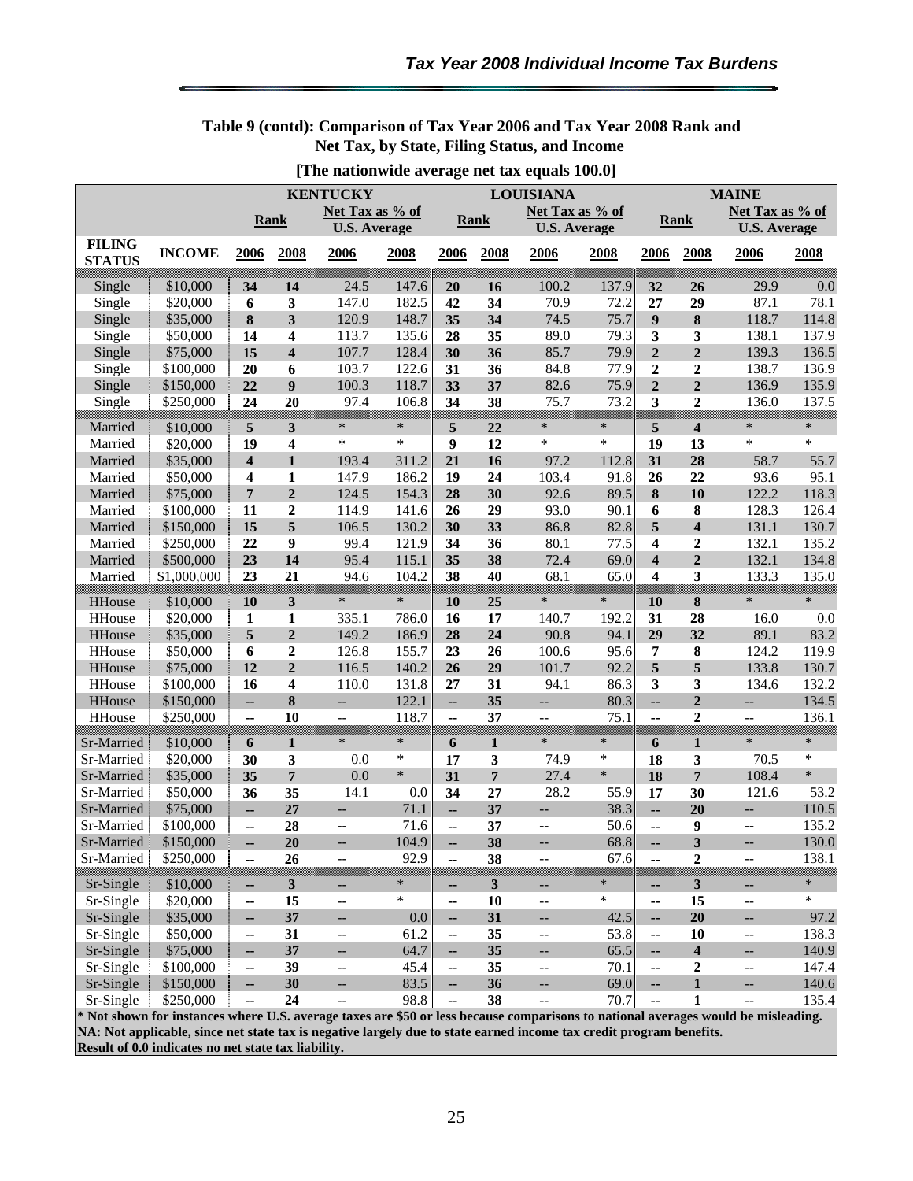## Table 9 (contd): Comparison of Tax Year 2006 and Tax Year 2008 Rank and Net Tax, by State, Filing Status, and Income

**[The nationwide average net tax equals 100.0]**

| | | KENTUCKY | | | | LOUISIANA | | | | MAINE | | | |
|---|---|---|---|---|---|---|---|---|---|---|---|---|---|
| | | Rank | | Net Tax as % of U.S. Average | | Rank | | Net Tax as % of U.S. Average | | Rank | | Net Tax as % of U.S. Average | |
| FILING STATUS | INCOME | 2006 | 2008 | 2006 | 2008 | 2006 | 2008 | 2006 | 2008 | 2006 | 2008 | 2006 | 2008 |
| Single | $10,000 | 34 | 14 | 24.5 | 147.6 | 20 | 16 | 100.2 | 137.9 | 32 | 26 | 29.9 | 0.0 |
| Single | $20,000 | 6 | 3 | 147.0 | 182.5 | 42 | 34 | 70.9 | 72.2 | 27 | 29 | 87.1 | 78.1 |
| Single | $35,000 | 8 | 3 | 120.9 | 148.7 | 35 | 34 | 74.5 | 75.7 | 9 | 8 | 118.7 | 114.8 |
| Single | $50,000 | 14 | 4 | 113.7 | 135.6 | 28 | 35 | 89.0 | 79.3 | 3 | 3 | 138.1 | 137.9 |
| Single | $75,000 | 15 | 4 | 107.7 | 128.4 | 30 | 36 | 85.7 | 79.9 | 2 | 2 | 139.3 | 136.5 |
| Single | $100,000 | 20 | 6 | 103.7 | 122.6 | 31 | 36 | 84.8 | 77.9 | 2 | 2 | 138.7 | 136.9 |
| Single | $150,000 | 22 | 9 | 100.3 | 118.7 | 33 | 37 | 82.6 | 75.9 | 2 | 2 | 136.9 | 135.9 |
| Single | $250,000 | 24 | 20 | 97.4 | 106.8 | 34 | 38 | 75.7 | 73.2 | 3 | 2 | 136.0 | 137.5 |
| Married | $10,000 | 5 | 3 | * | * | 5 | 22 | * | * | 5 | 4 | * | * |
| Married | $20,000 | 19 | 4 | * | * | 9 | 12 | * | * | 19 | 13 | * | * |
| Married | $35,000 | 4 | 1 | 193.4 | 311.2 | 21 | 16 | 97.2 | 112.8 | 31 | 28 | 58.7 | 55.7 |
| Married | $50,000 | 4 | 1 | 147.9 | 186.2 | 19 | 24 | 103.4 | 91.8 | 26 | 22 | 93.6 | 95.1 |
| Married | $75,000 | 7 | 2 | 124.5 | 154.3 | 28 | 30 | 92.6 | 89.5 | 8 | 10 | 122.2 | 118.3 |
| Married | $100,000 | 11 | 2 | 114.9 | 141.6 | 26 | 29 | 93.0 | 90.1 | 6 | 8 | 128.3 | 126.4 |
| Married | $150,000 | 15 | 5 | 106.5 | 130.2 | 30 | 33 | 86.8 | 82.8 | 5 | 4 | 131.1 | 130.7 |
| Married | $250,000 | 22 | 9 | 99.4 | 121.9 | 34 | 36 | 80.1 | 77.5 | 4 | 2 | 132.1 | 135.2 |
| Married | $500,000 | 23 | 14 | 95.4 | 115.1 | 35 | 38 | 72.4 | 69.0 | 4 | 2 | 132.1 | 134.8 |
| Married | $1,000,000 | 23 | 21 | 94.6 | 104.2 | 38 | 40 | 68.1 | 65.0 | 4 | 3 | 133.3 | 135.0 |
| HHouse | $10,000 | 10 | 3 | * | * | 10 | 25 | * | * | 10 | 8 | * | * |
| HHouse | $20,000 | 1 | 1 | 335.1 | 786.0 | 16 | 17 | 140.7 | 192.2 | 31 | 28 | 16.0 | 0.0 |
| HHouse | $35,000 | 5 | 2 | 149.2 | 186.9 | 28 | 24 | 90.8 | 94.1 | 29 | 32 | 89.1 | 83.2 |
| HHouse | $50,000 | 6 | 2 | 126.8 | 155.7 | 23 | 26 | 100.6 | 95.6 | 7 | 8 | 124.2 | 119.9 |
| HHouse | $75,000 | 12 | 2 | 116.5 | 140.2 | 26 | 29 | 101.7 | 92.2 | 5 | 5 | 133.8 | 130.7 |
| HHouse | $100,000 | 16 | 4 | 110.0 | 131.8 | 27 | 31 | 94.1 | 86.3 | 3 | 3 | 134.6 | 132.2 |
| HHouse | $150,000 | -- | 8 | -- | 122.1 | -- | 35 | -- | 80.3 | -- | 2 | -- | 134.5 |
| HHouse | $250,000 | -- | 10 | -- | 118.7 | -- | 37 | -- | 75.1 | -- | 2 | -- | 136.1 |
| Sr-Married | $10,000 | 6 | 1 | * | * | 6 | 1 | * | * | 6 | 1 | * | * |
| Sr-Married | $20,000 | 30 | 3 | 0.0 | * | 17 | 3 | 74.9 | * | 18 | 3 | 70.5 | * |
| Sr-Married | $35,000 | 35 | 7 | 0.0 | * | 31 | 7 | 27.4 | * | 18 | 7 | 108.4 | * |
| Sr-Married | $50,000 | 36 | 35 | 14.1 | 0.0 | 34 | 27 | 28.2 | 55.9 | 17 | 30 | 121.6 | 53.2 |
| Sr-Married | $75,000 | -- | 27 | -- | 71.1 | -- | 37 | -- | 38.3 | -- | 20 | -- | 110.5 |
| Sr-Married | $100,000 | -- | 28 | -- | 71.6 | -- | 37 | -- | 50.6 | -- | 9 | -- | 135.2 |
| Sr-Married | $150,000 | -- | 20 | -- | 104.9 | -- | 38 | -- | 68.8 | -- | 3 | -- | 130.0 |
| Sr-Married | $250,000 | -- | 26 | -- | 92.9 | -- | 38 | -- | 67.6 | -- | 2 | -- | 138.1 |
| Sr-Single | $10,000 | -- | 3 | -- | * | -- | 3 | -- | * | -- | 3 | -- | * |
| Sr-Single | $20,000 | -- | 15 | -- | * | -- | 10 | -- | * | -- | 15 | -- | * |
| Sr-Single | $35,000 | -- | 37 | -- | 0.0 | -- | 31 | -- | 42.5 | -- | 20 | -- | 97.2 |
| Sr-Single | $50,000 | -- | 31 | -- | 61.2 | -- | 35 | -- | 53.8 | -- | 10 | -- | 138.3 |
| Sr-Single | $75,000 | -- | 37 | -- | 64.7 | -- | 35 | -- | 65.5 | -- | 4 | -- | 140.9 |
| Sr-Single | $100,000 | -- | 39 | -- | 45.4 | -- | 35 | -- | 70.1 | -- | 2 | -- | 147.4 |
| Sr-Single | $150,000 | -- | 30 | -- | 83.5 | -- | 36 | -- | 69.0 | -- | 1 | -- | 140.6 |
| Sr-Single | $250,000 | -- | 24 | -- | 98.8 | -- | 38 | -- | 70.7 | -- | 1 | -- | 135.4 |

**\* Not shown for instances where U.S. average taxes are $50 or less because comparisons to national averages would be misleading.**
**NA: Not applicable, since net state tax is negative largely due to state earned income tax credit program benefits.**
**Result of 0.0 indicates no net state tax liability.**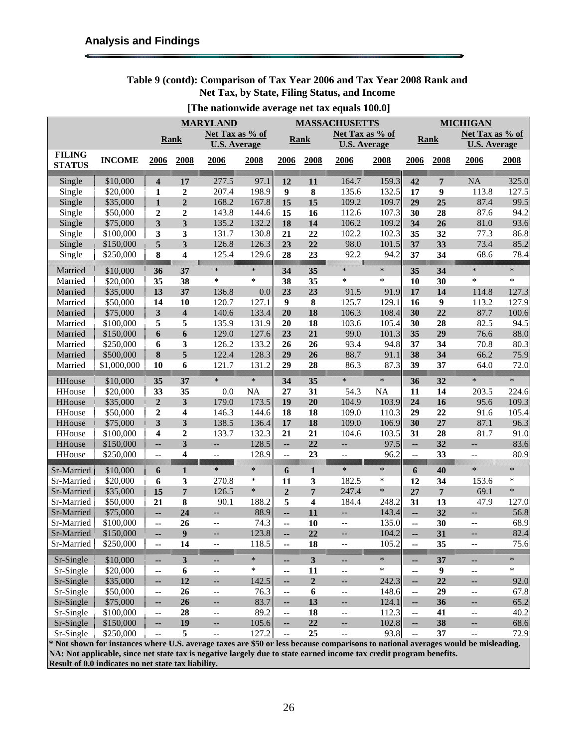## Analysis and Findings

**Table 9 (contd): Comparison of Tax Year 2006 and Tax Year 2008 Rank and Net Tax, by State, Filing Status, and Income**

**[The nationwide average net tax equals 100.0]**

| | | MARYLAND | | | | MASSACHUSETTS | | | | MICHIGAN | | | |
|---|---|---|---|---|---|---|---|---|---|---|---|---|---|
| | | Rank | | Net Tax as % of U.S. Average | | Rank | | Net Tax as % of U.S. Average | | Rank | | Net Tax as % of U.S. Average | |
| FILING STATUS | INCOME | 2006 | 2008 | 2006 | 2008 | 2006 | 2008 | 2006 | 2008 | 2006 | 2008 | 2006 | 2008 |
| Single | $10,000 | 4 | 17 | 277.5 | 97.1 | 12 | 11 | 164.7 | 159.3 | 42 | 7 | NA | 325.0 |
| Single | $20,000 | 1 | 2 | 207.4 | 198.9 | 9 | 8 | 135.6 | 132.5 | 17 | 9 | 113.8 | 127.5 |
| Single | $35,000 | 1 | 2 | 168.2 | 167.8 | 15 | 15 | 109.2 | 109.7 | 29 | 25 | 87.4 | 99.5 |
| Single | $50,000 | 2 | 2 | 143.8 | 144.6 | 15 | 16 | 112.6 | 107.3 | 30 | 28 | 87.6 | 94.2 |
| Single | $75,000 | 3 | 3 | 135.2 | 132.2 | 18 | 14 | 106.2 | 109.2 | 34 | 26 | 81.0 | 93.6 |
| Single | $100,000 | 3 | 3 | 131.7 | 130.8 | 21 | 22 | 102.2 | 102.3 | 35 | 32 | 77.3 | 86.8 |
| Single | $150,000 | 5 | 3 | 126.8 | 126.3 | 23 | 22 | 98.0 | 101.5 | 37 | 33 | 73.4 | 85.2 |
| Single | $250,000 | 8 | 4 | 125.4 | 129.6 | 28 | 23 | 92.2 | 94.2 | 37 | 34 | 68.6 | 78.4 |
| Married | $10,000 | 36 | 37 | * | * | 34 | 35 | * | * | 35 | 34 | * | * |
| Married | $20,000 | 35 | 38 | * | * | 38 | 35 | * | * | 10 | 30 | * | * |
| Married | $35,000 | 13 | 37 | 136.8 | 0.0 | 23 | 23 | 91.5 | 91.9 | 17 | 14 | 114.8 | 127.3 |
| Married | $50,000 | 14 | 10 | 120.7 | 127.1 | 9 | 8 | 125.7 | 129.1 | 16 | 9 | 113.2 | 127.9 |
| Married | $75,000 | 3 | 4 | 140.6 | 133.4 | 20 | 18 | 106.3 | 108.4 | 30 | 22 | 87.7 | 100.6 |
| Married | $100,000 | 5 | 5 | 135.9 | 131.9 | 20 | 18 | 103.6 | 105.4 | 30 | 28 | 82.5 | 94.5 |
| Married | $150,000 | 6 | 6 | 129.0 | 127.6 | 23 | 21 | 99.0 | 101.3 | 35 | 29 | 76.6 | 88.0 |
| Married | $250,000 | 6 | 3 | 126.2 | 133.2 | 26 | 26 | 93.4 | 94.8 | 37 | 34 | 70.8 | 80.3 |
| Married | $500,000 | 8 | 5 | 122.4 | 128.3 | 29 | 26 | 88.7 | 91.1 | 38 | 34 | 66.2 | 75.9 |
| Married | $1,000,000 | 10 | 6 | 121.7 | 131.2 | 29 | 28 | 86.3 | 87.3 | 39 | 37 | 64.0 | 72.0 |
| HHouse | $10,000 | 35 | 37 | * | * | 34 | 35 | * | * | 36 | 32 | * | * |
| HHouse | $20,000 | 33 | 35 | 0.0 | NA | 27 | 31 | 54.3 | NA | 11 | 14 | 203.5 | 224.6 |
| HHouse | $35,000 | 2 | 3 | 179.0 | 173.5 | 19 | 20 | 104.9 | 103.9 | 24 | 16 | 95.6 | 109.3 |
| HHouse | $50,000 | 2 | 4 | 146.3 | 144.6 | 18 | 18 | 109.0 | 110.3 | 29 | 22 | 91.6 | 105.4 |
| HHouse | $75,000 | 3 | 3 | 138.5 | 136.4 | 17 | 18 | 109.0 | 106.9 | 30 | 27 | 87.1 | 96.3 |
| HHouse | $100,000 | 4 | 2 | 133.7 | 132.3 | 21 | 21 | 104.6 | 103.5 | 31 | 28 | 81.7 | 91.0 |
| HHouse | $150,000 | -- | 3 | -- | 128.5 | -- | 22 | -- | 97.5 | -- | 32 | -- | 83.6 |
| HHouse | $250,000 | -- | 4 | -- | 128.9 | -- | 23 | -- | 96.2 | -- | 33 | -- | 80.9 |
| Sr-Married | $10,000 | 6 | 1 | * | * | 6 | 1 | * | * | 6 | 40 | * | * |
| Sr-Married | $20,000 | 6 | 3 | 270.8 | * | 11 | 3 | 182.5 | * | 12 | 34 | 153.6 | * |
| Sr-Married | $35,000 | 15 | 7 | 126.5 | * | 2 | 7 | 247.4 | * | 27 | 7 | 69.1 | * |
| Sr-Married | $50,000 | 21 | 8 | 90.1 | 188.2 | 5 | 4 | 184.4 | 248.2 | 31 | 13 | 47.9 | 127.0 |
| Sr-Married | $75,000 | -- | 24 | -- | 88.9 | -- | 11 | -- | 143.4 | -- | 32 | -- | 56.8 |
| Sr-Married | $100,000 | -- | 26 | -- | 74.3 | -- | 10 | -- | 135.0 | -- | 30 | -- | 68.9 |
| Sr-Married | $150,000 | -- | 9 | -- | 123.8 | -- | 22 | -- | 104.2 | -- | 31 | -- | 82.4 |
| Sr-Married | $250,000 | -- | 14 | -- | 118.5 | -- | 18 | -- | 105.2 | -- | 35 | -- | 75.6 |
| Sr-Single | $10,000 | -- | 3 | -- | * | -- | 3 | -- | * | -- | 37 | -- | * |
| Sr-Single | $20,000 | -- | 6 | -- | * | -- | 11 | -- | * | -- | 9 | -- | * |
| Sr-Single | $35,000 | -- | 12 | -- | 142.5 | -- | 2 | -- | 242.3 | -- | 22 | -- | 92.0 |
| Sr-Single | $50,000 | -- | 26 | -- | 76.3 | -- | 6 | -- | 148.6 | -- | 29 | -- | 67.8 |
| Sr-Single | $75,000 | -- | 26 | -- | 83.7 | -- | 13 | -- | 124.1 | -- | 36 | -- | 65.2 |
| Sr-Single | $100,000 | -- | 28 | -- | 89.2 | -- | 18 | -- | 112.3 | -- | 41 | -- | 40.2 |
| Sr-Single | $150,000 | -- | 19 | -- | 105.6 | -- | 22 | -- | 102.8 | -- | 38 | -- | 68.6 |
| Sr-Single | $250,000 | -- | 5 | -- | 127.2 | -- | 25 | -- | 93.8 | -- | 37 | -- | 72.9 |

**\* Not shown for instances where U.S. average taxes are $50 or less because comparisons to national averages would be misleading.**
**NA: Not applicable, since net state tax is negative largely due to state earned income tax credit program benefits.**
**Result of 0.0 indicates no net state tax liability.**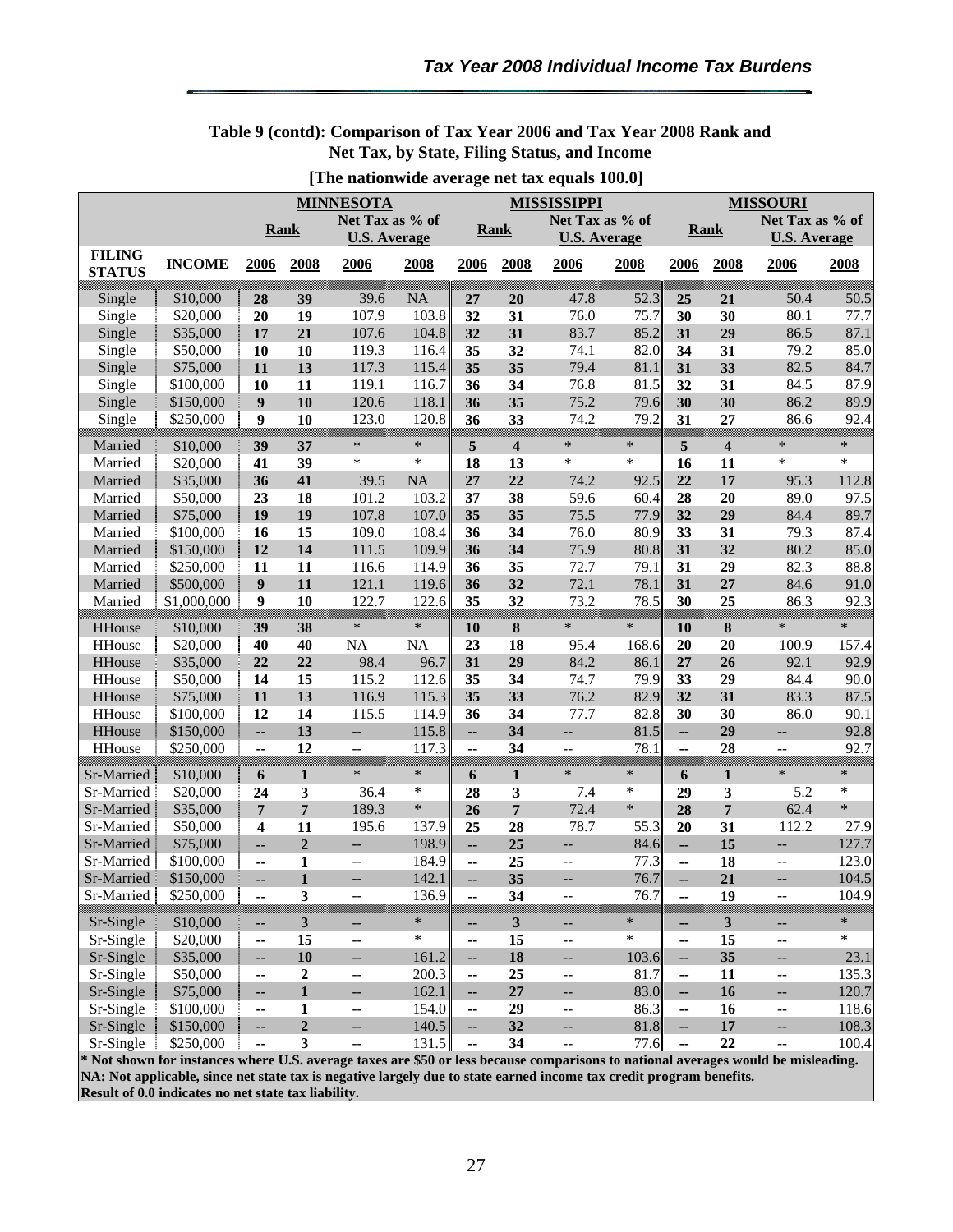## Table 9 (contd): Comparison of Tax Year 2006 and Tax Year 2008 Rank and Net Tax, by State, Filing Status, and Income

**[The nationwide average net tax equals 100.0]**

| | | MINNESOTA | | | | MISSISSIPPI | | | | MISSOURI | | | |
|---|---|---|---|---|---|---|---|---|---|---|---|---|---|
| | | Rank | | Net Tax as % of U.S. Average | | Rank | | Net Tax as % of U.S. Average | | Rank | | Net Tax as % of U.S. Average | |
| FILING STATUS | INCOME | 2006 | 2008 | 2006 | 2008 | 2006 | 2008 | 2006 | 2008 | 2006 | 2008 | 2006 | 2008 |
| Single | $10,000 | 28 | 39 | 39.6 | NA | 27 | 20 | 47.8 | 52.3 | 25 | 21 | 50.4 | 50.5 |
| Single | $20,000 | 20 | 19 | 107.9 | 103.8 | 32 | 31 | 76.0 | 75.7 | 30 | 30 | 80.1 | 77.7 |
| Single | $35,000 | 17 | 21 | 107.6 | 104.8 | 32 | 31 | 83.7 | 85.2 | 31 | 29 | 86.5 | 87.1 |
| Single | $50,000 | 10 | 10 | 119.3 | 116.4 | 35 | 32 | 74.1 | 82.0 | 34 | 31 | 79.2 | 85.0 |
| Single | $75,000 | 11 | 13 | 117.3 | 115.4 | 35 | 35 | 79.4 | 81.1 | 31 | 33 | 82.5 | 84.7 |
| Single | $100,000 | 10 | 11 | 119.1 | 116.7 | 36 | 34 | 76.8 | 81.5 | 32 | 31 | 84.5 | 87.9 |
| Single | $150,000 | 9 | 10 | 120.6 | 118.1 | 36 | 35 | 75.2 | 79.6 | 30 | 30 | 86.2 | 89.9 |
| Single | $250,000 | 9 | 10 | 123.0 | 120.8 | 36 | 33 | 74.2 | 79.2 | 31 | 27 | 86.6 | 92.4 |
| Married | $10,000 | 39 | 37 | * | * | 5 | 4 | * | * | 5 | 4 | * | * |
| Married | $20,000 | 41 | 39 | * | * | 18 | 13 | * | * | 16 | 11 | * | * |
| Married | $35,000 | 36 | 41 | 39.5 | NA | 27 | 22 | 74.2 | 92.5 | 22 | 17 | 95.3 | 112.8 |
| Married | $50,000 | 23 | 18 | 101.2 | 103.2 | 37 | 38 | 59.6 | 60.4 | 28 | 20 | 89.0 | 97.5 |
| Married | $75,000 | 19 | 19 | 107.8 | 107.0 | 35 | 35 | 75.5 | 77.9 | 32 | 29 | 84.4 | 89.7 |
| Married | $100,000 | 16 | 15 | 109.0 | 108.4 | 36 | 34 | 76.0 | 80.9 | 33 | 31 | 79.3 | 87.4 |
| Married | $150,000 | 12 | 14 | 111.5 | 109.9 | 36 | 34 | 75.9 | 80.8 | 31 | 32 | 80.2 | 85.0 |
| Married | $250,000 | 11 | 11 | 116.6 | 114.9 | 36 | 35 | 72.7 | 79.1 | 31 | 29 | 82.3 | 88.8 |
| Married | $500,000 | 9 | 11 | 121.1 | 119.6 | 36 | 32 | 72.1 | 78.1 | 31 | 27 | 84.6 | 91.0 |
| Married | $1,000,000 | 9 | 10 | 122.7 | 122.6 | 35 | 32 | 73.2 | 78.5 | 30 | 25 | 86.3 | 92.3 |
| HHouse | $10,000 | 39 | 38 | * | * | 10 | 8 | * | * | 10 | 8 | * | * |
| HHouse | $20,000 | 40 | 40 | NA | NA | 23 | 18 | 95.4 | 168.6 | 20 | 20 | 100.9 | 157.4 |
| HHouse | $35,000 | 22 | 22 | 98.4 | 96.7 | 31 | 29 | 84.2 | 86.1 | 27 | 26 | 92.1 | 92.9 |
| HHouse | $50,000 | 14 | 15 | 115.2 | 112.6 | 35 | 34 | 74.7 | 79.9 | 33 | 29 | 84.4 | 90.0 |
| HHouse | $75,000 | 11 | 13 | 116.9 | 115.3 | 35 | 33 | 76.2 | 82.9 | 32 | 31 | 83.3 | 87.5 |
| HHouse | $100,000 | 12 | 14 | 115.5 | 114.9 | 36 | 34 | 77.7 | 82.8 | 30 | 30 | 86.0 | 90.1 |
| HHouse | $150,000 | -- | 13 | -- | 115.8 | -- | 34 | -- | 81.5 | -- | 29 | -- | 92.8 |
| HHouse | $250,000 | -- | 12 | -- | 117.3 | -- | 34 | -- | 78.1 | -- | 28 | -- | 92.7 |
| Sr-Married | $10,000 | 6 | 1 | * | * | 6 | 1 | * | * | 6 | 1 | * | * |
| Sr-Married | $20,000 | 24 | 3 | 36.4 | * | 28 | 3 | 7.4 | * | 29 | 3 | 5.2 | * |
| Sr-Married | $35,000 | 7 | 7 | 189.3 | * | 26 | 7 | 72.4 | * | 28 | 7 | 62.4 | * |
| Sr-Married | $50,000 | 4 | 11 | 195.6 | 137.9 | 25 | 28 | 78.7 | 55.3 | 20 | 31 | 112.2 | 27.9 |
| Sr-Married | $75,000 | -- | 2 | -- | 198.9 | -- | 25 | -- | 84.6 | -- | 15 | -- | 127.7 |
| Sr-Married | $100,000 | -- | 1 | -- | 184.9 | -- | 25 | -- | 77.3 | -- | 18 | -- | 123.0 |
| Sr-Married | $150,000 | -- | 1 | -- | 142.1 | -- | 35 | -- | 76.7 | -- | 21 | -- | 104.5 |
| Sr-Married | $250,000 | -- | 3 | -- | 136.9 | -- | 34 | -- | 76.7 | -- | 19 | -- | 104.9 |
| Sr-Single | $10,000 | -- | 3 | -- | * | -- | 3 | -- | * | -- | 3 | -- | * |
| Sr-Single | $20,000 | -- | 15 | -- | * | -- | 15 | -- | * | -- | 15 | -- | * |
| Sr-Single | $35,000 | -- | 10 | -- | 161.2 | -- | 18 | -- | 103.6 | -- | 35 | -- | 23.1 |
| Sr-Single | $50,000 | -- | 2 | -- | 200.3 | -- | 25 | -- | 81.7 | -- | 11 | -- | 135.3 |
| Sr-Single | $75,000 | -- | 1 | -- | 162.1 | -- | 27 | -- | 83.0 | -- | 16 | -- | 120.7 |
| Sr-Single | $100,000 | -- | 1 | -- | 154.0 | -- | 29 | -- | 86.3 | -- | 16 | -- | 118.6 |
| Sr-Single | $150,000 | -- | 2 | -- | 140.5 | -- | 32 | -- | 81.8 | -- | 17 | -- | 108.3 |
| Sr-Single | $250,000 | -- | 3 | -- | 131.5 | -- | 34 | -- | 77.6 | -- | 22 | -- | 100.4 |

**\* Not shown for instances where U.S. average taxes are $50 or less because comparisons to national averages would be misleading.**
**NA: Not applicable, since net state tax is negative largely due to state earned income tax credit program benefits.**
**Result of 0.0 indicates no net state tax liability.**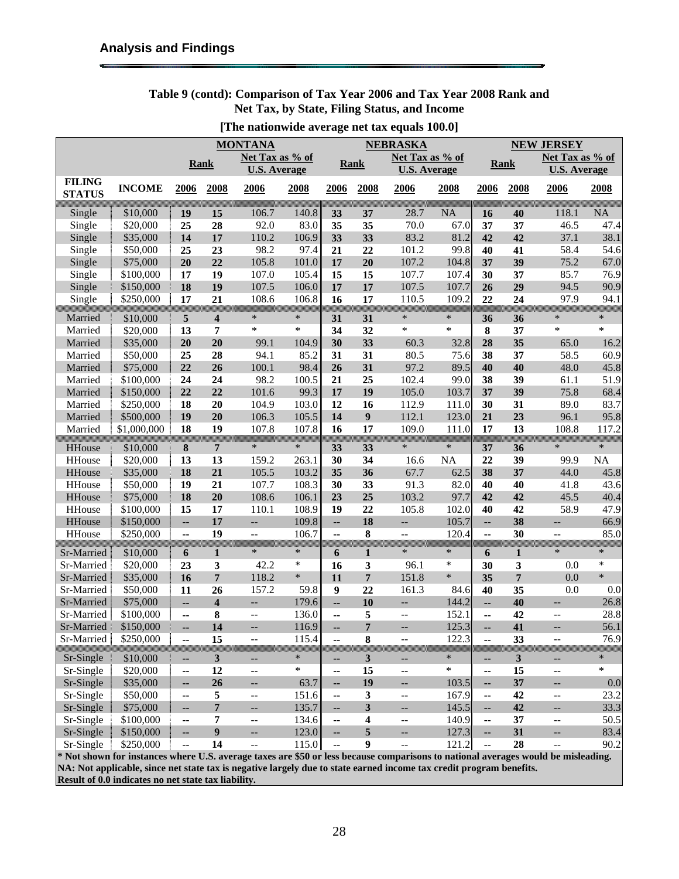## Analysis and Findings

**Table 9 (contd): Comparison of Tax Year 2006 and Tax Year 2008 Rank and Net Tax, by State, Filing Status, and Income**

**[The nationwide average net tax equals 100.0]**

| | | MONTANA | | | | NEBRASKA | | | | NEW JERSEY | | | |
|---|---|---|---|---|---|---|---|---|---|---|---|---|---|
| | | Rank | | Net Tax as % of U.S. Average | | Rank | | Net Tax as % of U.S. Average | | Rank | | Net Tax as % of U.S. Average | |
| FILING STATUS | INCOME | 2006 | 2008 | 2006 | 2008 | 2006 | 2008 | 2006 | 2008 | 2006 | 2008 | 2006 | 2008 |
| Single | $10,000 | 19 | 15 | 106.7 | 140.8 | 33 | 37 | 28.7 | NA | 16 | 40 | 118.1 | NA |
| Single | $20,000 | 25 | 28 | 92.0 | 83.0 | 35 | 35 | 70.0 | 67.0 | 37 | 37 | 46.5 | 47.4 |
| Single | $35,000 | 14 | 17 | 110.2 | 106.9 | 33 | 33 | 83.2 | 81.2 | 42 | 42 | 37.1 | 38.1 |
| Single | $50,000 | 25 | 23 | 98.2 | 97.4 | 21 | 22 | 101.2 | 99.8 | 40 | 41 | 58.4 | 54.6 |
| Single | $75,000 | 20 | 22 | 105.8 | 101.0 | 17 | 20 | 107.2 | 104.8 | 37 | 39 | 75.2 | 67.0 |
| Single | $100,000 | 17 | 19 | 107.0 | 105.4 | 15 | 15 | 107.7 | 107.4 | 30 | 37 | 85.7 | 76.9 |
| Single | $150,000 | 18 | 19 | 107.5 | 106.0 | 17 | 17 | 107.5 | 107.7 | 26 | 29 | 94.5 | 90.9 |
| Single | $250,000 | 17 | 21 | 108.6 | 106.8 | 16 | 17 | 110.5 | 109.2 | 22 | 24 | 97.9 | 94.1 |
| Married | $10,000 | 5 | 4 | * | * | 31 | 31 | * | * | 36 | 36 | * | * |
| Married | $20,000 | 13 | 7 | * | * | 34 | 32 | * | * | 8 | 37 | * | * |
| Married | $35,000 | 20 | 20 | 99.1 | 104.9 | 30 | 33 | 60.3 | 32.8 | 28 | 35 | 65.0 | 16.2 |
| Married | $50,000 | 25 | 28 | 94.1 | 85.2 | 31 | 31 | 80.5 | 75.6 | 38 | 37 | 58.5 | 60.9 |
| Married | $75,000 | 22 | 26 | 100.1 | 98.4 | 26 | 31 | 97.2 | 89.5 | 40 | 40 | 48.0 | 45.8 |
| Married | $100,000 | 24 | 24 | 98.2 | 100.5 | 21 | 25 | 102.4 | 99.0 | 38 | 39 | 61.1 | 51.9 |
| Married | $150,000 | 22 | 22 | 101.6 | 99.3 | 17 | 19 | 105.0 | 103.7 | 37 | 39 | 75.8 | 68.4 |
| Married | $250,000 | 18 | 20 | 104.9 | 103.0 | 12 | 16 | 112.9 | 111.0 | 30 | 31 | 89.0 | 83.7 |
| Married | $500,000 | 19 | 20 | 106.3 | 105.5 | 14 | 9 | 112.1 | 123.0 | 21 | 23 | 96.1 | 95.8 |
| Married | $1,000,000 | 18 | 19 | 107.8 | 107.8 | 16 | 17 | 109.0 | 111.0 | 17 | 13 | 108.8 | 117.2 |
| HHouse | $10,000 | 8 | 7 | * | * | 33 | 33 | * | * | 37 | 36 | * | * |
| HHouse | $20,000 | 13 | 13 | 159.2 | 263.1 | 30 | 34 | 16.6 | NA | 22 | 39 | 99.9 | NA |
| HHouse | $35,000 | 18 | 21 | 105.5 | 103.2 | 35 | 36 | 67.7 | 62.5 | 38 | 37 | 44.0 | 45.8 |
| HHouse | $50,000 | 19 | 21 | 107.7 | 108.3 | 30 | 33 | 91.3 | 82.0 | 40 | 40 | 41.8 | 43.6 |
| HHouse | $75,000 | 18 | 20 | 108.6 | 106.1 | 23 | 25 | 103.2 | 97.7 | 42 | 42 | 45.5 | 40.4 |
| HHouse | $100,000 | 15 | 17 | 110.1 | 108.9 | 19 | 22 | 105.8 | 102.0 | 40 | 42 | 58.9 | 47.9 |
| HHouse | $150,000 | -- | 17 | -- | 109.8 | -- | 18 | -- | 105.7 | -- | 38 | -- | 66.9 |
| HHouse | $250,000 | -- | 19 | -- | 106.7 | -- | 8 | -- | 120.4 | -- | 30 | -- | 85.0 |
| Sr-Married | $10,000 | 6 | 1 | * | * | 6 | 1 | * | * | 6 | 1 | * | * |
| Sr-Married | $20,000 | 23 | 3 | 42.2 | * | 16 | 3 | 96.1 | * | 30 | 3 | 0.0 | * |
| Sr-Married | $35,000 | 16 | 7 | 118.2 | * | 11 | 7 | 151.8 | * | 35 | 7 | 0.0 | * |
| Sr-Married | $50,000 | 11 | 26 | 157.2 | 59.8 | 9 | 22 | 161.3 | 84.6 | 40 | 35 | 0.0 | 0.0 |
| Sr-Married | $75,000 | -- | 4 | -- | 179.6 | -- | 10 | -- | 144.2 | -- | 40 | -- | 26.8 |
| Sr-Married | $100,000 | -- | 8 | -- | 136.0 | -- | 5 | -- | 152.1 | -- | 42 | -- | 28.8 |
| Sr-Married | $150,000 | -- | 14 | -- | 116.9 | -- | 7 | -- | 125.3 | -- | 41 | -- | 56.1 |
| Sr-Married | $250,000 | -- | 15 | -- | 115.4 | -- | 8 | -- | 122.3 | -- | 33 | -- | 76.9 |
| Sr-Single | $10,000 | -- | 3 | -- | * | -- | 3 | -- | * | -- | 3 | -- | * |
| Sr-Single | $20,000 | -- | 12 | -- | * | -- | 15 | -- | * | -- | 15 | -- | * |
| Sr-Single | $35,000 | -- | 26 | -- | 63.7 | -- | 19 | -- | 103.5 | -- | 37 | -- | 0.0 |
| Sr-Single | $50,000 | -- | 5 | -- | 151.6 | -- | 3 | -- | 167.9 | -- | 42 | -- | 23.2 |
| Sr-Single | $75,000 | -- | 7 | -- | 135.7 | -- | 3 | -- | 145.5 | -- | 42 | -- | 33.3 |
| Sr-Single | $100,000 | -- | 7 | -- | 134.6 | -- | 4 | -- | 140.9 | -- | 37 | -- | 50.5 |
| Sr-Single | $150,000 | -- | 9 | -- | 123.0 | -- | 5 | -- | 127.3 | -- | 31 | -- | 83.4 |
| Sr-Single | $250,000 | -- | 14 | -- | 115.0 | -- | 9 | -- | 121.2 | -- | 28 | -- | 90.2 |

**\* Not shown for instances where U.S. average taxes are $50 or less because comparisons to national averages would be misleading.**
**NA: Not applicable, since net state tax is negative largely due to state earned income tax credit program benefits.**
**Result of 0.0 indicates no net state tax liability.**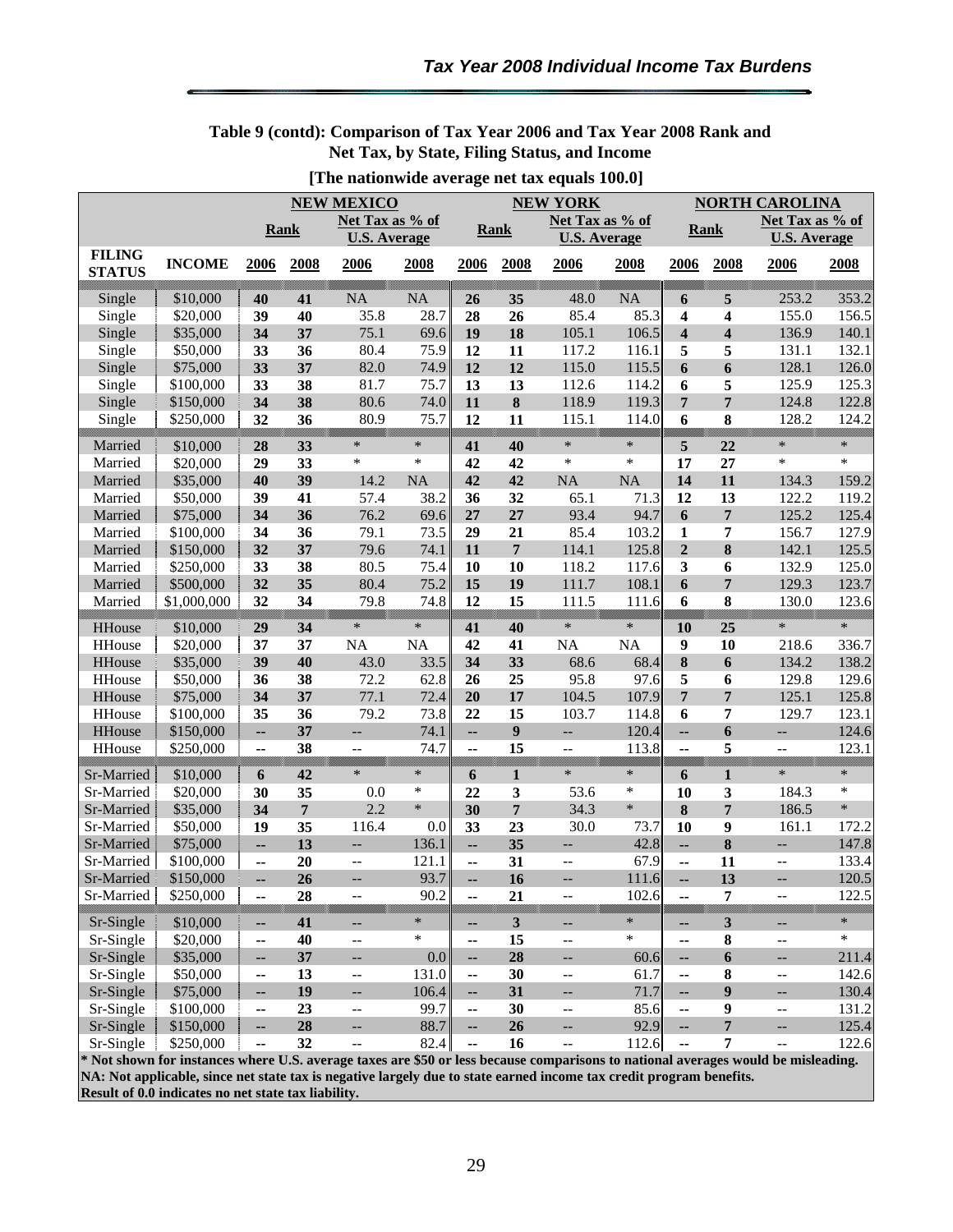Table 9 (contd): Comparison of Tax Year 2006 and Tax Year 2008 Rank and Net Tax, by State, Filing Status, and Income

[The nationwide average net tax equals 100.0]

| | | NEW MEXICO | | | | NEW YORK | | | | NORTH CAROLINA | | | |
|---|---|---|---|---|---|---|---|---|---|---|---|---|---|
| | | Rank | | Net Tax as % of U.S. Average | | Rank | | Net Tax as % of U.S. Average | | Rank | | Net Tax as % of U.S. Average | |
| FILING STATUS | INCOME | 2006 | 2008 | 2006 | 2008 | 2006 | 2008 | 2006 | 2008 | 2006 | 2008 | 2006 | 2008 |
| Single | $10,000 | 40 | 41 | NA | NA | 26 | 35 | 48.0 | NA | 6 | 5 | 253.2 | 353.2 |
| Single | $20,000 | 39 | 40 | 35.8 | 28.7 | 28 | 26 | 85.4 | 85.3 | 4 | 4 | 155.0 | 156.5 |
| Single | $35,000 | 34 | 37 | 75.1 | 69.6 | 19 | 18 | 105.1 | 106.5 | 4 | 4 | 136.9 | 140.1 |
| Single | $50,000 | 33 | 36 | 80.4 | 75.9 | 12 | 11 | 117.2 | 116.1 | 5 | 5 | 131.1 | 132.1 |
| Single | $75,000 | 33 | 37 | 82.0 | 74.9 | 12 | 12 | 115.0 | 115.5 | 6 | 6 | 128.1 | 126.0 |
| Single | $100,000 | 33 | 38 | 81.7 | 75.7 | 13 | 13 | 112.6 | 114.2 | 6 | 5 | 125.9 | 125.3 |
| Single | $150,000 | 34 | 38 | 80.6 | 74.0 | 11 | 8 | 118.9 | 119.3 | 7 | 7 | 124.8 | 122.8 |
| Single | $250,000 | 32 | 36 | 80.9 | 75.7 | 12 | 11 | 115.1 | 114.0 | 6 | 8 | 128.2 | 124.2 |
| Married | $10,000 | 28 | 33 | * | * | 41 | 40 | * | * | 5 | 22 | * | * |
| Married | $20,000 | 29 | 33 | * | * | 42 | 42 | * | * | 17 | 27 | * | * |
| Married | $35,000 | 40 | 39 | 14.2 | NA | 42 | 42 | NA | NA | 14 | 11 | 134.3 | 159.2 |
| Married | $50,000 | 39 | 41 | 57.4 | 38.2 | 36 | 32 | 65.1 | 71.3 | 12 | 13 | 122.2 | 119.2 |
| Married | $75,000 | 34 | 36 | 76.2 | 69.6 | 27 | 27 | 93.4 | 94.7 | 6 | 7 | 125.2 | 125.4 |
| Married | $100,000 | 34 | 36 | 79.1 | 73.5 | 29 | 21 | 85.4 | 103.2 | 1 | 7 | 156.7 | 127.9 |
| Married | $150,000 | 32 | 37 | 79.6 | 74.1 | 11 | 7 | 114.1 | 125.8 | 2 | 8 | 142.1 | 125.5 |
| Married | $250,000 | 33 | 38 | 80.5 | 75.4 | 10 | 10 | 118.2 | 117.6 | 3 | 6 | 132.9 | 125.0 |
| Married | $500,000 | 32 | 35 | 80.4 | 75.2 | 15 | 19 | 111.7 | 108.1 | 6 | 7 | 129.3 | 123.7 |
| Married | $1,000,000 | 32 | 34 | 79.8 | 74.8 | 12 | 15 | 111.5 | 111.6 | 6 | 8 | 130.0 | 123.6 |
| HHouse | $10,000 | 29 | 34 | * | * | 41 | 40 | * | * | 10 | 25 | * | * |
| HHouse | $20,000 | 37 | 37 | NA | NA | 42 | 41 | NA | NA | 9 | 10 | 218.6 | 336.7 |
| HHouse | $35,000 | 39 | 40 | 43.0 | 33.5 | 34 | 33 | 68.6 | 68.4 | 8 | 6 | 134.2 | 138.2 |
| HHouse | $50,000 | 36 | 38 | 72.2 | 62.8 | 26 | 25 | 95.8 | 97.6 | 5 | 6 | 129.8 | 129.6 |
| HHouse | $75,000 | 34 | 37 | 77.1 | 72.4 | 20 | 17 | 104.5 | 107.9 | 7 | 7 | 125.1 | 125.8 |
| HHouse | $100,000 | 35 | 36 | 79.2 | 73.8 | 22 | 15 | 103.7 | 114.8 | 6 | 7 | 129.7 | 123.1 |
| HHouse | $150,000 | -- | 37 | -- | 74.1 | -- | 9 | -- | 120.4 | -- | 6 | -- | 124.6 |
| HHouse | $250,000 | -- | 38 | -- | 74.7 | -- | 15 | -- | 113.8 | -- | 5 | -- | 123.1 |
| Sr-Married | $10,000 | 6 | 42 | * | * | 6 | 1 | * | * | 6 | 1 | * | * |
| Sr-Married | $20,000 | 30 | 35 | 0.0 | * | 22 | 3 | 53.6 | * | 10 | 3 | 184.3 | * |
| Sr-Married | $35,000 | 34 | 7 | 2.2 | * | 30 | 7 | 34.3 | * | 8 | 7 | 186.5 | * |
| Sr-Married | $50,000 | 19 | 35 | 116.4 | 0.0 | 33 | 23 | 30.0 | 73.7 | 10 | 9 | 161.1 | 172.2 |
| Sr-Married | $75,000 | -- | 13 | -- | 136.1 | -- | 35 | -- | 42.8 | -- | 8 | -- | 147.8 |
| Sr-Married | $100,000 | -- | 20 | -- | 121.1 | -- | 31 | -- | 67.9 | -- | 11 | -- | 133.4 |
| Sr-Married | $150,000 | -- | 26 | -- | 93.7 | -- | 16 | -- | 111.6 | -- | 13 | -- | 120.5 |
| Sr-Married | $250,000 | -- | 28 | -- | 90.2 | -- | 21 | -- | 102.6 | -- | 7 | -- | 122.5 |
| Sr-Single | $10,000 | -- | 41 | -- | * | -- | 3 | -- | * | -- | 3 | -- | * |
| Sr-Single | $20,000 | -- | 40 | -- | * | -- | 15 | -- | * | -- | 8 | -- | * |
| Sr-Single | $35,000 | -- | 37 | -- | 0.0 | -- | 28 | -- | 60.6 | -- | 6 | -- | 211.4 |
| Sr-Single | $50,000 | -- | 13 | -- | 131.0 | -- | 30 | -- | 61.7 | -- | 8 | -- | 142.6 |
| Sr-Single | $75,000 | -- | 19 | -- | 106.4 | -- | 31 | -- | 71.7 | -- | 9 | -- | 130.4 |
| Sr-Single | $100,000 | -- | 23 | -- | 99.7 | -- | 30 | -- | 85.6 | -- | 9 | -- | 131.2 |
| Sr-Single | $150,000 | -- | 28 | -- | 88.7 | -- | 26 | -- | 92.9 | -- | 7 | -- | 125.4 |
| Sr-Single | $250,000 | -- | 32 | -- | 82.4 | -- | 16 | -- | 112.6 | -- | 7 | -- | 122.6 |

**\* Not shown for instances where U.S. average taxes are $50 or less because comparisons to national averages would be misleading.**
**NA: Not applicable, since net state tax is negative largely due to state earned income tax credit program benefits.**
**Result of 0.0 indicates no net state tax liability.**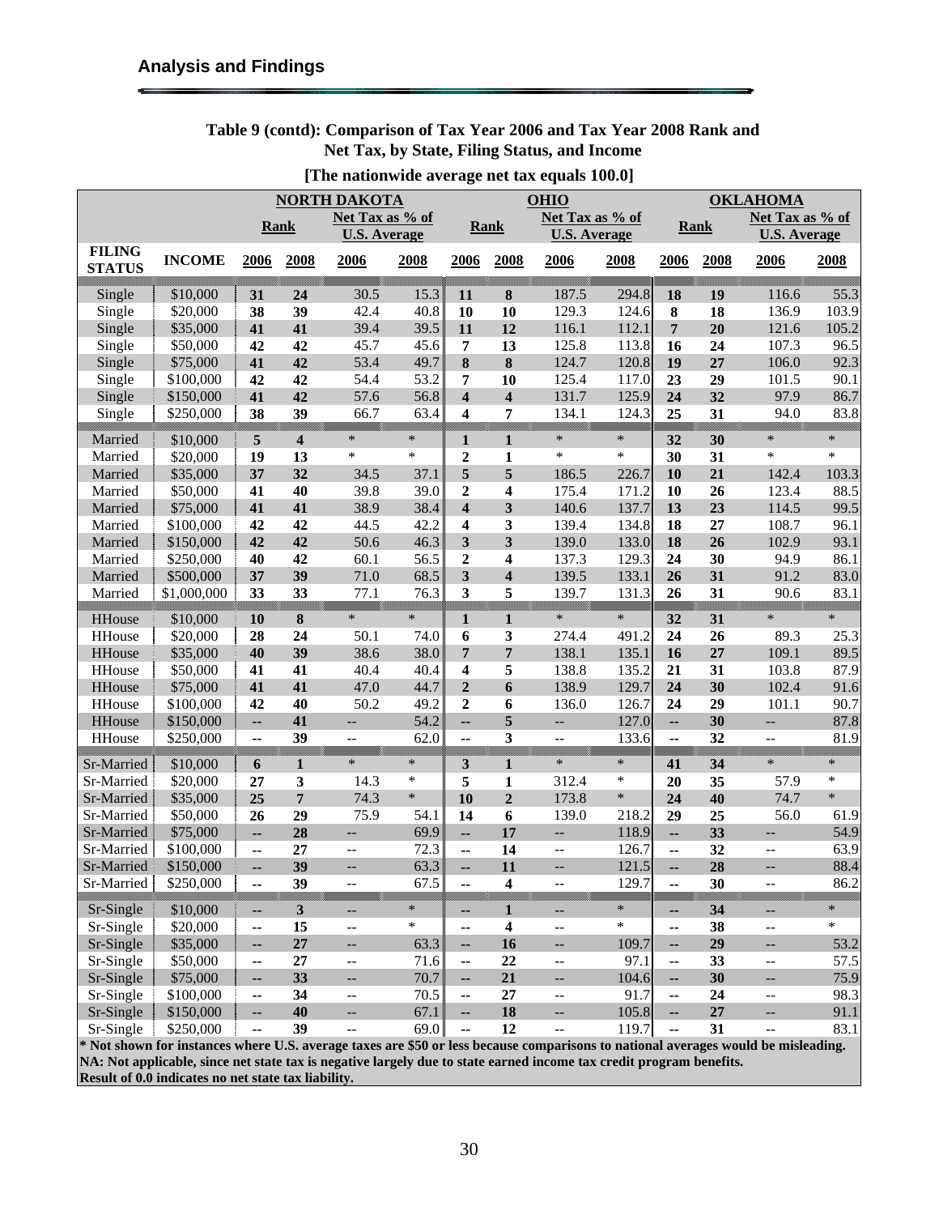## Analysis and Findings

**Table 9 (contd): Comparison of Tax Year 2006 and Tax Year 2008 Rank and Net Tax, by State, Filing Status, and Income**

**[The nationwide average net tax equals 100.0]**

| | | NORTH DAKOTA | | | | OHIO | | | | OKLAHOMA | | | |
|---|---|---|---|---|---|---|---|---|---|---|---|---|---|
| | | Rank | | Net Tax as % of U.S. Average | | Rank | | Net Tax as % of U.S. Average | | Rank | | Net Tax as % of U.S. Average | |
| FILING STATUS | INCOME | 2006 | 2008 | 2006 | 2008 | 2006 | 2008 | 2006 | 2008 | 2006 | 2008 | 2006 | 2008 |
| Single | $10,000 | 31 | 24 | 30.5 | 15.3 | 11 | 8 | 187.5 | 294.8 | 18 | 19 | 116.6 | 55.3 |
| Single | $20,000 | 38 | 39 | 42.4 | 40.8 | 10 | 10 | 129.3 | 124.6 | 8 | 18 | 136.9 | 103.9 |
| Single | $35,000 | 41 | 41 | 39.4 | 39.5 | 11 | 12 | 116.1 | 112.1 | 7 | 20 | 121.6 | 105.2 |
| Single | $50,000 | 42 | 42 | 45.7 | 45.6 | 7 | 13 | 125.8 | 113.8 | 16 | 24 | 107.3 | 96.5 |
| Single | $75,000 | 41 | 42 | 53.4 | 49.7 | 8 | 8 | 124.7 | 120.8 | 19 | 27 | 106.0 | 92.3 |
| Single | $100,000 | 42 | 42 | 54.4 | 53.2 | 7 | 10 | 125.4 | 117.0 | 23 | 29 | 101.5 | 90.1 |
| Single | $150,000 | 41 | 42 | 57.6 | 56.8 | 4 | 4 | 131.7 | 125.9 | 24 | 32 | 97.9 | 86.7 |
| Single | $250,000 | 38 | 39 | 66.7 | 63.4 | 4 | 7 | 134.1 | 124.3 | 25 | 31 | 94.0 | 83.8 |
| Married | $10,000 | 5 | 4 | * | * | 1 | 1 | * | * | 32 | 30 | * | * |
| Married | $20,000 | 19 | 13 | * | * | 2 | 1 | * | * | 30 | 31 | * | * |
| Married | $35,000 | 37 | 32 | 34.5 | 37.1 | 5 | 5 | 186.5 | 226.7 | 10 | 21 | 142.4 | 103.3 |
| Married | $50,000 | 41 | 40 | 39.8 | 39.0 | 2 | 4 | 175.4 | 171.2 | 10 | 26 | 123.4 | 88.5 |
| Married | $75,000 | 41 | 41 | 38.9 | 38.4 | 4 | 3 | 140.6 | 137.7 | 13 | 23 | 114.5 | 99.5 |
| Married | $100,000 | 42 | 42 | 44.5 | 42.2 | 4 | 3 | 139.4 | 134.8 | 18 | 27 | 108.7 | 96.1 |
| Married | $150,000 | 42 | 42 | 50.6 | 46.3 | 3 | 3 | 139.0 | 133.0 | 18 | 26 | 102.9 | 93.1 |
| Married | $250,000 | 40 | 42 | 60.1 | 56.5 | 2 | 4 | 137.3 | 129.3 | 24 | 30 | 94.9 | 86.1 |
| Married | $500,000 | 37 | 39 | 71.0 | 68.5 | 3 | 4 | 139.5 | 133.1 | 26 | 31 | 91.2 | 83.0 |
| Married | $1,000,000 | 33 | 33 | 77.1 | 76.3 | 3 | 5 | 139.7 | 131.3 | 26 | 31 | 90.6 | 83.1 |
| HHouse | $10,000 | 10 | 8 | * | * | 1 | 1 | * | * | 32 | 31 | * | * |
| HHouse | $20,000 | 28 | 24 | 50.1 | 74.0 | 6 | 3 | 274.4 | 491.2 | 24 | 26 | 89.3 | 25.3 |
| HHouse | $35,000 | 40 | 39 | 38.6 | 38.0 | 7 | 7 | 138.1 | 135.1 | 16 | 27 | 109.1 | 89.5 |
| HHouse | $50,000 | 41 | 41 | 40.4 | 40.4 | 4 | 5 | 138.8 | 135.2 | 21 | 31 | 103.8 | 87.9 |
| HHouse | $75,000 | 41 | 41 | 47.0 | 44.7 | 2 | 6 | 138.9 | 129.7 | 24 | 30 | 102.4 | 91.6 |
| HHouse | $100,000 | 42 | 40 | 50.2 | 49.2 | 2 | 6 | 136.0 | 126.7 | 24 | 29 | 101.1 | 90.7 |
| HHouse | $150,000 | -- | 41 | -- | 54.2 | -- | 5 | -- | 127.0 | -- | 30 | -- | 87.8 |
| HHouse | $250,000 | -- | 39 | -- | 62.0 | -- | 3 | -- | 133.6 | -- | 32 | -- | 81.9 |
| Sr-Married | $10,000 | 6 | 1 | * | * | 3 | 1 | * | * | 41 | 34 | * | * |
| Sr-Married | $20,000 | 27 | 3 | 14.3 | * | 5 | 1 | 312.4 | * | 20 | 35 | 57.9 | * |
| Sr-Married | $35,000 | 25 | 7 | 74.3 | * | 10 | 2 | 173.8 | * | 24 | 40 | 74.7 | * |
| Sr-Married | $50,000 | 26 | 29 | 75.9 | 54.1 | 14 | 6 | 139.0 | 218.2 | 29 | 25 | 56.0 | 61.9 |
| Sr-Married | $75,000 | -- | 28 | -- | 69.9 | -- | 17 | -- | 118.9 | -- | 33 | -- | 54.9 |
| Sr-Married | $100,000 | -- | 27 | -- | 72.3 | -- | 14 | -- | 126.7 | -- | 32 | -- | 63.9 |
| Sr-Married | $150,000 | -- | 39 | -- | 63.3 | -- | 11 | -- | 121.5 | -- | 28 | -- | 88.4 |
| Sr-Married | $250,000 | -- | 39 | -- | 67.5 | -- | 4 | -- | 129.7 | -- | 30 | -- | 86.2 |
| Sr-Single | $10,000 | -- | 3 | -- | * | -- | 1 | -- | * | -- | 34 | -- | * |
| Sr-Single | $20,000 | -- | 15 | -- | * | -- | 4 | -- | * | -- | 38 | -- | * |
| Sr-Single | $35,000 | -- | 27 | -- | 63.3 | -- | 16 | -- | 109.7 | -- | 29 | -- | 53.2 |
| Sr-Single | $50,000 | -- | 27 | -- | 71.6 | -- | 22 | -- | 97.1 | -- | 33 | -- | 57.5 |
| Sr-Single | $75,000 | -- | 33 | -- | 70.7 | -- | 21 | -- | 104.6 | -- | 30 | -- | 75.9 |
| Sr-Single | $100,000 | -- | 34 | -- | 70.5 | -- | 27 | -- | 91.7 | -- | 24 | -- | 98.3 |
| Sr-Single | $150,000 | -- | 40 | -- | 67.1 | -- | 18 | -- | 105.8 | -- | 27 | -- | 91.1 |
| Sr-Single | $250,000 | -- | 39 | -- | 69.0 | -- | 12 | -- | 119.7 | -- | 31 | -- | 83.1 |

**\* Not shown for instances where U.S. average taxes are $50 or less because comparisons to national averages would be misleading.**
**NA: Not applicable, since net state tax is negative largely due to state earned income tax credit program benefits.**
**Result of 0.0 indicates no net state tax liability.**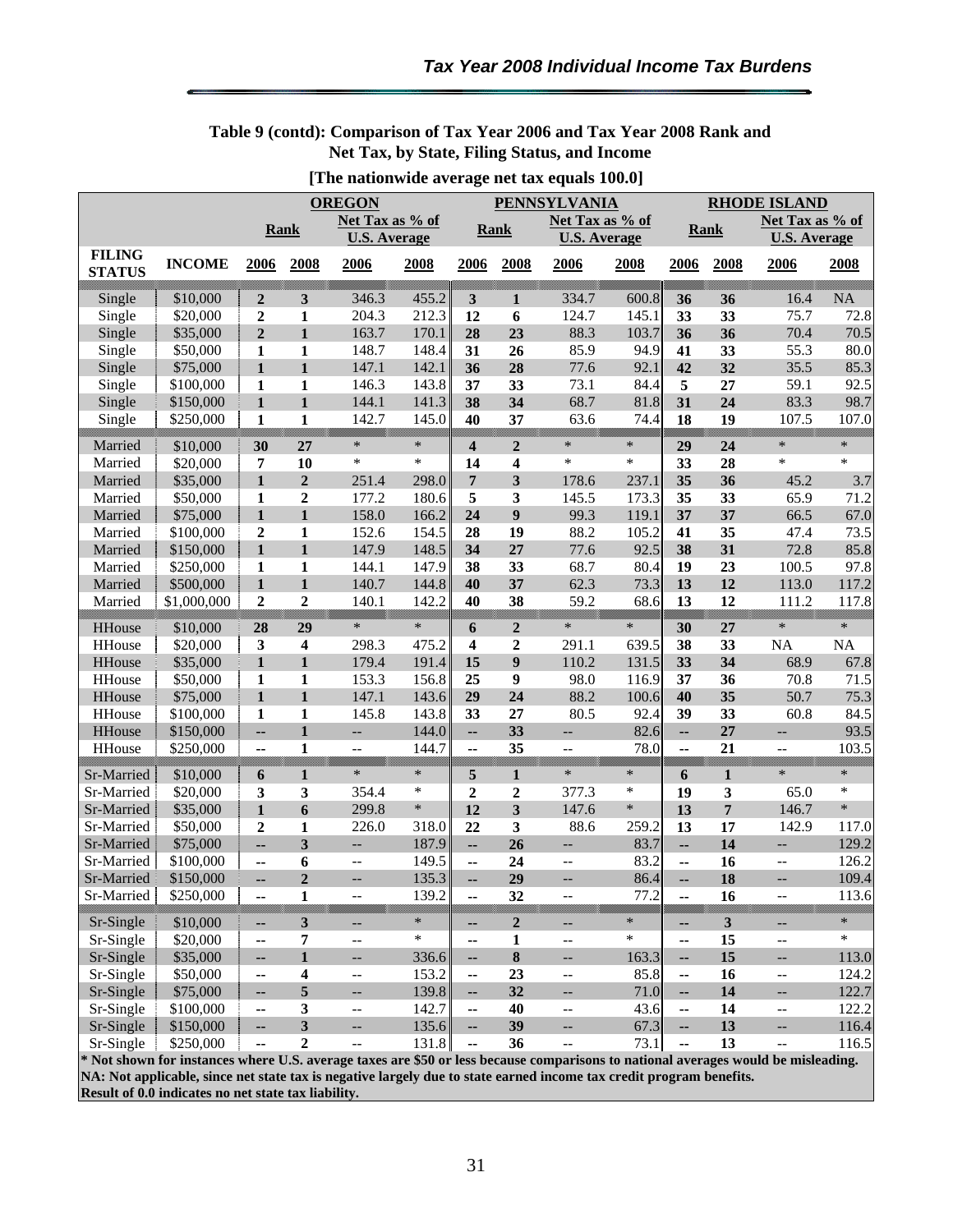## Table 9 (contd): Comparison of Tax Year 2006 and Tax Year 2008 Rank and Net Tax, by State, Filing Status, and Income

**[The nationwide average net tax equals 100.0]**

| | | OREGON | | | | PENNSYLVANIA | | | | RHODE ISLAND | | | |
|---|---|---|---|---|---|---|---|---|---|---|---|---|---|
| | | Rank | | Net Tax as % of U.S. Average | | Rank | | Net Tax as % of U.S. Average | | Rank | | Net Tax as % of U.S. Average | |
| FILING STATUS | INCOME | 2006 | 2008 | 2006 | 2008 | 2006 | 2008 | 2006 | 2008 | 2006 | 2008 | 2006 | 2008 |
| Single | $10,000 | 2 | 3 | 346.3 | 455.2 | 3 | 1 | 334.7 | 600.8 | 36 | 36 | 16.4 | NA |
| Single | $20,000 | 2 | 1 | 204.3 | 212.3 | 12 | 6 | 124.7 | 145.1 | 33 | 33 | 75.7 | 72.8 |
| Single | $35,000 | 2 | 1 | 163.7 | 170.1 | 28 | 23 | 88.3 | 103.7 | 36 | 36 | 70.4 | 70.5 |
| Single | $50,000 | 1 | 1 | 148.7 | 148.4 | 31 | 26 | 85.9 | 94.9 | 41 | 33 | 55.3 | 80.0 |
| Single | $75,000 | 1 | 1 | 147.1 | 142.1 | 36 | 28 | 77.6 | 92.1 | 42 | 32 | 35.5 | 85.3 |
| Single | $100,000 | 1 | 1 | 146.3 | 143.8 | 37 | 33 | 73.1 | 84.4 | 5 | 27 | 59.1 | 92.5 |
| Single | $150,000 | 1 | 1 | 144.1 | 141.3 | 38 | 34 | 68.7 | 81.8 | 31 | 24 | 83.3 | 98.7 |
| Single | $250,000 | 1 | 1 | 142.7 | 145.0 | 40 | 37 | 63.6 | 74.4 | 18 | 19 | 107.5 | 107.0 |
| Married | $10,000 | 30 | 27 | * | * | 4 | 2 | * | * | 29 | 24 | * | * |
| Married | $20,000 | 7 | 10 | * | * | 14 | 4 | * | * | 33 | 28 | * | * |
| Married | $35,000 | 1 | 2 | 251.4 | 298.0 | 7 | 3 | 178.6 | 237.1 | 35 | 36 | 45.2 | 3.7 |
| Married | $50,000 | 1 | 2 | 177.2 | 180.6 | 5 | 3 | 145.5 | 173.3 | 35 | 33 | 65.9 | 71.2 |
| Married | $75,000 | 1 | 1 | 158.0 | 166.2 | 24 | 9 | 99.3 | 119.1 | 37 | 37 | 66.5 | 67.0 |
| Married | $100,000 | 2 | 1 | 152.6 | 154.5 | 28 | 19 | 88.2 | 105.2 | 41 | 35 | 47.4 | 73.5 |
| Married | $150,000 | 1 | 1 | 147.9 | 148.5 | 34 | 27 | 77.6 | 92.5 | 38 | 31 | 72.8 | 85.8 |
| Married | $250,000 | 1 | 1 | 144.1 | 147.9 | 38 | 33 | 68.7 | 80.4 | 19 | 23 | 100.5 | 97.8 |
| Married | $500,000 | 1 | 1 | 140.7 | 144.8 | 40 | 37 | 62.3 | 73.3 | 13 | 12 | 113.0 | 117.2 |
| Married | $1,000,000 | 2 | 2 | 140.1 | 142.2 | 40 | 38 | 59.2 | 68.6 | 13 | 12 | 111.2 | 117.8 |
| HHouse | $10,000 | 28 | 29 | * | * | 6 | 2 | * | * | 30 | 27 | * | * |
| HHouse | $20,000 | 3 | 4 | 298.3 | 475.2 | 4 | 2 | 291.1 | 639.5 | 38 | 33 | NA | NA |
| HHouse | $35,000 | 1 | 1 | 179.4 | 191.4 | 15 | 9 | 110.2 | 131.5 | 33 | 34 | 68.9 | 67.8 |
| HHouse | $50,000 | 1 | 1 | 153.3 | 156.8 | 25 | 9 | 98.0 | 116.9 | 37 | 36 | 70.8 | 71.5 |
| HHouse | $75,000 | 1 | 1 | 147.1 | 143.6 | 29 | 24 | 88.2 | 100.6 | 40 | 35 | 50.7 | 75.3 |
| HHouse | $100,000 | 1 | 1 | 145.8 | 143.8 | 33 | 27 | 80.5 | 92.4 | 39 | 33 | 60.8 | 84.5 |
| HHouse | $150,000 | -- | 1 | -- | 144.0 | -- | 33 | -- | 82.6 | -- | 27 | -- | 93.5 |
| HHouse | $250,000 | -- | 1 | -- | 144.7 | -- | 35 | -- | 78.0 | -- | 21 | -- | 103.5 |
| Sr-Married | $10,000 | 6 | 1 | * | * | 5 | 1 | * | * | 6 | 1 | * | * |
| Sr-Married | $20,000 | 3 | 3 | 354.4 | * | 2 | 2 | 377.3 | * | 19 | 3 | 65.0 | * |
| Sr-Married | $35,000 | 1 | 6 | 299.8 | * | 12 | 3 | 147.6 | * | 13 | 7 | 146.7 | * |
| Sr-Married | $50,000 | 2 | 1 | 226.0 | 318.0 | 22 | 3 | 88.6 | 259.2 | 13 | 17 | 142.9 | 117.0 |
| Sr-Married | $75,000 | -- | 3 | -- | 187.9 | -- | 26 | -- | 83.7 | -- | 14 | -- | 129.2 |
| Sr-Married | $100,000 | -- | 6 | -- | 149.5 | -- | 24 | -- | 83.2 | -- | 16 | -- | 126.2 |
| Sr-Married | $150,000 | -- | 2 | -- | 135.3 | -- | 29 | -- | 86.4 | -- | 18 | -- | 109.4 |
| Sr-Married | $250,000 | -- | 1 | -- | 139.2 | -- | 32 | -- | 77.2 | -- | 16 | -- | 113.6 |
| Sr-Single | $10,000 | -- | 3 | -- | * | -- | 2 | -- | * | -- | 3 | -- | * |
| Sr-Single | $20,000 | -- | 7 | -- | * | -- | 1 | -- | * | -- | 15 | -- | * |
| Sr-Single | $35,000 | -- | 1 | -- | 336.6 | -- | 8 | -- | 163.3 | -- | 15 | -- | 113.0 |
| Sr-Single | $50,000 | -- | 4 | -- | 153.2 | -- | 23 | -- | 85.8 | -- | 16 | -- | 124.2 |
| Sr-Single | $75,000 | -- | 5 | -- | 139.8 | -- | 32 | -- | 71.0 | -- | 14 | -- | 122.7 |
| Sr-Single | $100,000 | -- | 3 | -- | 142.7 | -- | 40 | -- | 43.6 | -- | 14 | -- | 122.2 |
| Sr-Single | $150,000 | -- | 3 | -- | 135.6 | -- | 39 | -- | 67.3 | -- | 13 | -- | 116.4 |
| Sr-Single | $250,000 | -- | 2 | -- | 131.8 | -- | 36 | -- | 73.1 | -- | 13 | -- | 116.5 |

**\* Not shown for instances where U.S. average taxes are $50 or less because comparisons to national averages would be misleading.**
**NA: Not applicable, since net state tax is negative largely due to state earned income tax credit program benefits.**
**Result of 0.0 indicates no net state tax liability.**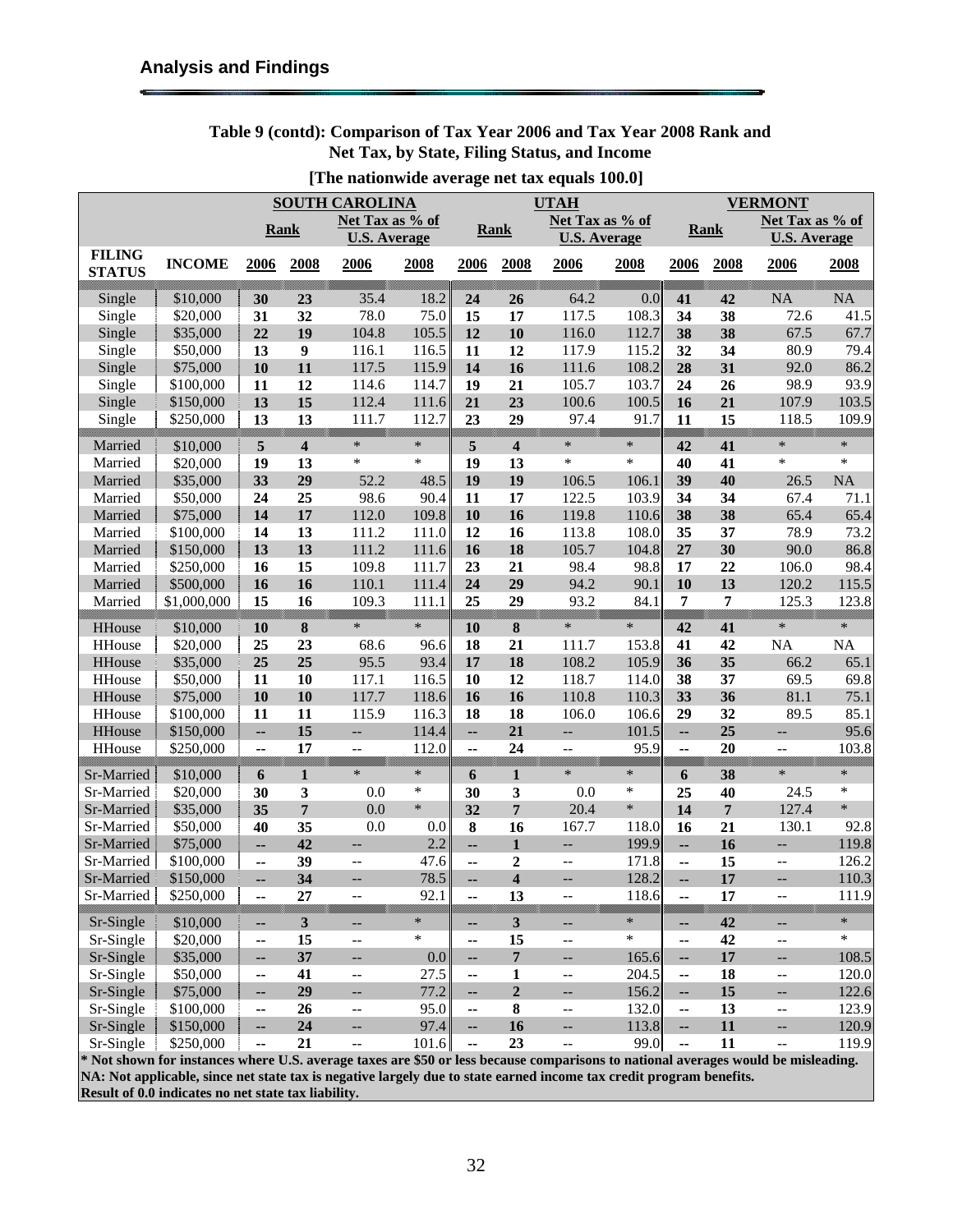## Analysis and Findings

**Table 9 (contd): Comparison of Tax Year 2006 and Tax Year 2008 Rank and Net Tax, by State, Filing Status, and Income**

**[The nationwide average net tax equals 100.0]**

| | | SOUTH CAROLINA | | | | UTAH | | | | VERMONT | | | |
|---|---|---|---|---|---|---|---|---|---|---|---|---|---|
| | | Rank | | Net Tax as % of U.S. Average | | Rank | | Net Tax as % of U.S. Average | | Rank | | Net Tax as % of U.S. Average | |
| **FILING STATUS** | **INCOME** | **2006** | **2008** | **2006** | **2008** | **2006** | **2008** | **2006** | **2008** | **2006** | **2008** | **2006** | **2008** |
| Single | $10,000 | **30** | **23** | 35.4 | 18.2 | **24** | **26** | 64.2 | 0.0 | **41** | **42** | NA | NA |
| Single | $20,000 | **31** | **32** | 78.0 | 75.0 | **15** | **17** | 117.5 | 108.3 | **34** | **38** | 72.6 | 41.5 |
| Single | $35,000 | **22** | **19** | 104.8 | 105.5 | **12** | **10** | 116.0 | 112.7 | **38** | **38** | 67.5 | 67.7 |
| Single | $50,000 | **13** | **9** | 116.1 | 116.5 | **11** | **12** | 117.9 | 115.2 | **32** | **34** | 80.9 | 79.4 |
| Single | $75,000 | **10** | **11** | 117.5 | 115.9 | **14** | **16** | 111.6 | 108.2 | **28** | **31** | 92.0 | 86.2 |
| Single | $100,000 | **11** | **12** | 114.6 | 114.7 | **19** | **21** | 105.7 | 103.7 | **24** | **26** | 98.9 | 93.9 |
| Single | $150,000 | **13** | **15** | 112.4 | 111.6 | **21** | **23** | 100.6 | 100.5 | **16** | **21** | 107.9 | 103.5 |
| Single | $250,000 | **13** | **13** | 111.7 | 112.7 | **23** | **29** | 97.4 | 91.7 | **11** | **15** | 118.5 | 109.9 |
| Married | $10,000 | **5** | **4** | * | * | **5** | **4** | * | * | **42** | **41** | * | * |
| Married | $20,000 | **19** | **13** | * | * | **19** | **13** | * | * | **40** | **41** | * | * |
| Married | $35,000 | **33** | **29** | 52.2 | 48.5 | **19** | **19** | 106.5 | 106.1 | **39** | **40** | 26.5 | NA |
| Married | $50,000 | **24** | **25** | 98.6 | 90.4 | **11** | **17** | 122.5 | 103.9 | **34** | **34** | 67.4 | 71.1 |
| Married | $75,000 | **14** | **17** | 112.0 | 109.8 | **10** | **16** | 119.8 | 110.6 | **38** | **38** | 65.4 | 65.4 |
| Married | $100,000 | **14** | **13** | 111.2 | 111.0 | **12** | **16** | 113.8 | 108.0 | **35** | **37** | 78.9 | 73.2 |
| Married | $150,000 | **13** | **13** | 111.2 | 111.6 | **16** | **18** | 105.7 | 104.8 | **27** | **30** | 90.0 | 86.8 |
| Married | $250,000 | **16** | **15** | 109.8 | 111.7 | **23** | **21** | 98.4 | 98.8 | **17** | **22** | 106.0 | 98.4 |
| Married | $500,000 | **16** | **16** | 110.1 | 111.4 | **24** | **29** | 94.2 | 90.1 | **10** | **13** | 120.2 | 115.5 |
| Married | $1,000,000 | **15** | **16** | 109.3 | 111.1 | **25** | **29** | 93.2 | 84.1 | **7** | **7** | 125.3 | 123.8 |
| HHouse | $10,000 | **10** | **8** | * | * | **10** | **8** | * | * | **42** | **41** | * | * |
| HHouse | $20,000 | **25** | **23** | 68.6 | 96.6 | **18** | **21** | 111.7 | 153.8 | **41** | **42** | NA | NA |
| HHouse | $35,000 | **25** | **25** | 95.5 | 93.4 | **17** | **18** | 108.2 | 105.9 | **36** | **35** | 66.2 | 65.1 |
| HHouse | $50,000 | **11** | **10** | 117.1 | 116.5 | **10** | **12** | 118.7 | 114.0 | **38** | **37** | 69.5 | 69.8 |
| HHouse | $75,000 | **10** | **10** | 117.7 | 118.6 | **16** | **16** | 110.8 | 110.3 | **33** | **36** | 81.1 | 75.1 |
| HHouse | $100,000 | **11** | **11** | 115.9 | 116.3 | **18** | **18** | 106.0 | 106.6 | **29** | **32** | 89.5 | 85.1 |
| HHouse | $150,000 | -- | **15** | -- | 114.4 | -- | **21** | -- | 101.5 | -- | **25** | -- | 95.6 |
| HHouse | $250,000 | -- | **17** | -- | 112.0 | -- | **24** | -- | 95.9 | -- | **20** | -- | 103.8 |
| Sr-Married | $10,000 | **6** | **1** | * | * | **6** | **1** | * | * | **6** | **38** | * | * |
| Sr-Married | $20,000 | **30** | **3** | 0.0 | * | **30** | **3** | 0.0 | * | **25** | **40** | 24.5 | * |
| Sr-Married | $35,000 | **35** | **7** | 0.0 | * | **32** | **7** | 20.4 | * | **14** | **7** | 127.4 | * |
| Sr-Married | $50,000 | **40** | **35** | 0.0 | 0.0 | **8** | **16** | 167.7 | 118.0 | **16** | **21** | 130.1 | 92.8 |
| Sr-Married | $75,000 | -- | **42** | -- | 2.2 | -- | **1** | -- | 199.9 | -- | **16** | -- | 119.8 |
| Sr-Married | $100,000 | -- | **39** | -- | 47.6 | -- | **2** | -- | 171.8 | -- | **15** | -- | 126.2 |
| Sr-Married | $150,000 | -- | **34** | -- | 78.5 | -- | **4** | -- | 128.2 | -- | **17** | -- | 110.3 |
| Sr-Married | $250,000 | -- | **27** | -- | 92.1 | -- | **13** | -- | 118.6 | -- | **17** | -- | 111.9 |
| Sr-Single | $10,000 | -- | **3** | -- | * | -- | **3** | -- | * | -- | **42** | -- | * |
| Sr-Single | $20,000 | -- | **15** | -- | * | -- | **15** | -- | * | -- | **42** | -- | * |
| Sr-Single | $35,000 | -- | **37** | -- | 0.0 | -- | **7** | -- | 165.6 | -- | **17** | -- | 108.5 |
| Sr-Single | $50,000 | -- | **41** | -- | 27.5 | -- | **1** | -- | 204.5 | -- | **18** | -- | 120.0 |
| Sr-Single | $75,000 | -- | **29** | -- | 77.2 | -- | **2** | -- | 156.2 | -- | **15** | -- | 122.6 |
| Sr-Single | $100,000 | -- | **26** | -- | 95.0 | -- | **8** | -- | 132.0 | -- | **13** | -- | 123.9 |
| Sr-Single | $150,000 | -- | **24** | -- | 97.4 | -- | **16** | -- | 113.8 | -- | **11** | -- | 120.9 |
| Sr-Single | $250,000 | -- | **21** | -- | 101.6 | -- | **23** | -- | 99.0 | -- | **11** | -- | 119.9 |

**\* Not shown for instances where U.S. average taxes are $50 or less because comparisons to national averages would be misleading.**
**NA: Not applicable, since net state tax is negative largely due to state earned income tax credit program benefits.**
**Result of 0.0 indicates no net state tax liability.**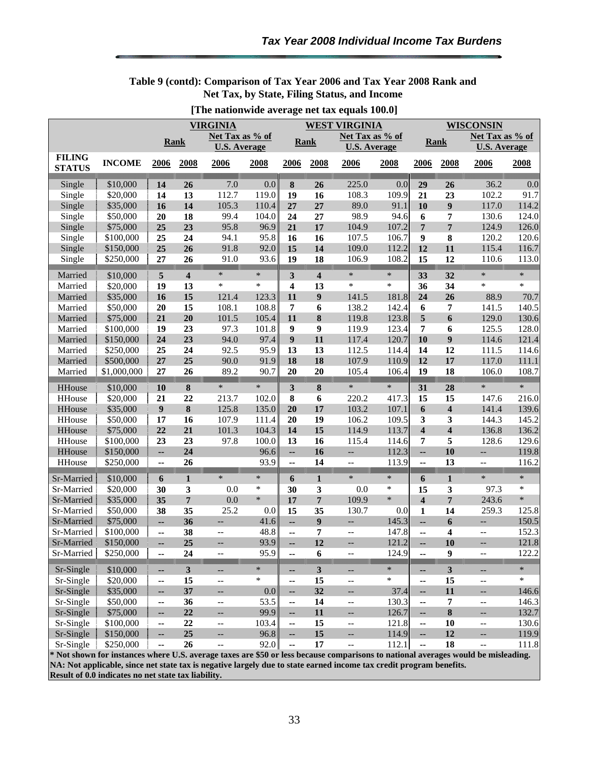**Table 9 (contd): Comparison of Tax Year 2006 and Tax Year 2008 Rank and Net Tax, by State, Filing Status, and Income**

**[The nationwide average net tax equals 100.0]**

| | | VIRGINIA | | | | WEST VIRGINIA | | | | WISCONSIN | | | |
|---|---|---|---|---|---|---|---|---|---|---|---|---|---|
| | | Rank | | Net Tax as % of U.S. Average | | Rank | | Net Tax as % of U.S. Average | | Rank | | Net Tax as % of U.S. Average | |
| FILING STATUS | INCOME | 2006 | 2008 | 2006 | 2008 | 2006 | 2008 | 2006 | 2008 | 2006 | 2008 | 2006 | 2008 |
| Single | $10,000 | 14 | 26 | 7.0 | 0.0 | 8 | 26 | 225.0 | 0.0 | 29 | 26 | 36.2 | 0.0 |
| Single | $20,000 | 14 | 13 | 112.7 | 119.0 | 19 | 16 | 108.3 | 109.9 | 21 | 23 | 102.2 | 91.7 |
| Single | $35,000 | 16 | 14 | 105.3 | 110.4 | 27 | 27 | 89.0 | 91.1 | 10 | 9 | 117.0 | 114.2 |
| Single | $50,000 | 20 | 18 | 99.4 | 104.0 | 24 | 27 | 98.9 | 94.6 | 6 | 7 | 130.6 | 124.0 |
| Single | $75,000 | 25 | 23 | 95.8 | 96.9 | 21 | 17 | 104.9 | 107.2 | 7 | 7 | 124.9 | 126.0 |
| Single | $100,000 | 25 | 24 | 94.1 | 95.8 | 16 | 16 | 107.5 | 106.7 | 9 | 8 | 120.2 | 120.6 |
| Single | $150,000 | 25 | 26 | 91.8 | 92.0 | 15 | 14 | 109.0 | 112.2 | 12 | 11 | 115.4 | 116.7 |
| Single | $250,000 | 27 | 26 | 91.0 | 93.6 | 19 | 18 | 106.9 | 108.2 | 15 | 12 | 110.6 | 113.0 |
| Married | $10,000 | 5 | 4 | * | * | 3 | 4 | * | * | 33 | 32 | * | * |
| Married | $20,000 | 19 | 13 | * | * | 4 | 13 | * | * | 36 | 34 | * | * |
| Married | $35,000 | 16 | 15 | 121.4 | 123.3 | 11 | 9 | 141.5 | 181.8 | 24 | 26 | 88.9 | 70.7 |
| Married | $50,000 | 20 | 15 | 108.1 | 108.8 | 7 | 6 | 138.2 | 142.4 | 6 | 7 | 141.5 | 140.5 |
| Married | $75,000 | 21 | 20 | 101.5 | 105.4 | 11 | 8 | 119.8 | 123.8 | 5 | 6 | 129.0 | 130.6 |
| Married | $100,000 | 19 | 23 | 97.3 | 101.8 | 9 | 9 | 119.9 | 123.4 | 7 | 6 | 125.5 | 128.0 |
| Married | $150,000 | 24 | 23 | 94.0 | 97.4 | 9 | 11 | 117.4 | 120.7 | 10 | 9 | 114.6 | 121.4 |
| Married | $250,000 | 25 | 24 | 92.5 | 95.9 | 13 | 13 | 112.5 | 114.4 | 14 | 12 | 111.5 | 114.6 |
| Married | $500,000 | 27 | 25 | 90.0 | 91.9 | 18 | 18 | 107.9 | 110.9 | 12 | 17 | 117.0 | 111.1 |
| Married | $1,000,000 | 27 | 26 | 89.2 | 90.7 | 20 | 20 | 105.4 | 106.4 | 19 | 18 | 106.0 | 108.7 |
| HHouse | $10,000 | 10 | 8 | * | * | 3 | 8 | * | * | 31 | 28 | * | * |
| HHouse | $20,000 | 21 | 22 | 213.7 | 102.0 | 8 | 6 | 220.2 | 417.3 | 15 | 15 | 147.6 | 216.0 |
| HHouse | $35,000 | 9 | 8 | 125.8 | 135.0 | 20 | 17 | 103.2 | 107.1 | 6 | 4 | 141.4 | 139.6 |
| HHouse | $50,000 | 17 | 16 | 107.9 | 111.4 | 20 | 19 | 106.2 | 109.5 | 3 | 3 | 144.3 | 145.2 |
| HHouse | $75,000 | 22 | 21 | 101.3 | 104.3 | 14 | 15 | 114.9 | 113.7 | 4 | 4 | 136.8 | 136.2 |
| HHouse | $100,000 | 23 | 23 | 97.8 | 100.0 | 13 | 16 | 115.4 | 114.6 | 7 | 5 | 128.6 | 129.6 |
| HHouse | $150,000 | -- | 24 | | 96.6 | -- | 16 | -- | 112.3 | -- | 10 | -- | 119.8 |
| HHouse | $250,000 | -- | 26 | | 93.9 | -- | 14 | -- | 113.9 | -- | 13 | -- | 116.2 |
| Sr-Married | $10,000 | 6 | 1 | * | * | 6 | 1 | * | * | 6 | 1 | * | * |
| Sr-Married | $20,000 | 30 | 3 | 0.0 | * | 30 | 3 | 0.0 | * | 15 | 3 | 97.3 | * |
| Sr-Married | $35,000 | 35 | 7 | 0.0 | * | 17 | 7 | 109.9 | * | 4 | 7 | 243.6 | * |
| Sr-Married | $50,000 | 38 | 35 | 25.2 | 0.0 | 15 | 35 | 130.7 | 0.0 | 1 | 14 | 259.3 | 125.8 |
| Sr-Married | $75,000 | -- | 36 | -- | 41.6 | -- | 9 | -- | 145.3 | -- | 6 | -- | 150.5 |
| Sr-Married | $100,000 | -- | 38 | -- | 48.8 | -- | 7 | -- | 147.8 | -- | 4 | -- | 152.3 |
| Sr-Married | $150,000 | -- | 25 | -- | 93.9 | -- | 12 | -- | 121.2 | -- | 10 | -- | 121.8 |
| Sr-Married | $250,000 | -- | 24 | -- | 95.9 | -- | 6 | -- | 124.9 | -- | 9 | -- | 122.2 |
| Sr-Single | $10,000 | -- | 3 | -- | * | -- | 3 | -- | * | -- | 3 | -- | * |
| Sr-Single | $20,000 | -- | 15 | -- | * | -- | 15 | -- | * | -- | 15 | -- | * |
| Sr-Single | $35,000 | -- | 37 | -- | 0.0 | -- | 32 | -- | 37.4 | -- | 11 | -- | 146.6 |
| Sr-Single | $50,000 | -- | 36 | -- | 53.5 | -- | 14 | -- | 130.3 | -- | 7 | -- | 146.3 |
| Sr-Single | $75,000 | -- | 22 | -- | 99.9 | -- | 11 | -- | 126.7 | -- | 8 | -- | 132.7 |
| Sr-Single | $100,000 | -- | 22 | -- | 103.4 | -- | 15 | -- | 121.8 | -- | 10 | -- | 130.6 |
| Sr-Single | $150,000 | -- | 25 | -- | 96.8 | -- | 15 | -- | 114.9 | -- | 12 | -- | 119.9 |
| Sr-Single | $250,000 | -- | 26 | -- | 92.0 | -- | 17 | -- | 112.1 | -- | 18 | -- | 111.8 |

**\* Not shown for instances where U.S. average taxes are $50 or less because comparisons to national averages would be misleading.**
**NA: Not applicable, since net state tax is negative largely due to state earned income tax credit program benefits.**
**Result of 0.0 indicates no net state tax liability.**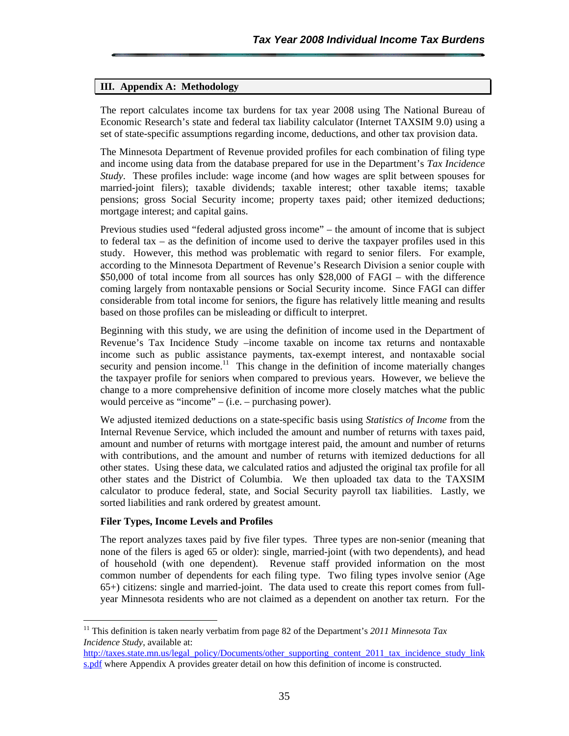## III. Appendix A: Methodology

The report calculates income tax burdens for tax year 2008 using The National Bureau of Economic Research's state and federal tax liability calculator (Internet TAXSIM 9.0) using a set of state-specific assumptions regarding income, deductions, and other tax provision data.

The Minnesota Department of Revenue provided profiles for each combination of filing type and income using data from the database prepared for use in the Department's *Tax Incidence Study*. These profiles include: wage income (and how wages are split between spouses for married-joint filers); taxable dividends; taxable interest; other taxable items; taxable pensions; gross Social Security income; property taxes paid; other itemized deductions; mortgage interest; and capital gains.

Previous studies used "federal adjusted gross income" – the amount of income that is subject to federal tax – as the definition of income used to derive the taxpayer profiles used in this study. However, this method was problematic with regard to senior filers. For example, according to the Minnesota Department of Revenue's Research Division a senior couple with $50,000 of total income from all sources has only $28,000 of FAGI – with the difference coming largely from nontaxable pensions or Social Security income. Since FAGI can differ considerable from total income for seniors, the figure has relatively little meaning and results based on those profiles can be misleading or difficult to interpret.

Beginning with this study, we are using the definition of income used in the Department of Revenue's Tax Incidence Study –income taxable on income tax returns and nontaxable income such as public assistance payments, tax-exempt interest, and nontaxable social security and pension income.[11] This change in the definition of income materially changes the taxpayer profile for seniors when compared to previous years. However, we believe the change to a more comprehensive definition of income more closely matches what the public would perceive as "income" – (i.e. – purchasing power).

We adjusted itemized deductions on a state-specific basis using *Statistics of Income* from the Internal Revenue Service, which included the amount and number of returns with taxes paid, amount and number of returns with mortgage interest paid, the amount and number of returns with contributions, and the amount and number of returns with itemized deductions for all other states. Using these data, we calculated ratios and adjusted the original tax profile for all other states and the District of Columbia. We then uploaded tax data to the TAXSIM calculator to produce federal, state, and Social Security payroll tax liabilities. Lastly, we sorted liabilities and rank ordered by greatest amount.

**Filer Types, Income Levels and Profiles**

The report analyzes taxes paid by five filer types. Three types are non-senior (meaning that none of the filers is aged 65 or older): single, married-joint (with two dependents), and head of household (with one dependent). Revenue staff provided information on the most common number of dependents for each filing type. Two filing types involve senior (Age 65+) citizens: single and married-joint. The data used to create this report comes from full-year Minnesota residents who are not claimed as a dependent on another tax return. For the

---

[11] This definition is taken nearly verbatim from page 82 of the Department's *2011 Minnesota Tax Incidence Study*, available at: http://taxes.state.mn.us/legal_policy/Documents/other_supporting_content_2011_tax_incidence_study_links.pdf where Appendix A provides greater detail on how this definition of income is constructed.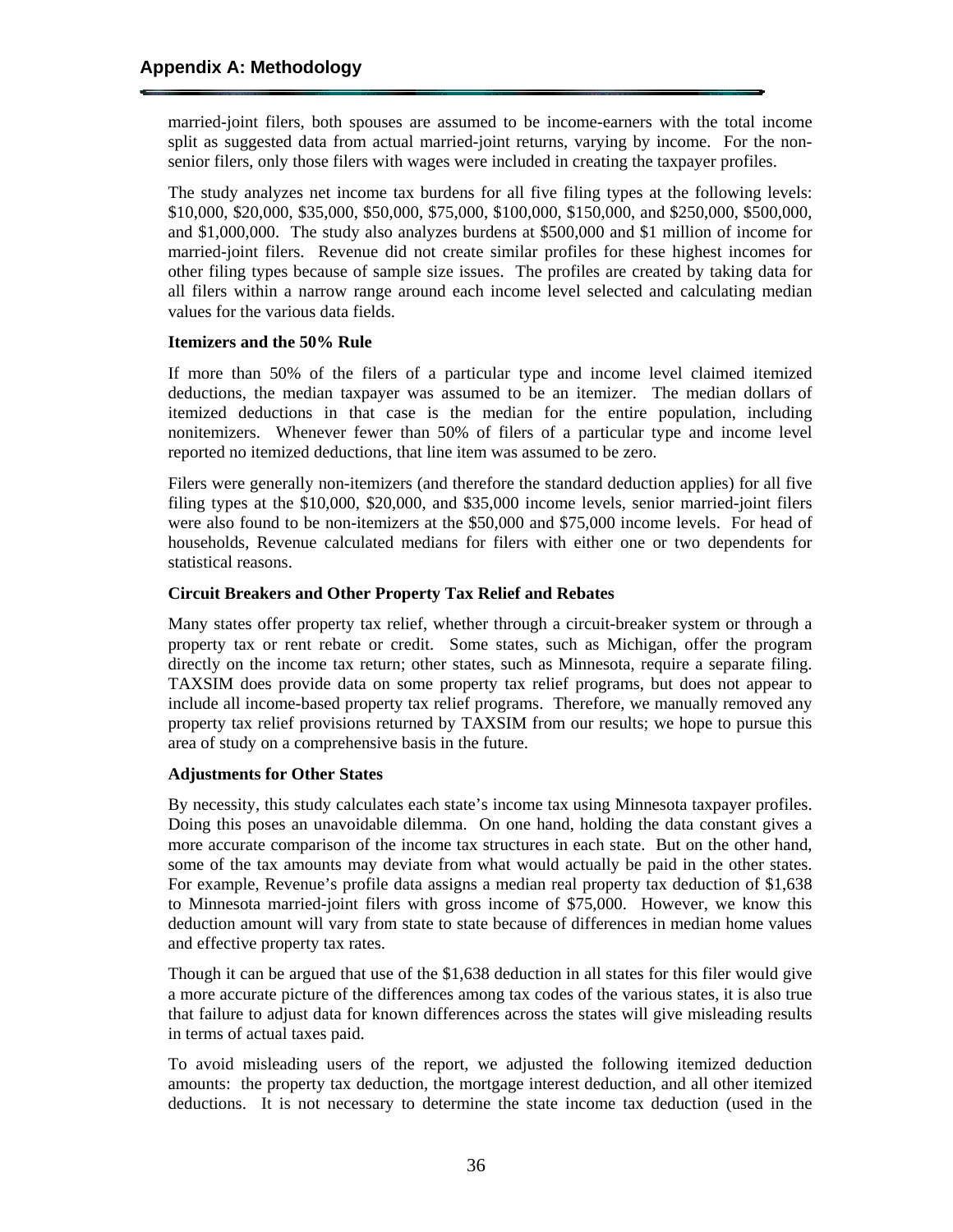married-joint filers, both spouses are assumed to be income-earners with the total income split as suggested data from actual married-joint returns, varying by income. For the non-senior filers, only those filers with wages were included in creating the taxpayer profiles.

The study analyzes net income tax burdens for all five filing types at the following levels: $10,000, $20,000, $35,000, $50,000, $75,000, $100,000, $150,000, and $250,000, $500,000, and $1,000,000. The study also analyzes burdens at $500,000 and $1 million of income for married-joint filers. Revenue did not create similar profiles for these highest incomes for other filing types because of sample size issues. The profiles are created by taking data for all filers within a narrow range around each income level selected and calculating median values for the various data fields.

**Itemizers and the 50% Rule**

If more than 50% of the filers of a particular type and income level claimed itemized deductions, the median taxpayer was assumed to be an itemizer. The median dollars of itemized deductions in that case is the median for the entire population, including nonitemizers. Whenever fewer than 50% of filers of a particular type and income level reported no itemized deductions, that line item was assumed to be zero.

Filers were generally non-itemizers (and therefore the standard deduction applies) for all five filing types at the $10,000, $20,000, and $35,000 income levels, senior married-joint filers were also found to be non-itemizers at the $50,000 and $75,000 income levels. For head of households, Revenue calculated medians for filers with either one or two dependents for statistical reasons.

**Circuit Breakers and Other Property Tax Relief and Rebates**

Many states offer property tax relief, whether through a circuit-breaker system or through a property tax or rent rebate or credit. Some states, such as Michigan, offer the program directly on the income tax return; other states, such as Minnesota, require a separate filing. TAXSIM does provide data on some property tax relief programs, but does not appear to include all income-based property tax relief programs. Therefore, we manually removed any property tax relief provisions returned by TAXSIM from our results; we hope to pursue this area of study on a comprehensive basis in the future.

**Adjustments for Other States**

By necessity, this study calculates each state's income tax using Minnesota taxpayer profiles. Doing this poses an unavoidable dilemma. On one hand, holding the data constant gives a more accurate comparison of the income tax structures in each state. But on the other hand, some of the tax amounts may deviate from what would actually be paid in the other states. For example, Revenue's profile data assigns a median real property tax deduction of $1,638 to Minnesota married-joint filers with gross income of $75,000. However, we know this deduction amount will vary from state to state because of differences in median home values and effective property tax rates.

Though it can be argued that use of the $1,638 deduction in all states for this filer would give a more accurate picture of the differences among tax codes of the various states, it is also true that failure to adjust data for known differences across the states will give misleading results in terms of actual taxes paid.

To avoid misleading users of the report, we adjusted the following itemized deduction amounts: the property tax deduction, the mortgage interest deduction, and all other itemized deductions. It is not necessary to determine the state income tax deduction (used in the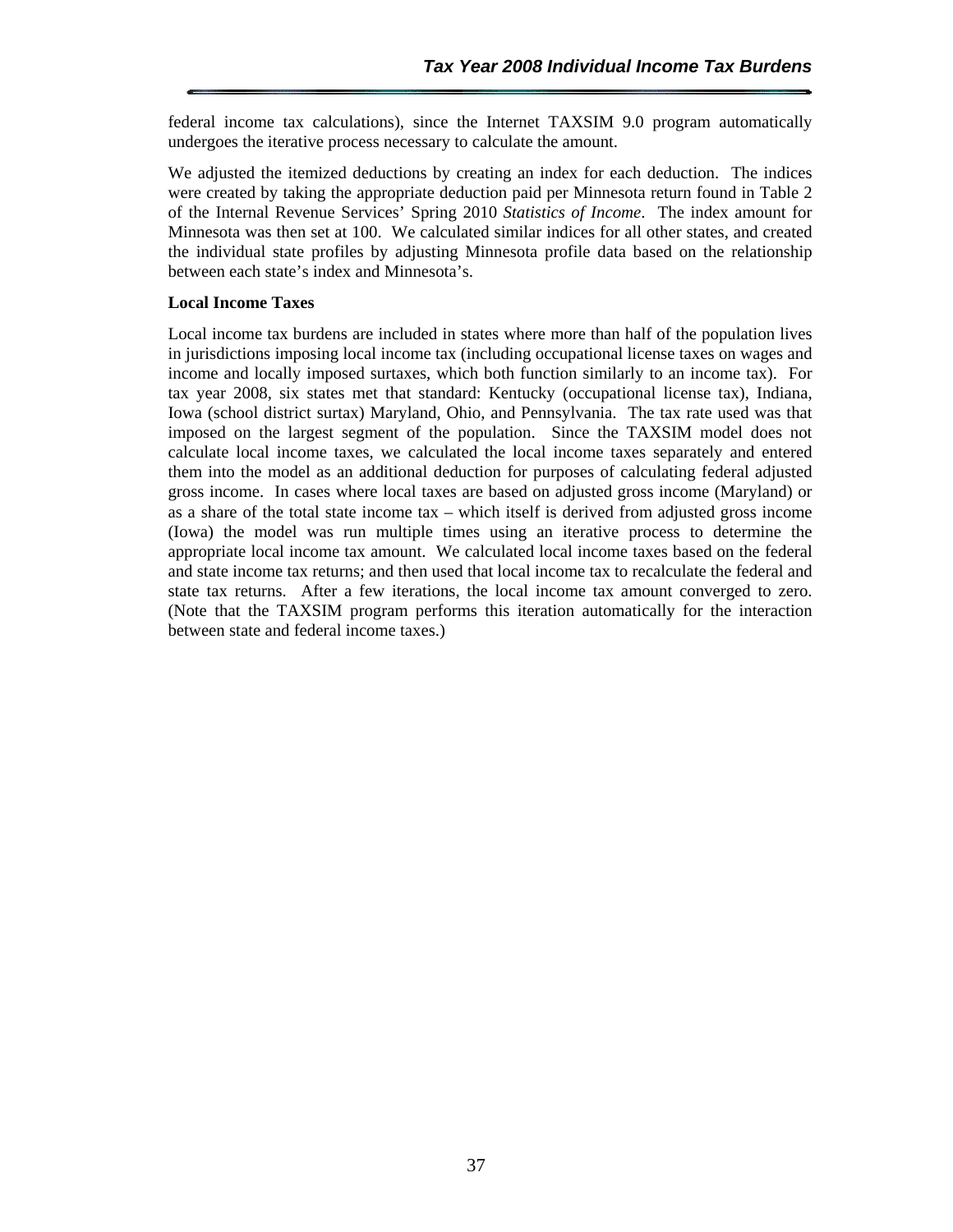federal income tax calculations), since the Internet TAXSIM 9.0 program automatically undergoes the iterative process necessary to calculate the amount.

We adjusted the itemized deductions by creating an index for each deduction. The indices were created by taking the appropriate deduction paid per Minnesota return found in Table 2 of the Internal Revenue Services' Spring 2010 *Statistics of Income*. The index amount for Minnesota was then set at 100. We calculated similar indices for all other states, and created the individual state profiles by adjusting Minnesota profile data based on the relationship between each state's index and Minnesota's.

**Local Income Taxes**

Local income tax burdens are included in states where more than half of the population lives in jurisdictions imposing local income tax (including occupational license taxes on wages and income and locally imposed surtaxes, which both function similarly to an income tax). For tax year 2008, six states met that standard: Kentucky (occupational license tax), Indiana, Iowa (school district surtax) Maryland, Ohio, and Pennsylvania. The tax rate used was that imposed on the largest segment of the population. Since the TAXSIM model does not calculate local income taxes, we calculated the local income taxes separately and entered them into the model as an additional deduction for purposes of calculating federal adjusted gross income. In cases where local taxes are based on adjusted gross income (Maryland) or as a share of the total state income tax – which itself is derived from adjusted gross income (Iowa) the model was run multiple times using an iterative process to determine the appropriate local income tax amount. We calculated local income taxes based on the federal and state income tax returns; and then used that local income tax to recalculate the federal and state tax returns. After a few iterations, the local income tax amount converged to zero. (Note that the TAXSIM program performs this iteration automatically for the interaction between state and federal income taxes.)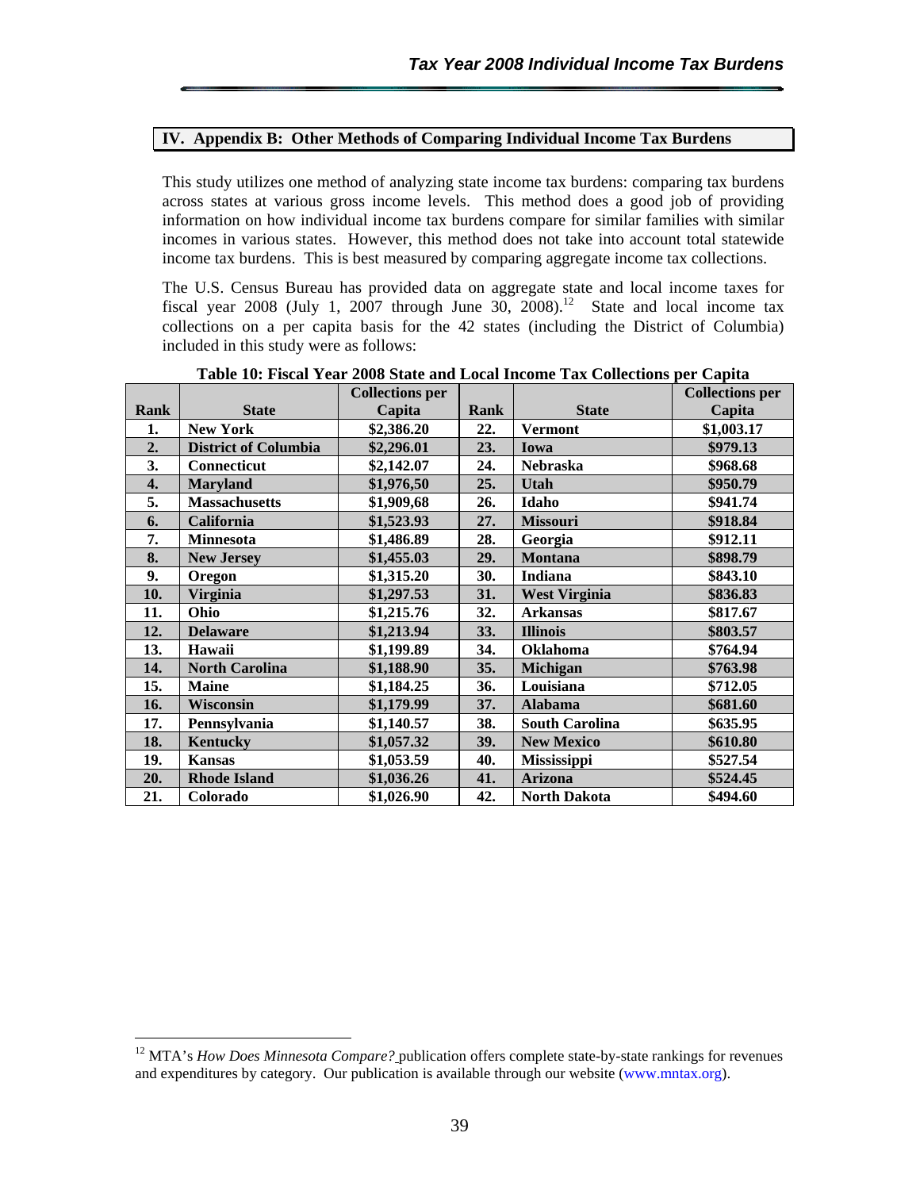## IV. Appendix B: Other Methods of Comparing Individual Income Tax Burdens

This study utilizes one method of analyzing state income tax burdens: comparing tax burdens across states at various gross income levels. This method does a good job of providing information on how individual income tax burdens compare for similar families with similar incomes in various states. However, this method does not take into account total statewide income tax burdens. This is best measured by comparing aggregate income tax collections.

The U.S. Census Bureau has provided data on aggregate state and local income taxes for fiscal year 2008 (July 1, 2007 through June 30, 2008).[12] State and local income tax collections on a per capita basis for the 42 states (including the District of Columbia) included in this study were as follows:

**Table 10: Fiscal Year 2008 State and Local Income Tax Collections per Capita**

| Rank | State | Collections per Capita | Rank | State | Collections per Capita |
|---|---|---|---|---|---|
| 1. | New York | $2,386.20 | 22. | Vermont | $1,003.17 |
| 2. | District of Columbia | $2,296.01 | 23. | Iowa | $979.13 |
| 3. | Connecticut | $2,142.07 | 24. | Nebraska | $968.68 |
| 4. | Maryland | $1,976,50 | 25. | Utah | $950.79 |
| 5. | Massachusetts | $1,909,68 | 26. | Idaho | $941.74 |
| 6. | California | $1,523.93 | 27. | Missouri | $918.84 |
| 7. | Minnesota | $1,486.89 | 28. | Georgia | $912.11 |
| 8. | New Jersey | $1,455.03 | 29. | Montana | $898.79 |
| 9. | Oregon | $1,315.20 | 30. | Indiana | $843.10 |
| 10. | Virginia | $1,297.53 | 31. | West Virginia | $836.83 |
| 11. | Ohio | $1,215.76 | 32. | Arkansas | $817.67 |
| 12. | Delaware | $1,213.94 | 33. | Illinois | $803.57 |
| 13. | Hawaii | $1,199.89 | 34. | Oklahoma | $764.94 |
| 14. | North Carolina | $1,188.90 | 35. | Michigan | $763.98 |
| 15. | Maine | $1,184.25 | 36. | Louisiana | $712.05 |
| 16. | Wisconsin | $1,179.99 | 37. | Alabama | $681.60 |
| 17. | Pennsylvania | $1,140.57 | 38. | South Carolina | $635.95 |
| 18. | Kentucky | $1,057.32 | 39. | New Mexico | $610.80 |
| 19. | Kansas | $1,053.59 | 40. | Mississippi | $527.54 |
| 20. | Rhode Island | $1,036.26 | 41. | Arizona | $524.45 |
| 21. | Colorado | $1,026.90 | 42. | North Dakota | $494.60 |

[12] MTA's *How Does Minnesota Compare?* publication offers complete state-by-state rankings for revenues and expenditures by category. Our publication is available through our website (www.mntax.org).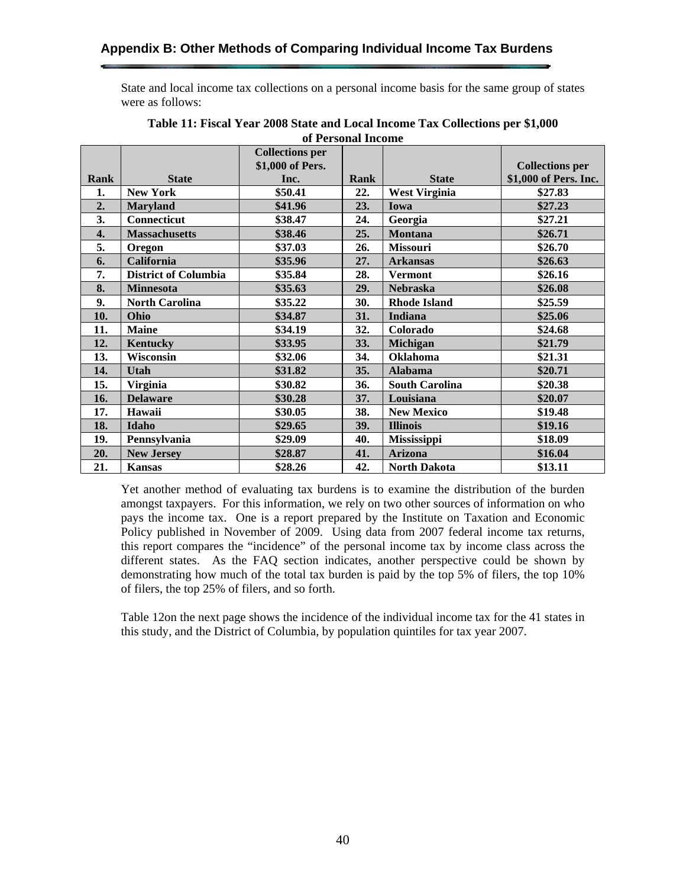## Appendix B: Other Methods of Comparing Individual Income Tax Burdens

State and local income tax collections on a personal income basis for the same group of states were as follows:

**Table 11: Fiscal Year 2008 State and Local Income Tax Collections per $1,000 of Personal Income**

| Rank | State | Collections per $1,000 of Pers. Inc. | Rank | State | Collections per $1,000 of Pers. Inc. |
|---|---|---|---|---|---|
| 1. | New York | $50.41 | 22. | West Virginia | $27.83 |
| 2. | Maryland | $41.96 | 23. | Iowa | $27.23 |
| 3. | Connecticut | $38.47 | 24. | Georgia | $27.21 |
| 4. | Massachusetts | $38.46 | 25. | Montana | $26.71 |
| 5. | Oregon | $37.03 | 26. | Missouri | $26.70 |
| 6. | California | $35.96 | 27. | Arkansas | $26.63 |
| 7. | District of Columbia | $35.84 | 28. | Vermont | $26.16 |
| 8. | Minnesota | $35.63 | 29. | Nebraska | $26.08 |
| 9. | North Carolina | $35.22 | 30. | Rhode Island | $25.59 |
| 10. | Ohio | $34.87 | 31. | Indiana | $25.06 |
| 11. | Maine | $34.19 | 32. | Colorado | $24.68 |
| 12. | Kentucky | $33.95 | 33. | Michigan | $21.79 |
| 13. | Wisconsin | $32.06 | 34. | Oklahoma | $21.31 |
| 14. | Utah | $31.82 | 35. | Alabama | $20.71 |
| 15. | Virginia | $30.82 | 36. | South Carolina | $20.38 |
| 16. | Delaware | $30.28 | 37. | Louisiana | $20.07 |
| 17. | Hawaii | $30.05 | 38. | New Mexico | $19.48 |
| 18. | Idaho | $29.65 | 39. | Illinois | $19.16 |
| 19. | Pennsylvania | $29.09 | 40. | Mississippi | $18.09 |
| 20. | New Jersey | $28.87 | 41. | Arizona | $16.04 |
| 21. | Kansas | $28.26 | 42. | North Dakota | $13.11 |

Yet another method of evaluating tax burdens is to examine the distribution of the burden amongst taxpayers. For this information, we rely on two other sources of information on who pays the income tax. One is a report prepared by the Institute on Taxation and Economic Policy published in November of 2009. Using data from 2007 federal income tax returns, this report compares the "incidence" of the personal income tax by income class across the different states. As the FAQ section indicates, another perspective could be shown by demonstrating how much of the total tax burden is paid by the top 5% of filers, the top 10% of filers, the top 25% of filers, and so forth.

Table 12on the next page shows the incidence of the individual income tax for the 41 states in this study, and the District of Columbia, by population quintiles for tax year 2007.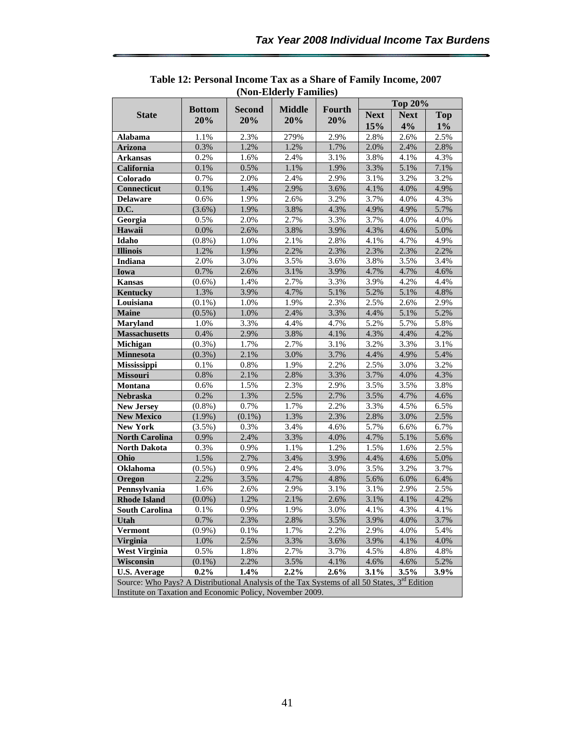**Table 12: Personal Income Tax as a Share of Family Income, 2007 (Non-Elderly Families)**

| State | Bottom 20% | Second 20% | Middle 20% | Fourth 20% | Top 20% | | |
|---|---|---|---|---|---|---|---|
| | | | | | Next 15% | Next 4% | Top 1% |
| **Alabama** | 1.1% | 2.3% | 279% | 2.9% | 2.8% | 2.6% | 2.5% |
| **Arizona** | 0.3% | 1.2% | 1.2% | 1.7% | 2.0% | 2.4% | 2.8% |
| **Arkansas** | 0.2% | 1.6% | 2.4% | 3.1% | 3.8% | 4.1% | 4.3% |
| **California** | 0.1% | 0.5% | 1.1% | 1.9% | 3.3% | 5.1% | 7.1% |
| **Colorado** | 0.7% | 2.0% | 2.4% | 2.9% | 3.1% | 3.2% | 3.2% |
| **Connecticut** | 0.1% | 1.4% | 2.9% | 3.6% | 4.1% | 4.0% | 4.9% |
| **Delaware** | 0.6% | 1.9% | 2.6% | 3.2% | 3.7% | 4.0% | 4.3% |
| **D.C.** | (3.6%) | 1.9% | 3.8% | 4.3% | 4.9% | 4.9% | 5.7% |
| **Georgia** | 0.5% | 2.0% | 2.7% | 3.3% | 3.7% | 4.0% | 4.0% |
| **Hawaii** | 0.0% | 2.6% | 3.8% | 3.9% | 4.3% | 4.6% | 5.0% |
| **Idaho** | (0.8%) | 1.0% | 2.1% | 2.8% | 4.1% | 4.7% | 4.9% |
| **Illinois** | 1.2% | 1.9% | 2.2% | 2.3% | 2.3% | 2.3% | 2.2% |
| **Indiana** | 2.0% | 3.0% | 3.5% | 3.6% | 3.8% | 3.5% | 3.4% |
| **Iowa** | 0.7% | 2.6% | 3.1% | 3.9% | 4.7% | 4.7% | 4.6% |
| **Kansas** | (0.6%) | 1.4% | 2.7% | 3.3% | 3.9% | 4.2% | 4.4% |
| **Kentucky** | 1.3% | 3.9% | 4.7% | 5.1% | 5.2% | 5.1% | 4.8% |
| **Louisiana** | (0.1%) | 1.0% | 1.9% | 2.3% | 2.5% | 2.6% | 2.9% |
| **Maine** | (0.5%) | 1.0% | 2.4% | 3.3% | 4.4% | 5.1% | 5.2% |
| **Maryland** | 1.0% | 3.3% | 4.4% | 4.7% | 5.2% | 5.7% | 5.8% |
| **Massachusetts** | 0.4% | 2.9% | 3.8% | 4.1% | 4.3% | 4.4% | 4.2% |
| **Michigan** | (0.3%) | 1.7% | 2.7% | 3.1% | 3.2% | 3.3% | 3.1% |
| **Minnesota** | (0.3%) | 2.1% | 3.0% | 3.7% | 4.4% | 4.9% | 5.4% |
| **Mississippi** | 0.1% | 0.8% | 1.9% | 2.2% | 2.5% | 3.0% | 3.2% |
| **Missouri** | 0.8% | 2.1% | 2.8% | 3.3% | 3.7% | 4.0% | 4.3% |
| **Montana** | 0.6% | 1.5% | 2.3% | 2.9% | 3.5% | 3.5% | 3.8% |
| **Nebraska** | 0.2% | 1.3% | 2.5% | 2.7% | 3.5% | 4.7% | 4.6% |
| **New Jersey** | (0.8%) | 0.7% | 1.7% | 2.2% | 3.3% | 4.5% | 6.5% |
| **New Mexico** | (1.9%) | (0.1%) | 1.3% | 2.3% | 2.8% | 3.0% | 2.5% |
| **New York** | (3.5%) | 0.3% | 3.4% | 4.6% | 5.7% | 6.6% | 6.7% |
| **North Carolina** | 0.9% | 2.4% | 3.3% | 4.0% | 4.7% | 5.1% | 5.6% |
| **North Dakota** | 0.3% | 0.9% | 1.1% | 1.2% | 1.5% | 1.6% | 2.5% |
| **Ohio** | 1.5% | 2.7% | 3.4% | 3.9% | 4.4% | 4.6% | 5.0% |
| **Oklahoma** | (0.5%) | 0.9% | 2.4% | 3.0% | 3.5% | 3.2% | 3.7% |
| **Oregon** | 2.2% | 3.5% | 4.7% | 4.8% | 5.6% | 6.0% | 6.4% |
| **Pennsylvania** | 1.6% | 2.6% | 2.9% | 3.1% | 3.1% | 2.9% | 2.5% |
| **Rhode Island** | (0.0%) | 1.2% | 2.1% | 2.6% | 3.1% | 4.1% | 4.2% |
| **South Carolina** | 0.1% | 0.9% | 1.9% | 3.0% | 4.1% | 4.3% | 4.1% |
| **Utah** | 0.7% | 2.3% | 2.8% | 3.5% | 3.9% | 4.0% | 3.7% |
| **Vermont** | (0.9%) | 0.1% | 1.7% | 2.2% | 2.9% | 4.0% | 5.4% |
| **Virginia** | 1.0% | 2.5% | 3.3% | 3.6% | 3.9% | 4.1% | 4.0% |
| **West Virginia** | 0.5% | 1.8% | 2.7% | 3.7% | 4.5% | 4.8% | 4.8% |
| **Wisconsin** | (0.1%) | 2.2% | 3.5% | 4.1% | 4.6% | 4.6% | 5.2% |
| **U.S. Average** | **0.2%** | **1.4%** | **2.2%** | **2.6%** | **3.1%** | **3.5%** | **3.9%** |

Source: Who Pays? A Distributional Analysis of the Tax Systems of all 50 States, 3rd Edition Institute on Taxation and Economic Policy, November 2009.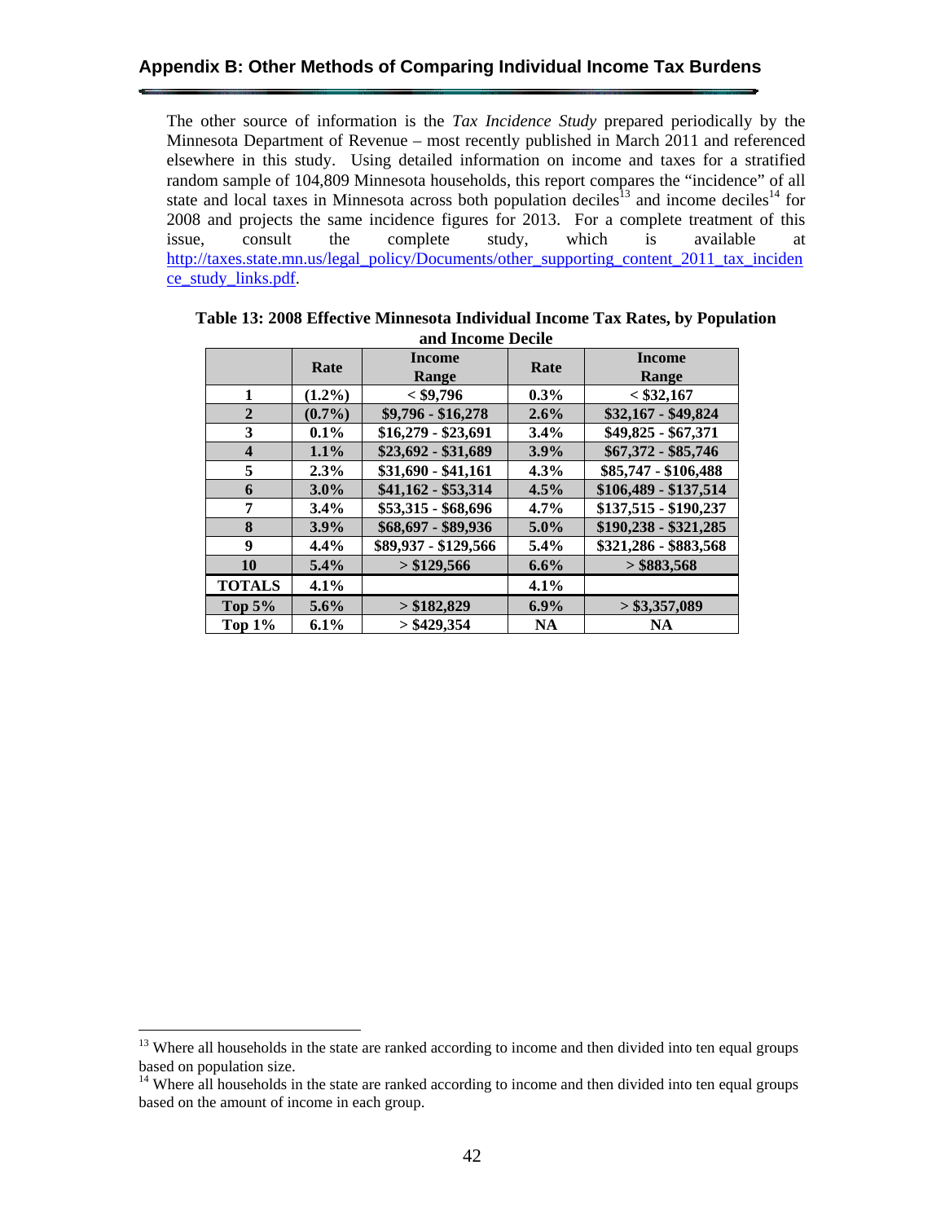## Appendix B: Other Methods of Comparing Individual Income Tax Burdens

The other source of information is the *Tax Incidence Study* prepared periodically by the Minnesota Department of Revenue – most recently published in March 2011 and referenced elsewhere in this study. Using detailed information on income and taxes for a stratified random sample of 104,809 Minnesota households, this report compares the "incidence" of all state and local taxes in Minnesota across both population deciles[13] and income deciles[14] for 2008 and projects the same incidence figures for 2013. For a complete treatment of this issue, consult the complete study, which is available at http://taxes.state.mn.us/legal_policy/Documents/other_supporting_content_2011_tax_incidence_study_links.pdf.

**Table 13: 2008 Effective Minnesota Individual Income Tax Rates, by Population and Income Decile**

| | Rate | Income Range | Rate | Income Range |
|---|---|---|---|---|
| 1 | (1.2%) | < $9,796 | 0.3% | < $32,167 |
| 2 | (0.7%) | $9,796 - $16,278 | 2.6% | $32,167 - $49,824 |
| 3 | 0.1% | $16,279 - $23,691 | 3.4% | $49,825 - $67,371 |
| 4 | 1.1% | $23,692 - $31,689 | 3.9% | $67,372 - $85,746 |
| 5 | 2.3% | $31,690 - $41,161 | 4.3% | $85,747 - $106,488 |
| 6 | 3.0% | $41,162 - $53,314 | 4.5% | $106,489 - $137,514 |
| 7 | 3.4% | $53,315 - $68,696 | 4.7% | $137,515 - $190,237 |
| 8 | 3.9% | $68,697 - $89,936 | 5.0% | $190,238 - $321,285 |
| 9 | 4.4% | $89,937 - $129,566 | 5.4% | $321,286 - $883,568 |
| 10 | 5.4% | > $129,566 | 6.6% | > $883,568 |
| TOTALS | 4.1% | | 4.1% | |
| Top 5% | 5.6% | > $182,829 | 6.9% | > $3,357,089 |
| Top 1% | 6.1% | > $429,354 | NA | NA |

[13] Where all households in the state are ranked according to income and then divided into ten equal groups based on population size.

[14] Where all households in the state are ranked according to income and then divided into ten equal groups based on the amount of income in each group.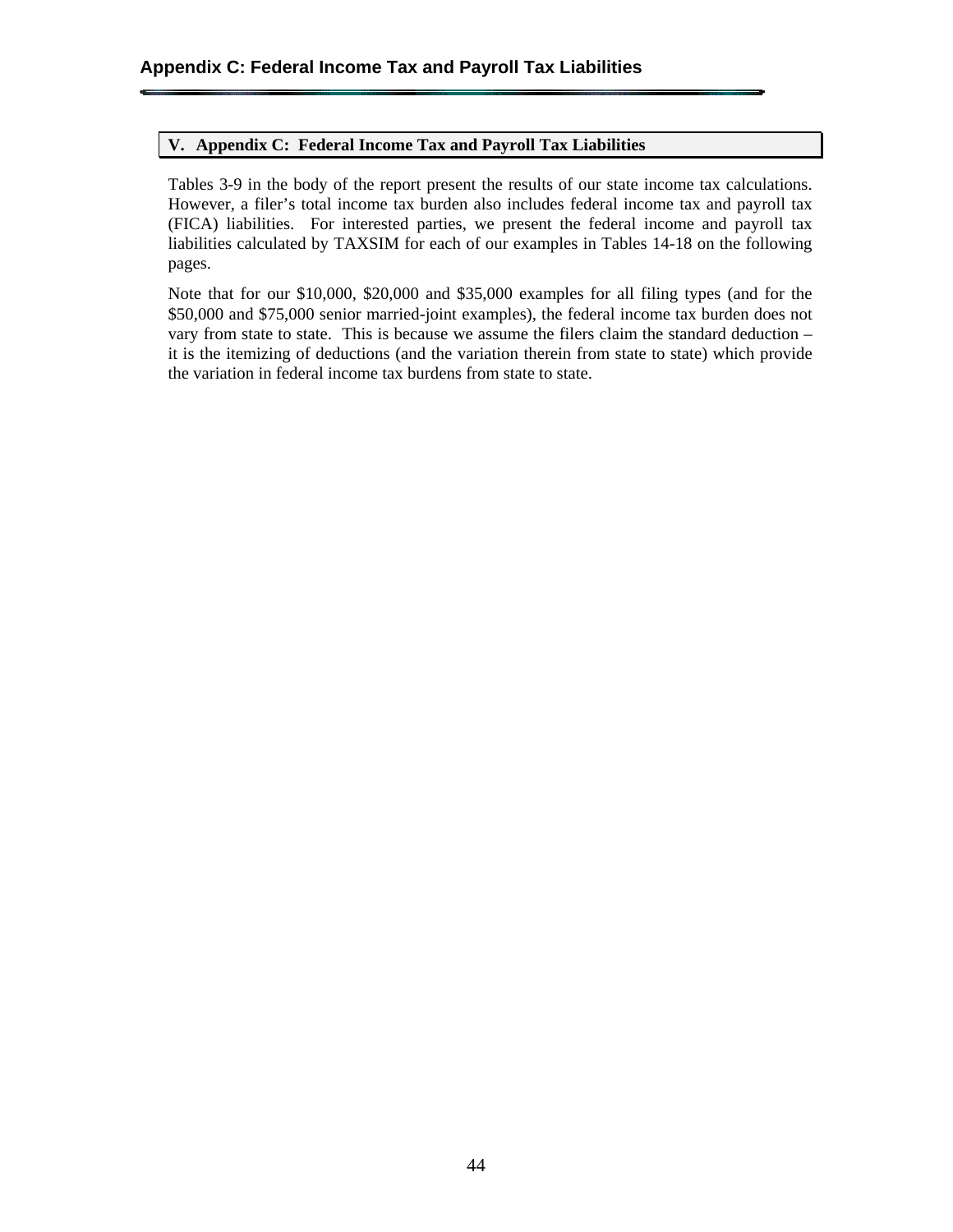## V. Appendix C: Federal Income Tax and Payroll Tax Liabilities

Tables 3-9 in the body of the report present the results of our state income tax calculations. However, a filer's total income tax burden also includes federal income tax and payroll tax (FICA) liabilities. For interested parties, we present the federal income and payroll tax liabilities calculated by TAXSIM for each of our examples in Tables 14-18 on the following pages.

Note that for our $10,000, $20,000 and $35,000 examples for all filing types (and for the $50,000 and $75,000 senior married-joint examples), the federal income tax burden does not vary from state to state. This is because we assume the filers claim the standard deduction – it is the itemizing of deductions (and the variation therein from state to state) which provide the variation in federal income tax burdens from state to state.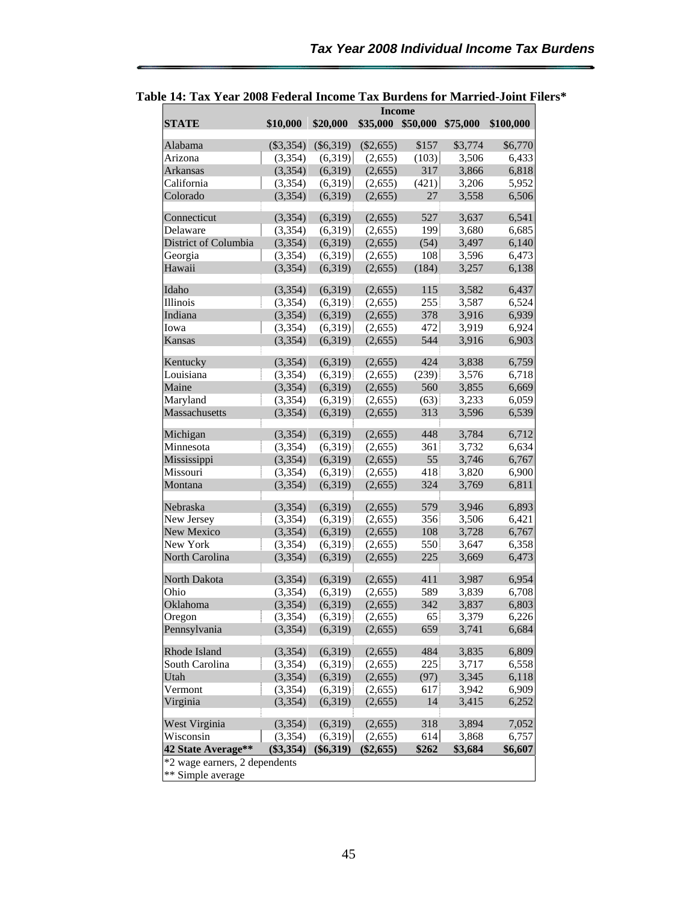**Table 14: Tax Year 2008 Federal Income Tax Burdens for Married-Joint Filers***

| | Income | | | | | |
|---|---|---|---|---|---|---|
| **STATE** | **$10,000** | **$20,000** | **$35,000** | **$50,000** | **$75,000** | **$100,000** |
| Alabama | ($3,354) | ($6,319) | ($2,655) | $157 | $3,774 | $6,770 |
| Arizona | (3,354) | (6,319) | (2,655) | (103) | 3,506 | 6,433 |
| Arkansas | (3,354) | (6,319) | (2,655) | 317 | 3,866 | 6,818 |
| California | (3,354) | (6,319) | (2,655) | (421) | 3,206 | 5,952 |
| Colorado | (3,354) | (6,319) | (2,655) | 27 | 3,558 | 6,506 |
| Connecticut | (3,354) | (6,319) | (2,655) | 527 | 3,637 | 6,541 |
| Delaware | (3,354) | (6,319) | (2,655) | 199 | 3,680 | 6,685 |
| District of Columbia | (3,354) | (6,319) | (2,655) | (54) | 3,497 | 6,140 |
| Georgia | (3,354) | (6,319) | (2,655) | 108 | 3,596 | 6,473 |
| Hawaii | (3,354) | (6,319) | (2,655) | (184) | 3,257 | 6,138 |
| Idaho | (3,354) | (6,319) | (2,655) | 115 | 3,582 | 6,437 |
| Illinois | (3,354) | (6,319) | (2,655) | 255 | 3,587 | 6,524 |
| Indiana | (3,354) | (6,319) | (2,655) | 378 | 3,916 | 6,939 |
| Iowa | (3,354) | (6,319) | (2,655) | 472 | 3,919 | 6,924 |
| Kansas | (3,354) | (6,319) | (2,655) | 544 | 3,916 | 6,903 |
| Kentucky | (3,354) | (6,319) | (2,655) | 424 | 3,838 | 6,759 |
| Louisiana | (3,354) | (6,319) | (2,655) | (239) | 3,576 | 6,718 |
| Maine | (3,354) | (6,319) | (2,655) | 560 | 3,855 | 6,669 |
| Maryland | (3,354) | (6,319) | (2,655) | (63) | 3,233 | 6,059 |
| Massachusetts | (3,354) | (6,319) | (2,655) | 313 | 3,596 | 6,539 |
| Michigan | (3,354) | (6,319) | (2,655) | 448 | 3,784 | 6,712 |
| Minnesota | (3,354) | (6,319) | (2,655) | 361 | 3,732 | 6,634 |
| Mississippi | (3,354) | (6,319) | (2,655) | 55 | 3,746 | 6,767 |
| Missouri | (3,354) | (6,319) | (2,655) | 418 | 3,820 | 6,900 |
| Montana | (3,354) | (6,319) | (2,655) | 324 | 3,769 | 6,811 |
| Nebraska | (3,354) | (6,319) | (2,655) | 579 | 3,946 | 6,893 |
| New Jersey | (3,354) | (6,319) | (2,655) | 356 | 3,506 | 6,421 |
| New Mexico | (3,354) | (6,319) | (2,655) | 108 | 3,728 | 6,767 |
| New York | (3,354) | (6,319) | (2,655) | 550 | 3,647 | 6,358 |
| North Carolina | (3,354) | (6,319) | (2,655) | 225 | 3,669 | 6,473 |
| North Dakota | (3,354) | (6,319) | (2,655) | 411 | 3,987 | 6,954 |
| Ohio | (3,354) | (6,319) | (2,655) | 589 | 3,839 | 6,708 |
| Oklahoma | (3,354) | (6,319) | (2,655) | 342 | 3,837 | 6,803 |
| Oregon | (3,354) | (6,319) | (2,655) | 65 | 3,379 | 6,226 |
| Pennsylvania | (3,354) | (6,319) | (2,655) | 659 | 3,741 | 6,684 |
| Rhode Island | (3,354) | (6,319) | (2,655) | 484 | 3,835 | 6,809 |
| South Carolina | (3,354) | (6,319) | (2,655) | 225 | 3,717 | 6,558 |
| Utah | (3,354) | (6,319) | (2,655) | (97) | 3,345 | 6,118 |
| Vermont | (3,354) | (6,319) | (2,655) | 617 | 3,942 | 6,909 |
| Virginia | (3,354) | (6,319) | (2,655) | 14 | 3,415 | 6,252 |
| West Virginia | (3,354) | (6,319) | (2,655) | 318 | 3,894 | 7,052 |
| Wisconsin | (3,354) | (6,319) | (2,655) | 614 | 3,868 | 6,757 |
| **42 State Average**** | **($3,354)** | **($6,319)** | **($2,655)** | **$262** | **$3,684** | **$6,607** |

*2 wage earners, 2 dependents

** Simple average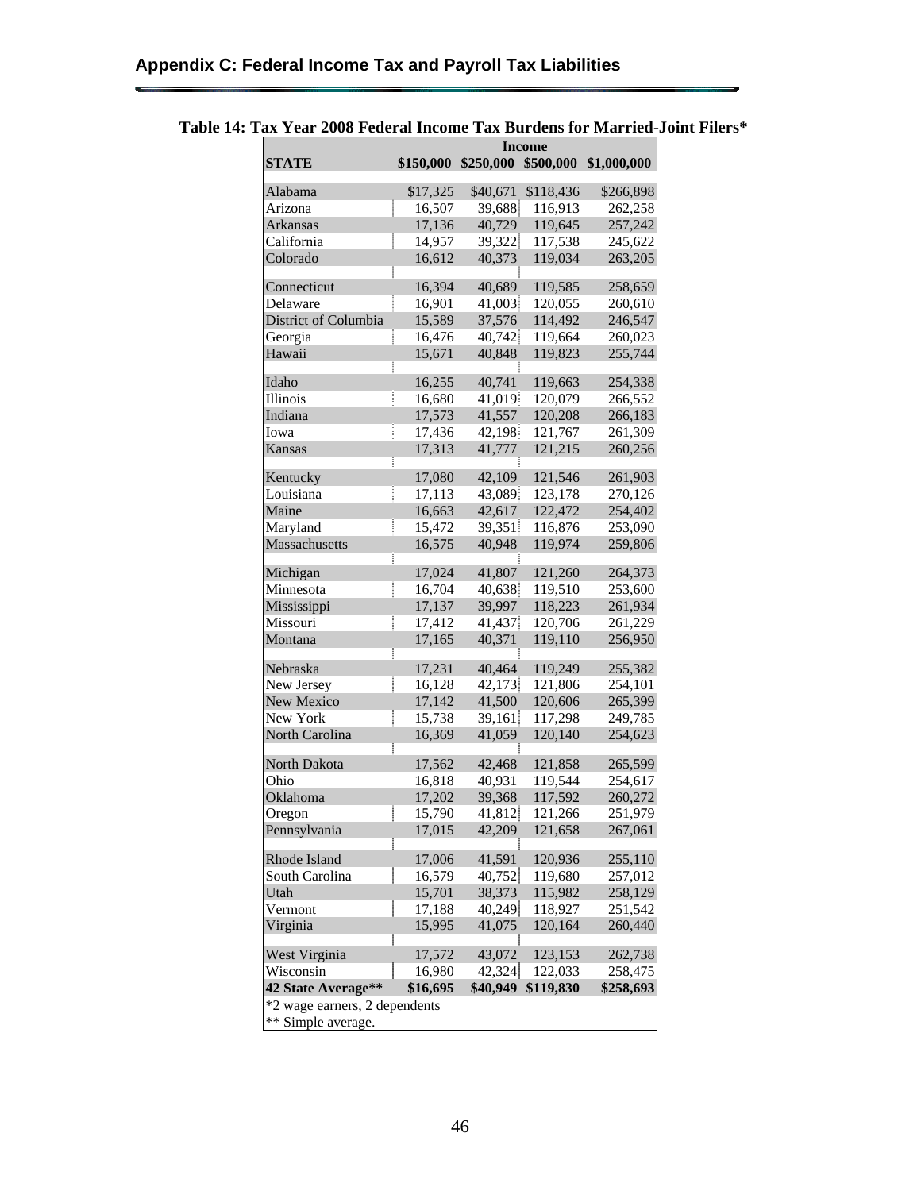## Appendix C: Federal Income Tax and Payroll Tax Liabilities

**Table 14: Tax Year 2008 Federal Income Tax Burdens for Married-Joint Filers***

| | Income | | | |
|---|---|---|---|---|
| **STATE** | **$150,000** | **$250,000** | **$500,000** | **$1,000,000** |
| Alabama | $17,325 | $40,671 | $118,436 | $266,898 |
| Arizona | 16,507 | 39,688 | 116,913 | 262,258 |
| Arkansas | 17,136 | 40,729 | 119,645 | 257,242 |
| California | 14,957 | 39,322 | 117,538 | 245,622 |
| Colorado | 16,612 | 40,373 | 119,034 | 263,205 |
| Connecticut | 16,394 | 40,689 | 119,585 | 258,659 |
| Delaware | 16,901 | 41,003 | 120,055 | 260,610 |
| District of Columbia | 15,589 | 37,576 | 114,492 | 246,547 |
| Georgia | 16,476 | 40,742 | 119,664 | 260,023 |
| Hawaii | 15,671 | 40,848 | 119,823 | 255,744 |
| Idaho | 16,255 | 40,741 | 119,663 | 254,338 |
| Illinois | 16,680 | 41,019 | 120,079 | 266,552 |
| Indiana | 17,573 | 41,557 | 120,208 | 266,183 |
| Iowa | 17,436 | 42,198 | 121,767 | 261,309 |
| Kansas | 17,313 | 41,777 | 121,215 | 260,256 |
| Kentucky | 17,080 | 42,109 | 121,546 | 261,903 |
| Louisiana | 17,113 | 43,089 | 123,178 | 270,126 |
| Maine | 16,663 | 42,617 | 122,472 | 254,402 |
| Maryland | 15,472 | 39,351 | 116,876 | 253,090 |
| Massachusetts | 16,575 | 40,948 | 119,974 | 259,806 |
| Michigan | 17,024 | 41,807 | 121,260 | 264,373 |
| Minnesota | 16,704 | 40,638 | 119,510 | 253,600 |
| Mississippi | 17,137 | 39,997 | 118,223 | 261,934 |
| Missouri | 17,412 | 41,437 | 120,706 | 261,229 |
| Montana | 17,165 | 40,371 | 119,110 | 256,950 |
| Nebraska | 17,231 | 40,464 | 119,249 | 255,382 |
| New Jersey | 16,128 | 42,173 | 121,806 | 254,101 |
| New Mexico | 17,142 | 41,500 | 120,606 | 265,399 |
| New York | 15,738 | 39,161 | 117,298 | 249,785 |
| North Carolina | 16,369 | 41,059 | 120,140 | 254,623 |
| North Dakota | 17,562 | 42,468 | 121,858 | 265,599 |
| Ohio | 16,818 | 40,931 | 119,544 | 254,617 |
| Oklahoma | 17,202 | 39,368 | 117,592 | 260,272 |
| Oregon | 15,790 | 41,812 | 121,266 | 251,979 |
| Pennsylvania | 17,015 | 42,209 | 121,658 | 267,061 |
| Rhode Island | 17,006 | 41,591 | 120,936 | 255,110 |
| South Carolina | 16,579 | 40,752 | 119,680 | 257,012 |
| Utah | 15,701 | 38,373 | 115,982 | 258,129 |
| Vermont | 17,188 | 40,249 | 118,927 | 251,542 |
| Virginia | 15,995 | 41,075 | 120,164 | 260,440 |
| West Virginia | 17,572 | 43,072 | 123,153 | 262,738 |
| Wisconsin | 16,980 | 42,324 | 122,033 | 258,475 |
| **42 State Average**** | **$16,695** | **$40,949** | **$119,830** | **$258,693** |

*2 wage earners, 2 dependents
** Simple average.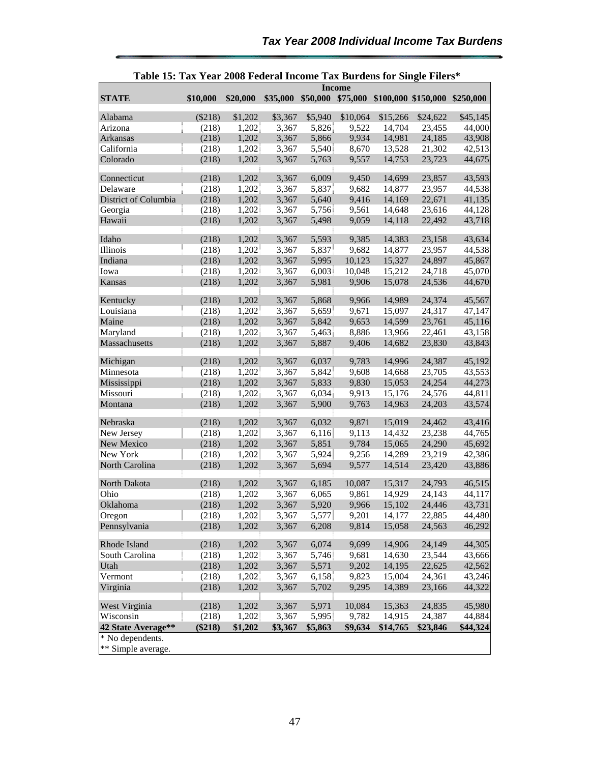## Table 15: Tax Year 2008 Federal Income Tax Burdens for Single Filers*

| | Income | | | | | | | |
|---|---|---|---|---|---|---|---|---|
| **STATE** | **$10,000** | **$20,000** | **$35,000** | **$50,000** | **$75,000** | **$100,000** | **$150,000** | **$250,000** |
| Alabama | ($218) | $1,202 | $3,367 | $5,940 | $10,064 | $15,266 | $24,622 | $45,145 |
| Arizona | (218) | 1,202 | 3,367 | 5,826 | 9,522 | 14,704 | 23,455 | 44,000 |
| Arkansas | (218) | 1,202 | 3,367 | 5,866 | 9,934 | 14,981 | 24,185 | 43,908 |
| California | (218) | 1,202 | 3,367 | 5,540 | 8,670 | 13,528 | 21,302 | 42,513 |
| Colorado | (218) | 1,202 | 3,367 | 5,763 | 9,557 | 14,753 | 23,723 | 44,675 |
| Connecticut | (218) | 1,202 | 3,367 | 6,009 | 9,450 | 14,699 | 23,857 | 43,593 |
| Delaware | (218) | 1,202 | 3,367 | 5,837 | 9,682 | 14,877 | 23,957 | 44,538 |
| District of Columbia | (218) | 1,202 | 3,367 | 5,640 | 9,416 | 14,169 | 22,671 | 41,135 |
| Georgia | (218) | 1,202 | 3,367 | 5,756 | 9,561 | 14,648 | 23,616 | 44,128 |
| Hawaii | (218) | 1,202 | 3,367 | 5,498 | 9,059 | 14,118 | 22,492 | 43,718 |
| Idaho | (218) | 1,202 | 3,367 | 5,593 | 9,385 | 14,383 | 23,158 | 43,634 |
| Illinois | (218) | 1,202 | 3,367 | 5,837 | 9,682 | 14,877 | 23,957 | 44,538 |
| Indiana | (218) | 1,202 | 3,367 | 5,995 | 10,123 | 15,327 | 24,897 | 45,867 |
| Iowa | (218) | 1,202 | 3,367 | 6,003 | 10,048 | 15,212 | 24,718 | 45,070 |
| Kansas | (218) | 1,202 | 3,367 | 5,981 | 9,906 | 15,078 | 24,536 | 44,670 |
| Kentucky | (218) | 1,202 | 3,367 | 5,868 | 9,966 | 14,989 | 24,374 | 45,567 |
| Louisiana | (218) | 1,202 | 3,367 | 5,659 | 9,671 | 15,097 | 24,317 | 47,147 |
| Maine | (218) | 1,202 | 3,367 | 5,842 | 9,653 | 14,599 | 23,761 | 45,116 |
| Maryland | (218) | 1,202 | 3,367 | 5,463 | 8,886 | 13,966 | 22,461 | 43,158 |
| Massachusetts | (218) | 1,202 | 3,367 | 5,887 | 9,406 | 14,682 | 23,830 | 43,843 |
| Michigan | (218) | 1,202 | 3,367 | 6,037 | 9,783 | 14,996 | 24,387 | 45,192 |
| Minnesota | (218) | 1,202 | 3,367 | 5,842 | 9,608 | 14,668 | 23,705 | 43,553 |
| Mississippi | (218) | 1,202 | 3,367 | 5,833 | 9,830 | 15,053 | 24,254 | 44,273 |
| Missouri | (218) | 1,202 | 3,367 | 6,034 | 9,913 | 15,176 | 24,576 | 44,811 |
| Montana | (218) | 1,202 | 3,367 | 5,900 | 9,763 | 14,963 | 24,203 | 43,574 |
| Nebraska | (218) | 1,202 | 3,367 | 6,032 | 9,871 | 15,019 | 24,462 | 43,416 |
| New Jersey | (218) | 1,202 | 3,367 | 6,116 | 9,113 | 14,432 | 23,238 | 44,765 |
| New Mexico | (218) | 1,202 | 3,367 | 5,851 | 9,784 | 15,065 | 24,290 | 45,692 |
| New York | (218) | 1,202 | 3,367 | 5,924 | 9,256 | 14,289 | 23,219 | 42,386 |
| North Carolina | (218) | 1,202 | 3,367 | 5,694 | 9,577 | 14,514 | 23,420 | 43,886 |
| North Dakota | (218) | 1,202 | 3,367 | 6,185 | 10,087 | 15,317 | 24,793 | 46,515 |
| Ohio | (218) | 1,202 | 3,367 | 6,065 | 9,861 | 14,929 | 24,143 | 44,117 |
| Oklahoma | (218) | 1,202 | 3,367 | 5,920 | 9,966 | 15,102 | 24,446 | 43,731 |
| Oregon | (218) | 1,202 | 3,367 | 5,577 | 9,201 | 14,177 | 22,885 | 44,480 |
| Pennsylvania | (218) | 1,202 | 3,367 | 6,208 | 9,814 | 15,058 | 24,563 | 46,292 |
| Rhode Island | (218) | 1,202 | 3,367 | 6,074 | 9,699 | 14,906 | 24,149 | 44,305 |
| South Carolina | (218) | 1,202 | 3,367 | 5,746 | 9,681 | 14,630 | 23,544 | 43,666 |
| Utah | (218) | 1,202 | 3,367 | 5,571 | 9,202 | 14,195 | 22,625 | 42,562 |
| Vermont | (218) | 1,202 | 3,367 | 6,158 | 9,823 | 15,004 | 24,361 | 43,246 |
| Virginia | (218) | 1,202 | 3,367 | 5,702 | 9,295 | 14,389 | 23,166 | 44,322 |
| West Virginia | (218) | 1,202 | 3,367 | 5,971 | 10,084 | 15,363 | 24,835 | 45,980 |
| Wisconsin | (218) | 1,202 | 3,367 | 5,995 | 9,782 | 14,915 | 24,387 | 44,884 |
| **42 State Average**** | **($218)** | **$1,202** | **$3,367** | **$5,863** | **$9,634** | **$14,765** | **$23,846** | **$44,324** |

* No dependents.
** Simple average.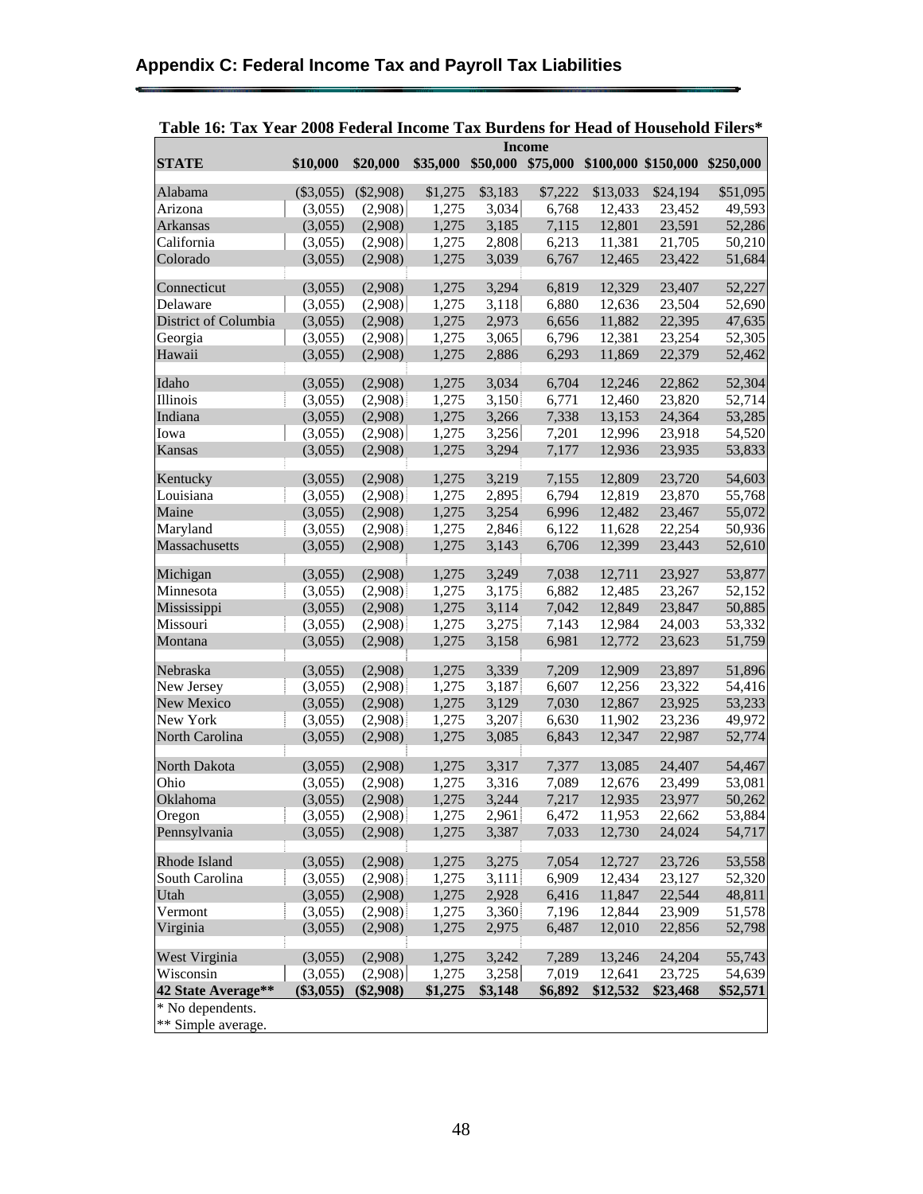## Appendix C: Federal Income Tax and Payroll Tax Liabilities

**Table 16: Tax Year 2008 Federal Income Tax Burdens for Head of Household Filers***

| | Income | | | | | | | |
|---|---|---|---|---|---|---|---|---|
| **STATE** | **$10,000** | **$20,000** | **$35,000** | **$50,000** | **$75,000** | **$100,000** | **$150,000** | **$250,000** |
| Alabama | ($3,055) | ($2,908) | $1,275 | $3,183 | $7,222 | $13,033 | $24,194 | $51,095 |
| Arizona | (3,055) | (2,908) | 1,275 | 3,034 | 6,768 | 12,433 | 23,452 | 49,593 |
| Arkansas | (3,055) | (2,908) | 1,275 | 3,185 | 7,115 | 12,801 | 23,591 | 52,286 |
| California | (3,055) | (2,908) | 1,275 | 2,808 | 6,213 | 11,381 | 21,705 | 50,210 |
| Colorado | (3,055) | (2,908) | 1,275 | 3,039 | 6,767 | 12,465 | 23,422 | 51,684 |
| Connecticut | (3,055) | (2,908) | 1,275 | 3,294 | 6,819 | 12,329 | 23,407 | 52,227 |
| Delaware | (3,055) | (2,908) | 1,275 | 3,118 | 6,880 | 12,636 | 23,504 | 52,690 |
| District of Columbia | (3,055) | (2,908) | 1,275 | 2,973 | 6,656 | 11,882 | 22,395 | 47,635 |
| Georgia | (3,055) | (2,908) | 1,275 | 3,065 | 6,796 | 12,381 | 23,254 | 52,305 |
| Hawaii | (3,055) | (2,908) | 1,275 | 2,886 | 6,293 | 11,869 | 22,379 | 52,462 |
| Idaho | (3,055) | (2,908) | 1,275 | 3,034 | 6,704 | 12,246 | 22,862 | 52,304 |
| Illinois | (3,055) | (2,908) | 1,275 | 3,150 | 6,771 | 12,460 | 23,820 | 52,714 |
| Indiana | (3,055) | (2,908) | 1,275 | 3,266 | 7,338 | 13,153 | 24,364 | 53,285 |
| Iowa | (3,055) | (2,908) | 1,275 | 3,256 | 7,201 | 12,996 | 23,918 | 54,520 |
| Kansas | (3,055) | (2,908) | 1,275 | 3,294 | 7,177 | 12,936 | 23,935 | 53,833 |
| Kentucky | (3,055) | (2,908) | 1,275 | 3,219 | 7,155 | 12,809 | 23,720 | 54,603 |
| Louisiana | (3,055) | (2,908) | 1,275 | 2,895 | 6,794 | 12,819 | 23,870 | 55,768 |
| Maine | (3,055) | (2,908) | 1,275 | 3,254 | 6,996 | 12,482 | 23,467 | 55,072 |
| Maryland | (3,055) | (2,908) | 1,275 | 2,846 | 6,122 | 11,628 | 22,254 | 50,936 |
| Massachusetts | (3,055) | (2,908) | 1,275 | 3,143 | 6,706 | 12,399 | 23,443 | 52,610 |
| Michigan | (3,055) | (2,908) | 1,275 | 3,249 | 7,038 | 12,711 | 23,927 | 53,877 |
| Minnesota | (3,055) | (2,908) | 1,275 | 3,175 | 6,882 | 12,485 | 23,267 | 52,152 |
| Mississippi | (3,055) | (2,908) | 1,275 | 3,114 | 7,042 | 12,849 | 23,847 | 50,885 |
| Missouri | (3,055) | (2,908) | 1,275 | 3,275 | 7,143 | 12,984 | 24,003 | 53,332 |
| Montana | (3,055) | (2,908) | 1,275 | 3,158 | 6,981 | 12,772 | 23,623 | 51,759 |
| Nebraska | (3,055) | (2,908) | 1,275 | 3,339 | 7,209 | 12,909 | 23,897 | 51,896 |
| New Jersey | (3,055) | (2,908) | 1,275 | 3,187 | 6,607 | 12,256 | 23,322 | 54,416 |
| New Mexico | (3,055) | (2,908) | 1,275 | 3,129 | 7,030 | 12,867 | 23,925 | 53,233 |
| New York | (3,055) | (2,908) | 1,275 | 3,207 | 6,630 | 11,902 | 23,236 | 49,972 |
| North Carolina | (3,055) | (2,908) | 1,275 | 3,085 | 6,843 | 12,347 | 22,987 | 52,774 |
| North Dakota | (3,055) | (2,908) | 1,275 | 3,317 | 7,377 | 13,085 | 24,407 | 54,467 |
| Ohio | (3,055) | (2,908) | 1,275 | 3,316 | 7,089 | 12,676 | 23,499 | 53,081 |
| Oklahoma | (3,055) | (2,908) | 1,275 | 3,244 | 7,217 | 12,935 | 23,977 | 50,262 |
| Oregon | (3,055) | (2,908) | 1,275 | 2,961 | 6,472 | 11,953 | 22,662 | 53,884 |
| Pennsylvania | (3,055) | (2,908) | 1,275 | 3,387 | 7,033 | 12,730 | 24,024 | 54,717 |
| Rhode Island | (3,055) | (2,908) | 1,275 | 3,275 | 7,054 | 12,727 | 23,726 | 53,558 |
| South Carolina | (3,055) | (2,908) | 1,275 | 3,111 | 6,909 | 12,434 | 23,127 | 52,320 |
| Utah | (3,055) | (2,908) | 1,275 | 2,928 | 6,416 | 11,847 | 22,544 | 48,811 |
| Vermont | (3,055) | (2,908) | 1,275 | 3,360 | 7,196 | 12,844 | 23,909 | 51,578 |
| Virginia | (3,055) | (2,908) | 1,275 | 2,975 | 6,487 | 12,010 | 22,856 | 52,798 |
| West Virginia | (3,055) | (2,908) | 1,275 | 3,242 | 7,289 | 13,246 | 24,204 | 55,743 |
| Wisconsin | (3,055) | (2,908) | 1,275 | 3,258 | 7,019 | 12,641 | 23,725 | 54,639 |
| **42 State Average**** | **($3,055)** | **($2,908)** | **$1,275** | **$3,148** | **$6,892** | **$12,532** | **$23,468** | **$52,571** |

\* No dependents.

** Simple average.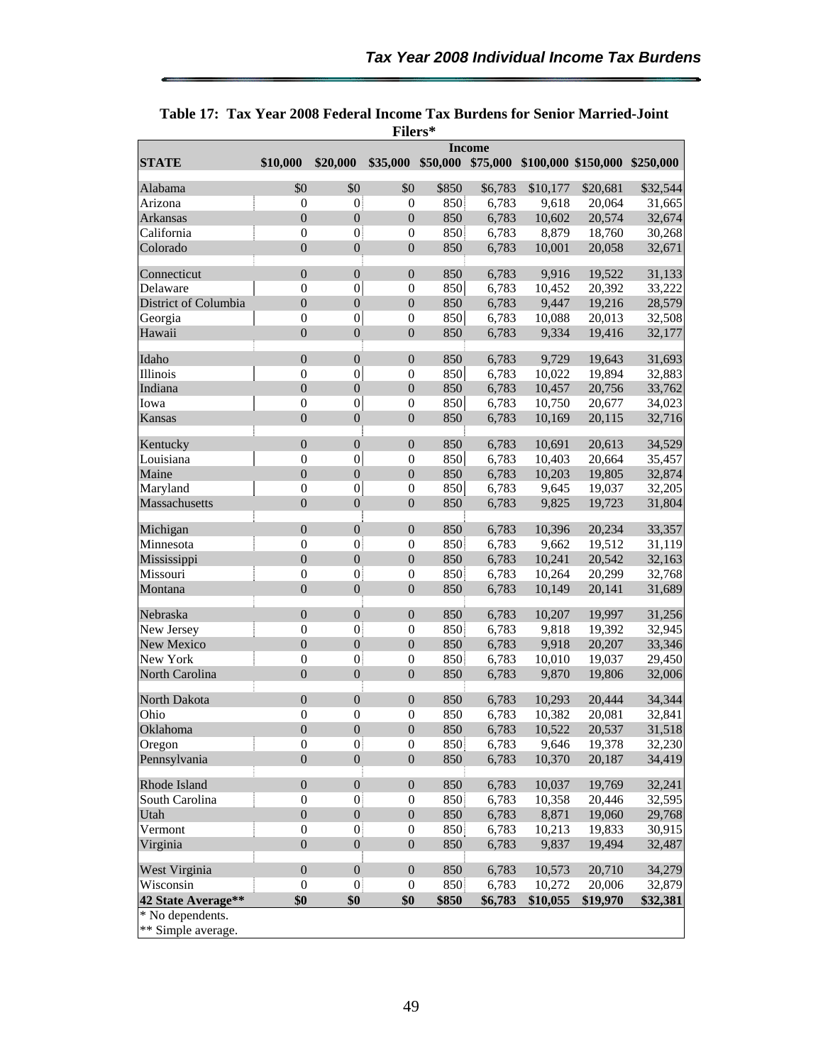**Table 17: Tax Year 2008 Federal Income Tax Burdens for Senior Married-Joint Filers***

| | Income | | | | | | | |
|---|---|---|---|---|---|---|---|---|
| **STATE** | **$10,000** | **$20,000** | **$35,000** | **$50,000** | **$75,000** | **$100,000** | **$150,000** | **$250,000** |
| Alabama | $0 | $0 | $0 | $850 | $6,783 | $10,177 | $20,681 | $32,544 |
| Arizona | 0 | 0 | 0 | 850 | 6,783 | 9,618 | 20,064 | 31,665 |
| Arkansas | 0 | 0 | 0 | 850 | 6,783 | 10,602 | 20,574 | 32,674 |
| California | 0 | 0 | 0 | 850 | 6,783 | 8,879 | 18,760 | 30,268 |
| Colorado | 0 | 0 | 0 | 850 | 6,783 | 10,001 | 20,058 | 32,671 |
| Connecticut | 0 | 0 | 0 | 850 | 6,783 | 9,916 | 19,522 | 31,133 |
| Delaware | 0 | 0 | 0 | 850 | 6,783 | 10,452 | 20,392 | 33,222 |
| District of Columbia | 0 | 0 | 0 | 850 | 6,783 | 9,447 | 19,216 | 28,579 |
| Georgia | 0 | 0 | 0 | 850 | 6,783 | 10,088 | 20,013 | 32,508 |
| Hawaii | 0 | 0 | 0 | 850 | 6,783 | 9,334 | 19,416 | 32,177 |
| Idaho | 0 | 0 | 0 | 850 | 6,783 | 9,729 | 19,643 | 31,693 |
| Illinois | 0 | 0 | 0 | 850 | 6,783 | 10,022 | 19,894 | 32,883 |
| Indiana | 0 | 0 | 0 | 850 | 6,783 | 10,457 | 20,756 | 33,762 |
| Iowa | 0 | 0 | 0 | 850 | 6,783 | 10,750 | 20,677 | 34,023 |
| Kansas | 0 | 0 | 0 | 850 | 6,783 | 10,169 | 20,115 | 32,716 |
| Kentucky | 0 | 0 | 0 | 850 | 6,783 | 10,691 | 20,613 | 34,529 |
| Louisiana | 0 | 0 | 0 | 850 | 6,783 | 10,403 | 20,664 | 35,457 |
| Maine | 0 | 0 | 0 | 850 | 6,783 | 10,203 | 19,805 | 32,874 |
| Maryland | 0 | 0 | 0 | 850 | 6,783 | 9,645 | 19,037 | 32,205 |
| Massachusetts | 0 | 0 | 0 | 850 | 6,783 | 9,825 | 19,723 | 31,804 |
| Michigan | 0 | 0 | 0 | 850 | 6,783 | 10,396 | 20,234 | 33,357 |
| Minnesota | 0 | 0 | 0 | 850 | 6,783 | 9,662 | 19,512 | 31,119 |
| Mississippi | 0 | 0 | 0 | 850 | 6,783 | 10,241 | 20,542 | 32,163 |
| Missouri | 0 | 0 | 0 | 850 | 6,783 | 10,264 | 20,299 | 32,768 |
| Montana | 0 | 0 | 0 | 850 | 6,783 | 10,149 | 20,141 | 31,689 |
| Nebraska | 0 | 0 | 0 | 850 | 6,783 | 10,207 | 19,997 | 31,256 |
| New Jersey | 0 | 0 | 0 | 850 | 6,783 | 9,818 | 19,392 | 32,945 |
| New Mexico | 0 | 0 | 0 | 850 | 6,783 | 9,918 | 20,207 | 33,346 |
| New York | 0 | 0 | 0 | 850 | 6,783 | 10,010 | 19,037 | 29,450 |
| North Carolina | 0 | 0 | 0 | 850 | 6,783 | 9,870 | 19,806 | 32,006 |
| North Dakota | 0 | 0 | 0 | 850 | 6,783 | 10,293 | 20,444 | 34,344 |
| Ohio | 0 | 0 | 0 | 850 | 6,783 | 10,382 | 20,081 | 32,841 |
| Oklahoma | 0 | 0 | 0 | 850 | 6,783 | 10,522 | 20,537 | 31,518 |
| Oregon | 0 | 0 | 0 | 850 | 6,783 | 9,646 | 19,378 | 32,230 |
| Pennsylvania | 0 | 0 | 0 | 850 | 6,783 | 10,370 | 20,187 | 34,419 |
| Rhode Island | 0 | 0 | 0 | 850 | 6,783 | 10,037 | 19,769 | 32,241 |
| South Carolina | 0 | 0 | 0 | 850 | 6,783 | 10,358 | 20,446 | 32,595 |
| Utah | 0 | 0 | 0 | 850 | 6,783 | 8,871 | 19,060 | 29,768 |
| Vermont | 0 | 0 | 0 | 850 | 6,783 | 10,213 | 19,833 | 30,915 |
| Virginia | 0 | 0 | 0 | 850 | 6,783 | 9,837 | 19,494 | 32,487 |
| West Virginia | 0 | 0 | 0 | 850 | 6,783 | 10,573 | 20,710 | 34,279 |
| Wisconsin | 0 | 0 | 0 | 850 | 6,783 | 10,272 | 20,006 | 32,879 |
| **42 State Average**** | **$0** | **$0** | **$0** | **$850** | **$6,783** | **$10,055** | **$19,970** | **$32,381** |

* No dependents.

** Simple average.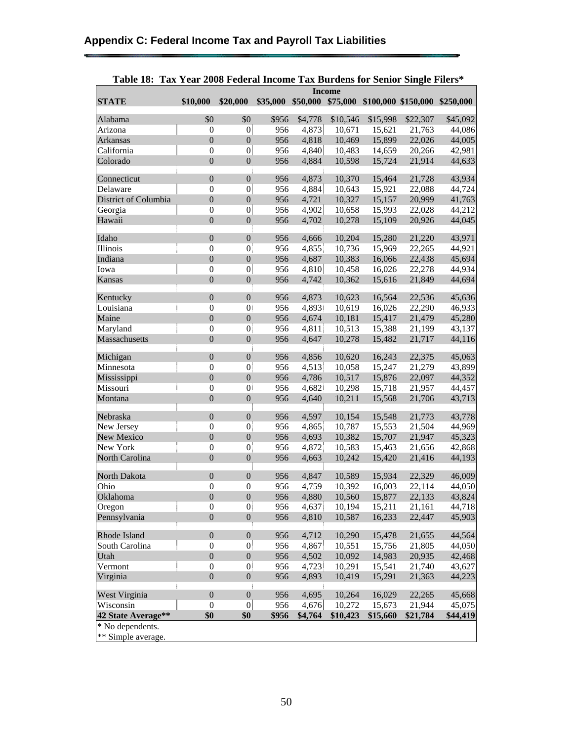## Appendix C: Federal Income Tax and Payroll Tax Liabilities

**Table 18: Tax Year 2008 Federal Income Tax Burdens for Senior Single Filers***

| | Income | | | | | | | |
|---|---|---|---|---|---|---|---|---|
| **STATE** | **$10,000** | **$20,000** | **$35,000** | **$50,000** | **$75,000** | **$100,000** | **$150,000** | **$250,000** |
| Alabama | $0 | $0 | $956 | $4,778 | $10,546 | $15,998 | $22,307 | $45,092 |
| Arizona | 0 | 0 | 956 | 4,873 | 10,671 | 15,621 | 21,763 | 44,086 |
| Arkansas | 0 | 0 | 956 | 4,818 | 10,469 | 15,899 | 22,026 | 44,005 |
| California | 0 | 0 | 956 | 4,840 | 10,483 | 14,659 | 20,266 | 42,981 |
| Colorado | 0 | 0 | 956 | 4,884 | 10,598 | 15,724 | 21,914 | 44,633 |
| Connecticut | 0 | 0 | 956 | 4,873 | 10,370 | 15,464 | 21,728 | 43,934 |
| Delaware | 0 | 0 | 956 | 4,884 | 10,643 | 15,921 | 22,088 | 44,724 |
| District of Columbia | 0 | 0 | 956 | 4,721 | 10,327 | 15,157 | 20,999 | 41,763 |
| Georgia | 0 | 0 | 956 | 4,902 | 10,658 | 15,993 | 22,028 | 44,212 |
| Hawaii | 0 | 0 | 956 | 4,702 | 10,278 | 15,109 | 20,926 | 44,045 |
| Idaho | 0 | 0 | 956 | 4,666 | 10,204 | 15,280 | 21,220 | 43,971 |
| Illinois | 0 | 0 | 956 | 4,855 | 10,736 | 15,969 | 22,265 | 44,921 |
| Indiana | 0 | 0 | 956 | 4,687 | 10,383 | 16,066 | 22,438 | 45,694 |
| Iowa | 0 | 0 | 956 | 4,810 | 10,458 | 16,026 | 22,278 | 44,934 |
| Kansas | 0 | 0 | 956 | 4,742 | 10,362 | 15,616 | 21,849 | 44,694 |
| Kentucky | 0 | 0 | 956 | 4,873 | 10,623 | 16,564 | 22,536 | 45,636 |
| Louisiana | 0 | 0 | 956 | 4,893 | 10,619 | 16,026 | 22,290 | 46,933 |
| Maine | 0 | 0 | 956 | 4,674 | 10,181 | 15,417 | 21,479 | 45,280 |
| Maryland | 0 | 0 | 956 | 4,811 | 10,513 | 15,388 | 21,199 | 43,137 |
| Massachusetts | 0 | 0 | 956 | 4,647 | 10,278 | 15,482 | 21,717 | 44,116 |
| Michigan | 0 | 0 | 956 | 4,856 | 10,620 | 16,243 | 22,375 | 45,063 |
| Minnesota | 0 | 0 | 956 | 4,513 | 10,058 | 15,247 | 21,279 | 43,899 |
| Mississippi | 0 | 0 | 956 | 4,786 | 10,517 | 15,876 | 22,097 | 44,352 |
| Missouri | 0 | 0 | 956 | 4,682 | 10,298 | 15,718 | 21,957 | 44,457 |
| Montana | 0 | 0 | 956 | 4,640 | 10,211 | 15,568 | 21,706 | 43,713 |
| Nebraska | 0 | 0 | 956 | 4,597 | 10,154 | 15,548 | 21,773 | 43,778 |
| New Jersey | 0 | 0 | 956 | 4,865 | 10,787 | 15,553 | 21,504 | 44,969 |
| New Mexico | 0 | 0 | 956 | 4,693 | 10,382 | 15,707 | 21,947 | 45,323 |
| New York | 0 | 0 | 956 | 4,872 | 10,583 | 15,463 | 21,656 | 42,868 |
| North Carolina | 0 | 0 | 956 | 4,663 | 10,242 | 15,420 | 21,416 | 44,193 |
| North Dakota | 0 | 0 | 956 | 4,847 | 10,589 | 15,934 | 22,329 | 46,009 |
| Ohio | 0 | 0 | 956 | 4,759 | 10,392 | 16,003 | 22,114 | 44,050 |
| Oklahoma | 0 | 0 | 956 | 4,880 | 10,560 | 15,877 | 22,133 | 43,824 |
| Oregon | 0 | 0 | 956 | 4,637 | 10,194 | 15,211 | 21,161 | 44,718 |
| Pennsylvania | 0 | 0 | 956 | 4,810 | 10,587 | 16,233 | 22,447 | 45,903 |
| Rhode Island | 0 | 0 | 956 | 4,712 | 10,290 | 15,478 | 21,655 | 44,564 |
| South Carolina | 0 | 0 | 956 | 4,867 | 10,551 | 15,756 | 21,805 | 44,050 |
| Utah | 0 | 0 | 956 | 4,502 | 10,092 | 14,983 | 20,935 | 42,468 |
| Vermont | 0 | 0 | 956 | 4,723 | 10,291 | 15,541 | 21,740 | 43,627 |
| Virginia | 0 | 0 | 956 | 4,893 | 10,419 | 15,291 | 21,363 | 44,223 |
| West Virginia | 0 | 0 | 956 | 4,695 | 10,264 | 16,029 | 22,265 | 45,668 |
| Wisconsin | 0 | 0 | 956 | 4,676 | 10,272 | 15,673 | 21,944 | 45,075 |
| **42 State Average**** | **$0** | **$0** | **$956** | **$4,764** | **$10,423** | **$15,660** | **$21,784** | **$44,419** |

\* No dependents.
** Simple average.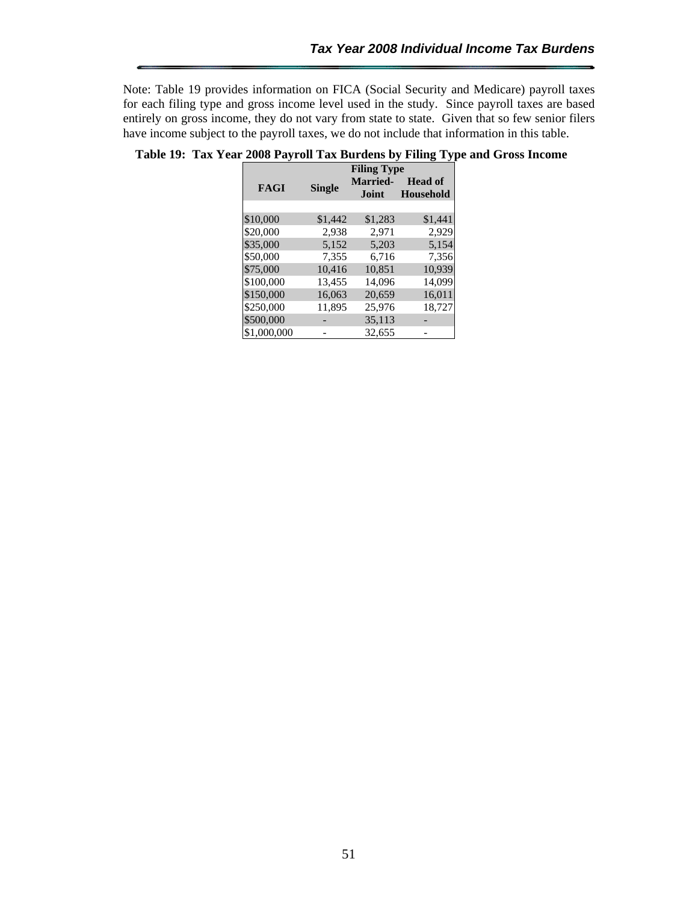Note: Table 19 provides information on FICA (Social Security and Medicare) payroll taxes for each filing type and gross income level used in the study. Since payroll taxes are based entirely on gross income, they do not vary from state to state. Given that so few senior filers have income subject to the payroll taxes, we do not include that information in this table.

**Table 19: Tax Year 2008 Payroll Tax Burdens by Filing Type and Gross Income**

| FAGI | Filing Type | | |
|---|---|---|---|
| | Single | Married-Joint | Head of Household |
| $10,000 | $1,442 | $1,283 | $1,441 |
| $20,000 | 2,938 | 2,971 | 2,929 |
| $35,000 | 5,152 | 5,203 | 5,154 |
| $50,000 | 7,355 | 6,716 | 7,356 |
| $75,000 | 10,416 | 10,851 | 10,939 |
| $100,000 | 13,455 | 14,096 | 14,099 |
| $150,000 | 16,063 | 20,659 | 16,011 |
| $250,000 | 11,895 | 25,976 | 18,727 |
| $500,000 | - | 35,113 | - |
| $1,000,000 | - | 32,655 | - |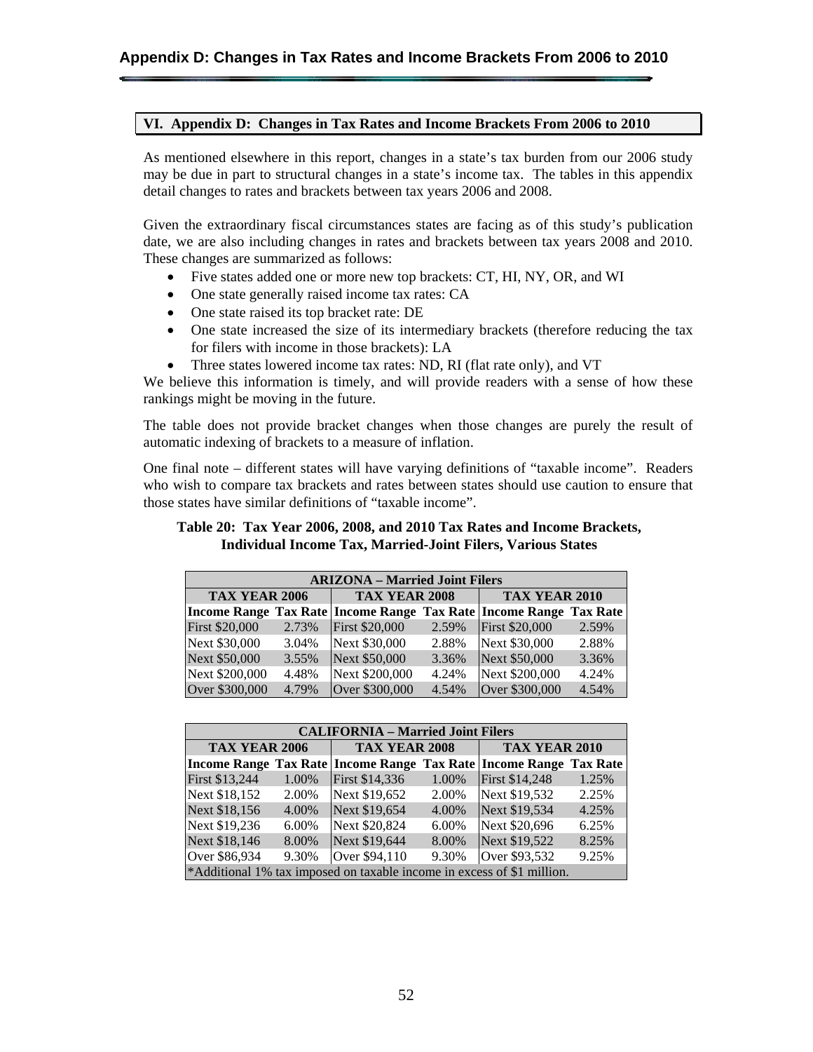## VI. Appendix D: Changes in Tax Rates and Income Brackets From 2006 to 2010

As mentioned elsewhere in this report, changes in a state's tax burden from our 2006 study may be due in part to structural changes in a state's income tax. The tables in this appendix detail changes to rates and brackets between tax years 2006 and 2008.

Given the extraordinary fiscal circumstances states are facing as of this study's publication date, we are also including changes in rates and brackets between tax years 2008 and 2010. These changes are summarized as follows:

- Five states added one or more new top brackets: CT, HI, NY, OR, and WI
- One state generally raised income tax rates: CA
- One state raised its top bracket rate: DE
- One state increased the size of its intermediary brackets (therefore reducing the tax for filers with income in those brackets): LA
- Three states lowered income tax rates: ND, RI (flat rate only), and VT

We believe this information is timely, and will provide readers with a sense of how these rankings might be moving in the future.

The table does not provide bracket changes when those changes are purely the result of automatic indexing of brackets to a measure of inflation.

One final note – different states will have varying definitions of "taxable income". Readers who wish to compare tax brackets and rates between states should use caution to ensure that those states have similar definitions of "taxable income".

**Table 20: Tax Year 2006, 2008, and 2010 Tax Rates and Income Brackets, Individual Income Tax, Married-Joint Filers, Various States**

| ARIZONA – Married Joint Filers | | | | | |
|---|---|---|---|---|---|
| TAX YEAR 2006 | | TAX YEAR 2008 | | TAX YEAR 2010 | |
| Income Range | Tax Rate | Income Range | Tax Rate | Income Range | Tax Rate |
| First $20,000 | 2.73% | First $20,000 | 2.59% | First $20,000 | 2.59% |
| Next $30,000 | 3.04% | Next $30,000 | 2.88% | Next $30,000 | 2.88% |
| Next $50,000 | 3.55% | Next $50,000 | 3.36% | Next $50,000 | 3.36% |
| Next $200,000 | 4.48% | Next $200,000 | 4.24% | Next $200,000 | 4.24% |
| Over $300,000 | 4.79% | Over $300,000 | 4.54% | Over $300,000 | 4.54% |

| CALIFORNIA – Married Joint Filers | | | | | |
|---|---|---|---|---|---|
| TAX YEAR 2006 | | TAX YEAR 2008 | | TAX YEAR 2010 | |
| Income Range | Tax Rate | Income Range | Tax Rate | Income Range | Tax Rate |
| First $13,244 | 1.00% | First $14,336 | 1.00% | First $14,248 | 1.25% |
| Next $18,152 | 2.00% | Next $19,652 | 2.00% | Next $19,532 | 2.25% |
| Next $18,156 | 4.00% | Next $19,654 | 4.00% | Next $19,534 | 4.25% |
| Next $19,236 | 6.00% | Next $20,824 | 6.00% | Next $20,696 | 6.25% |
| Next $18,146 | 8.00% | Next $19,644 | 8.00% | Next $19,522 | 8.25% |
| Over $86,934 | 9.30% | Over $94,110 | 9.30% | Over $93,532 | 9.25% |
| *Additional 1% tax imposed on taxable income in excess of $1 million. | | | | | |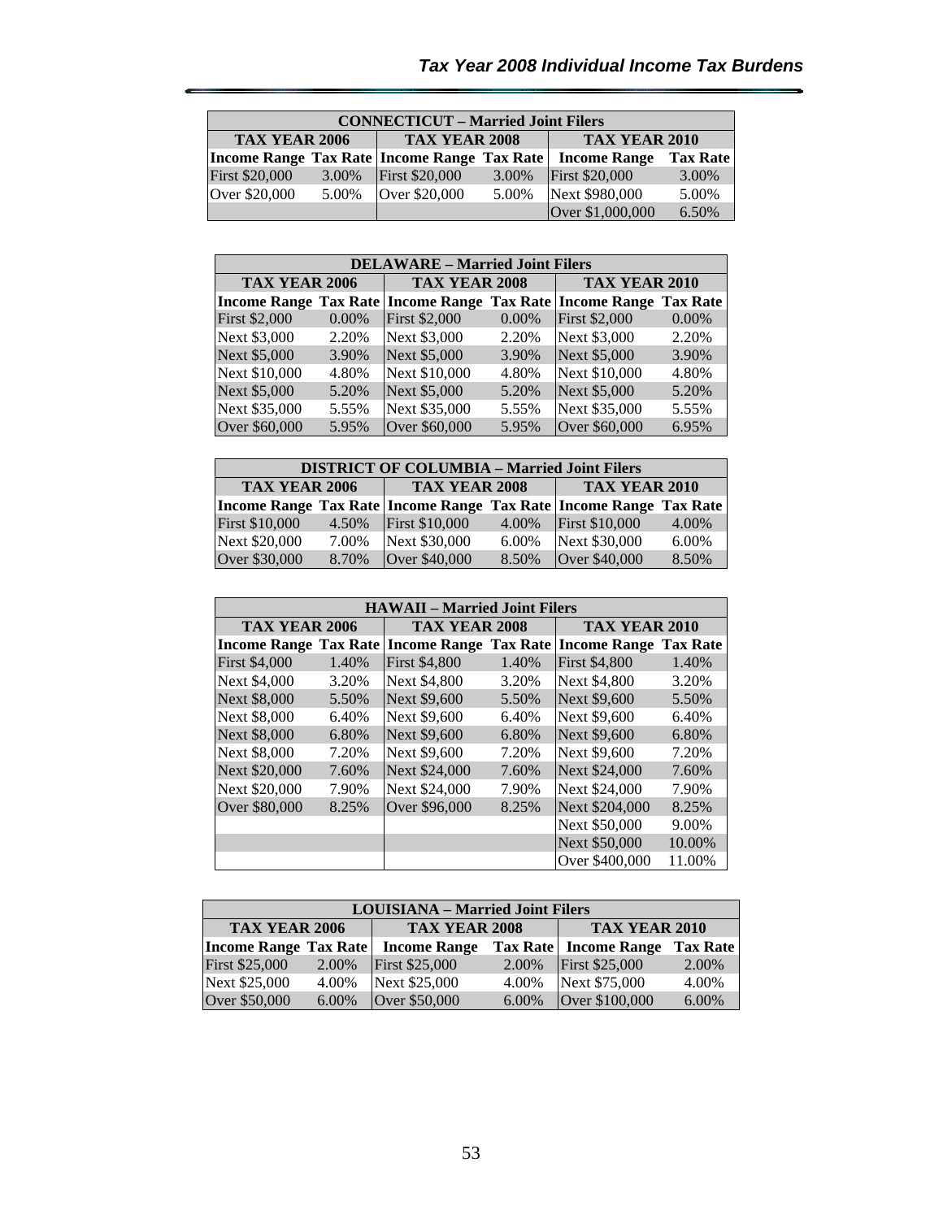## Tax Year 2008 Individual Income Tax Burdens

| CONNECTICUT – Married Joint Filers | | | | | |
|---|---|---|---|---|---|
| **TAX YEAR 2006** | | **TAX YEAR 2008** | | **TAX YEAR 2010** | |
| **Income Range** | **Tax Rate** | **Income Range** | **Tax Rate** | **Income Range** | **Tax Rate** |
| First $20,000 | 3.00% | First $20,000 | 3.00% | First $20,000 | 3.00% |
| Over $20,000 | 5.00% | Over $20,000 | 5.00% | Next $980,000 | 5.00% |
| | | | | Over $1,000,000 | 6.50% |

| DELAWARE – Married Joint Filers | | | | | |
|---|---|---|---|---|---|
| **TAX YEAR 2006** | | **TAX YEAR 2008** | | **TAX YEAR 2010** | |
| **Income Range** | **Tax Rate** | **Income Range** | **Tax Rate** | **Income Range** | **Tax Rate** |
| First $2,000 | 0.00% | First $2,000 | 0.00% | First $2,000 | 0.00% |
| Next $3,000 | 2.20% | Next $3,000 | 2.20% | Next $3,000 | 2.20% |
| Next $5,000 | 3.90% | Next $5,000 | 3.90% | Next $5,000 | 3.90% |
| Next $10,000 | 4.80% | Next $10,000 | 4.80% | Next $10,000 | 4.80% |
| Next $5,000 | 5.20% | Next $5,000 | 5.20% | Next $5,000 | 5.20% |
| Next $35,000 | 5.55% | Next $35,000 | 5.55% | Next $35,000 | 5.55% |
| Over $60,000 | 5.95% | Over $60,000 | 5.95% | Over $60,000 | 6.95% |

| DISTRICT OF COLUMBIA – Married Joint Filers | | | | | |
|---|---|---|---|---|---|
| **TAX YEAR 2006** | | **TAX YEAR 2008** | | **TAX YEAR 2010** | |
| **Income Range** | **Tax Rate** | **Income Range** | **Tax Rate** | **Income Range** | **Tax Rate** |
| First $10,000 | 4.50% | First $10,000 | 4.00% | First $10,000 | 4.00% |
| Next $20,000 | 7.00% | Next $30,000 | 6.00% | Next $30,000 | 6.00% |
| Over $30,000 | 8.70% | Over $40,000 | 8.50% | Over $40,000 | 8.50% |

| HAWAII – Married Joint Filers | | | | | |
|---|---|---|---|---|---|
| **TAX YEAR 2006** | | **TAX YEAR 2008** | | **TAX YEAR 2010** | |
| **Income Range** | **Tax Rate** | **Income Range** | **Tax Rate** | **Income Range** | **Tax Rate** |
| First $4,000 | 1.40% | First $4,800 | 1.40% | First $4,800 | 1.40% |
| Next $4,000 | 3.20% | Next $4,800 | 3.20% | Next $4,800 | 3.20% |
| Next $8,000 | 5.50% | Next $9,600 | 5.50% | Next $9,600 | 5.50% |
| Next $8,000 | 6.40% | Next $9,600 | 6.40% | Next $9,600 | 6.40% |
| Next $8,000 | 6.80% | Next $9,600 | 6.80% | Next $9,600 | 6.80% |
| Next $8,000 | 7.20% | Next $9,600 | 7.20% | Next $9,600 | 7.20% |
| Next $20,000 | 7.60% | Next $24,000 | 7.60% | Next $24,000 | 7.60% |
| Next $20,000 | 7.90% | Next $24,000 | 7.90% | Next $24,000 | 7.90% |
| Over $80,000 | 8.25% | Over $96,000 | 8.25% | Next $204,000 | 8.25% |
| | | | | Next $50,000 | 9.00% |
| | | | | Next $50,000 | 10.00% |
| | | | | Over $400,000 | 11.00% |

| LOUISIANA – Married Joint Filers | | | | | |
|---|---|---|---|---|---|
| **TAX YEAR 2006** | | **TAX YEAR 2008** | | **TAX YEAR 2010** | |
| **Income Range** | **Tax Rate** | **Income Range** | **Tax Rate** | **Income Range** | **Tax Rate** |
| First $25,000 | 2.00% | First $25,000 | 2.00% | First $25,000 | 2.00% |
| Next $25,000 | 4.00% | Next $25,000 | 4.00% | Next $75,000 | 4.00% |
| Over $50,000 | 6.00% | Over $50,000 | 6.00% | Over $100,000 | 6.00% |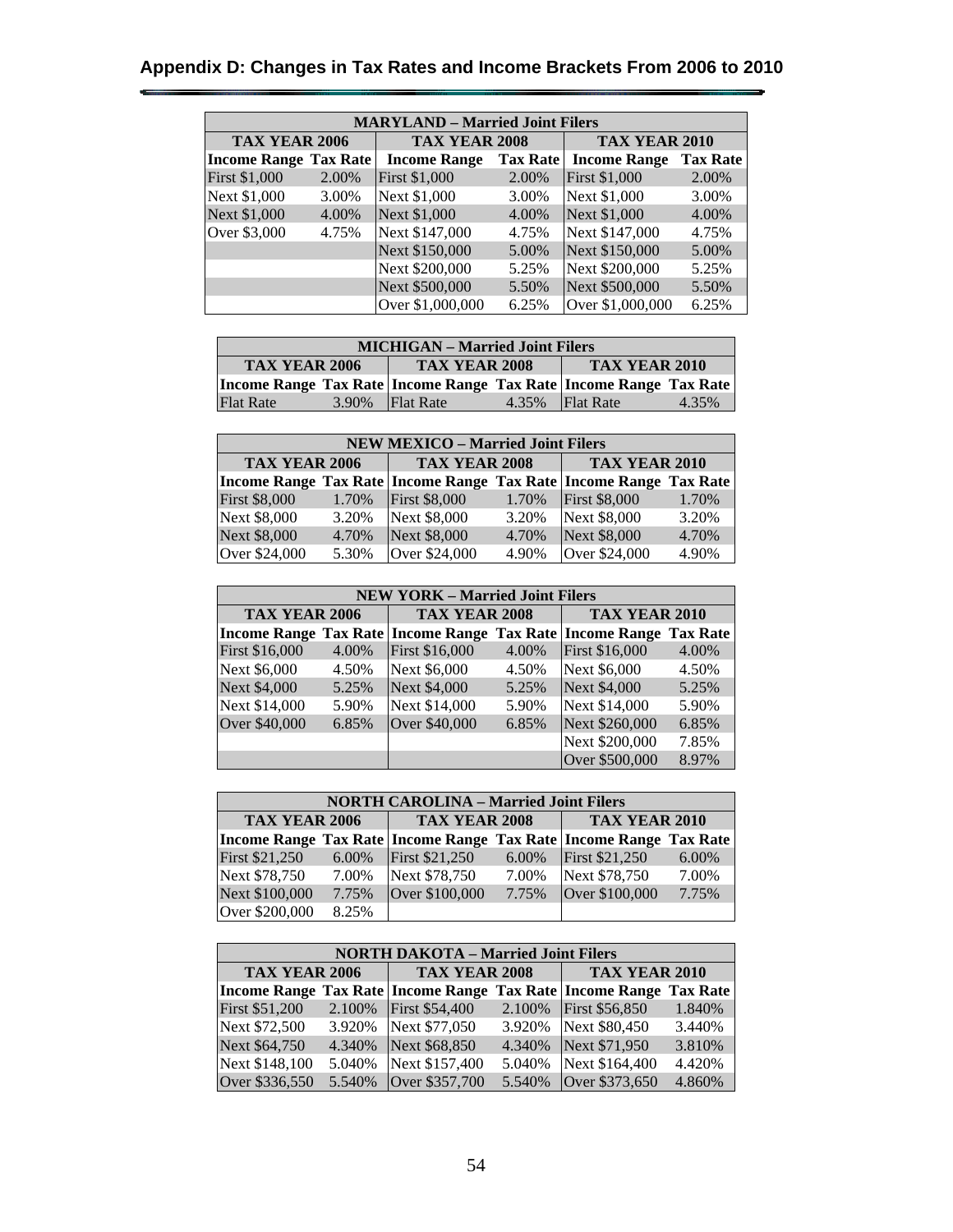## Appendix D: Changes in Tax Rates and Income Brackets From 2006 to 2010

| MARYLAND – Married Joint Filers | | | | | |
|---|---|---|---|---|---|
| TAX YEAR 2006 | | TAX YEAR 2008 | | TAX YEAR 2010 | |
| Income Range | Tax Rate | Income Range | Tax Rate | Income Range | Tax Rate |
| First $1,000 | 2.00% | First $1,000 | 2.00% | First $1,000 | 2.00% |
| Next $1,000 | 3.00% | Next $1,000 | 3.00% | Next $1,000 | 3.00% |
| Next $1,000 | 4.00% | Next $1,000 | 4.00% | Next $1,000 | 4.00% |
| Over $3,000 | 4.75% | Next $147,000 | 4.75% | Next $147,000 | 4.75% |
| | | Next $150,000 | 5.00% | Next $150,000 | 5.00% |
| | | Next $200,000 | 5.25% | Next $200,000 | 5.25% |
| | | Next $500,000 | 5.50% | Next $500,000 | 5.50% |
| | | Over $1,000,000 | 6.25% | Over $1,000,000 | 6.25% |

| MICHIGAN – Married Joint Filers | | | | | |
|---|---|---|---|---|---|
| TAX YEAR 2006 | | TAX YEAR 2008 | | TAX YEAR 2010 | |
| Income Range | Tax Rate | Income Range | Tax Rate | Income Range | Tax Rate |
| Flat Rate | 3.90% | Flat Rate | 4.35% | Flat Rate | 4.35% |

| NEW MEXICO – Married Joint Filers | | | | | |
|---|---|---|---|---|---|
| TAX YEAR 2006 | | TAX YEAR 2008 | | TAX YEAR 2010 | |
| Income Range | Tax Rate | Income Range | Tax Rate | Income Range | Tax Rate |
| First $8,000 | 1.70% | First $8,000 | 1.70% | First $8,000 | 1.70% |
| Next $8,000 | 3.20% | Next $8,000 | 3.20% | Next $8,000 | 3.20% |
| Next $8,000 | 4.70% | Next $8,000 | 4.70% | Next $8,000 | 4.70% |
| Over $24,000 | 5.30% | Over $24,000 | 4.90% | Over $24,000 | 4.90% |

| NEW YORK – Married Joint Filers | | | | | |
|---|---|---|---|---|---|
| TAX YEAR 2006 | | TAX YEAR 2008 | | TAX YEAR 2010 | |
| Income Range | Tax Rate | Income Range | Tax Rate | Income Range | Tax Rate |
| First $16,000 | 4.00% | First $16,000 | 4.00% | First $16,000 | 4.00% |
| Next $6,000 | 4.50% | Next $6,000 | 4.50% | Next $6,000 | 4.50% |
| Next $4,000 | 5.25% | Next $4,000 | 5.25% | Next $4,000 | 5.25% |
| Next $14,000 | 5.90% | Next $14,000 | 5.90% | Next $14,000 | 5.90% |
| Over $40,000 | 6.85% | Over $40,000 | 6.85% | Next $260,000 | 6.85% |
| | | | | Next $200,000 | 7.85% |
| | | | | Over $500,000 | 8.97% |

| NORTH CAROLINA – Married Joint Filers | | | | | |
|---|---|---|---|---|---|
| TAX YEAR 2006 | | TAX YEAR 2008 | | TAX YEAR 2010 | |
| Income Range | Tax Rate | Income Range | Tax Rate | Income Range | Tax Rate |
| First $21,250 | 6.00% | First $21,250 | 6.00% | First $21,250 | 6.00% |
| Next $78,750 | 7.00% | Next $78,750 | 7.00% | Next $78,750 | 7.00% |
| Next $100,000 | 7.75% | Over $100,000 | 7.75% | Over $100,000 | 7.75% |
| Over $200,000 | 8.25% | | | | |

| NORTH DAKOTA – Married Joint Filers | | | | | |
|---|---|---|---|---|---|
| TAX YEAR 2006 | | TAX YEAR 2008 | | TAX YEAR 2010 | |
| Income Range | Tax Rate | Income Range | Tax Rate | Income Range | Tax Rate |
| First $51,200 | 2.100% | First $54,400 | 2.100% | First $56,850 | 1.840% |
| Next $72,500 | 3.920% | Next $77,050 | 3.920% | Next $80,450 | 3.440% |
| Next $64,750 | 4.340% | Next $68,850 | 4.340% | Next $71,950 | 3.810% |
| Next $148,100 | 5.040% | Next $157,400 | 5.040% | Next $164,400 | 4.420% |
| Over $336,550 | 5.540% | Over $357,700 | 5.540% | Over $373,650 | 4.860% |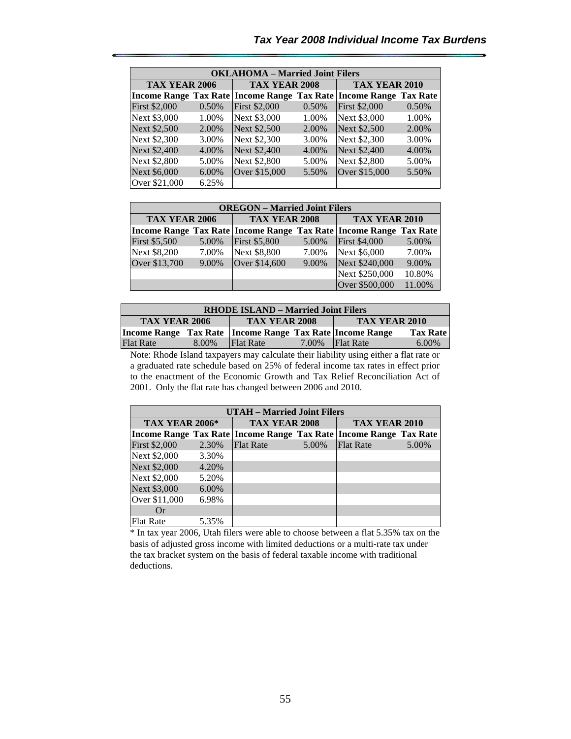| OKLAHOMA – Married Joint Filers | | | | | |
|---|---|---|---|---|---|
| TAX YEAR 2006 | | TAX YEAR 2008 | | TAX YEAR 2010 | |
| Income Range | Tax Rate | Income Range | Tax Rate | Income Range | Tax Rate |
| First $2,000 | 0.50% | First $2,000 | 0.50% | First $2,000 | 0.50% |
| Next $3,000 | 1.00% | Next $3,000 | 1.00% | Next $3,000 | 1.00% |
| Next $2,500 | 2.00% | Next $2,500 | 2.00% | Next $2,500 | 2.00% |
| Next $2,300 | 3.00% | Next $2,300 | 3.00% | Next $2,300 | 3.00% |
| Next $2,400 | 4.00% | Next $2,400 | 4.00% | Next $2,400 | 4.00% |
| Next $2,800 | 5.00% | Next $2,800 | 5.00% | Next $2,800 | 5.00% |
| Next $6,000 | 6.00% | Over $15,000 | 5.50% | Over $15,000 | 5.50% |
| Over $21,000 | 6.25% | | | | |

| OREGON – Married Joint Filers | | | | | |
|---|---|---|---|---|---|
| TAX YEAR 2006 | | TAX YEAR 2008 | | TAX YEAR 2010 | |
| Income Range | Tax Rate | Income Range | Tax Rate | Income Range | Tax Rate |
| First $5,500 | 5.00% | First $5,800 | 5.00% | First $4,000 | 5.00% |
| Next $8,200 | 7.00% | Next $8,800 | 7.00% | Next $6,000 | 7.00% |
| Over $13,700 | 9.00% | Over $14,600 | 9.00% | Next $240,000 | 9.00% |
| | | | | Next $250,000 | 10.80% |
| | | | | Over $500,000 | 11.00% |

| RHODE ISLAND – Married Joint Filers | | | | | |
|---|---|---|---|---|---|
| TAX YEAR 2006 | | TAX YEAR 2008 | | TAX YEAR 2010 | |
| Income Range | Tax Rate | Income Range | Tax Rate | Income Range | Tax Rate |
| Flat Rate | 8.00% | Flat Rate | 7.00% | Flat Rate | 6.00% |

Note: Rhode Island taxpayers may calculate their liability using either a flat rate or a graduated rate schedule based on 25% of federal income tax rates in effect prior to the enactment of the Economic Growth and Tax Relief Reconciliation Act of 2001. Only the flat rate has changed between 2006 and 2010.

| UTAH – Married Joint Filers | | | | | |
|---|---|---|---|---|---|
| TAX YEAR 2006* | | TAX YEAR 2008 | | TAX YEAR 2010 | |
| Income Range | Tax Rate | Income Range | Tax Rate | Income Range | Tax Rate |
| First $2,000 | 2.30% | Flat Rate | 5.00% | Flat Rate | 5.00% |
| Next $2,000 | 3.30% | | | | |
| Next $2,000 | 4.20% | | | | |
| Next $2,000 | 5.20% | | | | |
| Next $3,000 | 6.00% | | | | |
| Over $11,000 | 6.98% | | | | |
| Or | | | | | |
| Flat Rate | 5.35% | | | | |

* In tax year 2006, Utah filers were able to choose between a flat 5.35% tax on the basis of adjusted gross income with limited deductions or a multi-rate tax under the tax bracket system on the basis of federal taxable income with traditional deductions.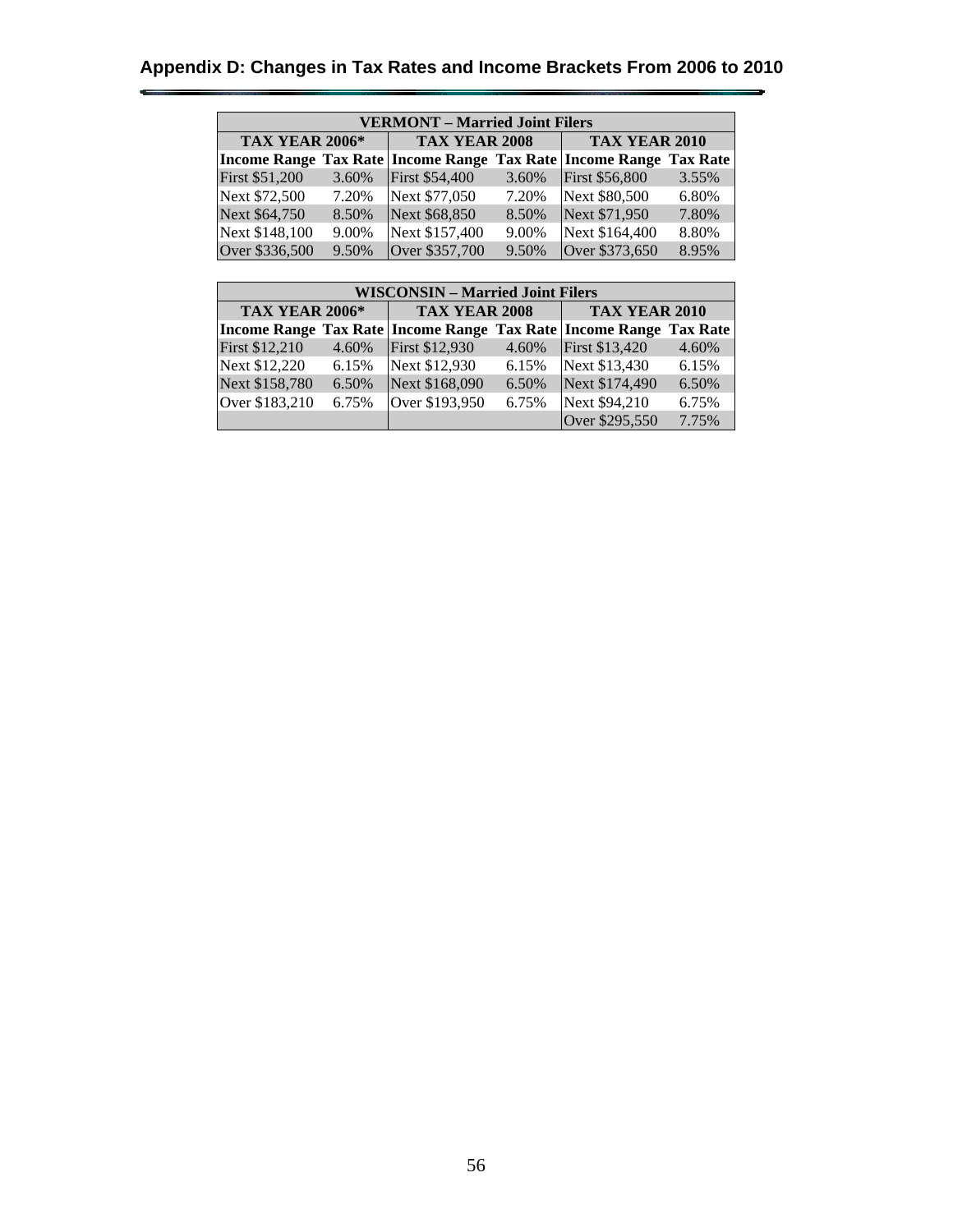## Appendix D: Changes in Tax Rates and Income Brackets From 2006 to 2010

| VERMONT – Married Joint Filers | | | | | |
|---|---|---|---|---|---|
| TAX YEAR 2006* | | TAX YEAR 2008 | | TAX YEAR 2010 | |
| Income Range | Tax Rate | Income Range | Tax Rate | Income Range | Tax Rate |
| First $51,200 | 3.60% | First $54,400 | 3.60% | First $56,800 | 3.55% |
| Next $72,500 | 7.20% | Next $77,050 | 7.20% | Next $80,500 | 6.80% |
| Next $64,750 | 8.50% | Next $68,850 | 8.50% | Next $71,950 | 7.80% |
| Next $148,100 | 9.00% | Next $157,400 | 9.00% | Next $164,400 | 8.80% |
| Over $336,500 | 9.50% | Over $357,700 | 9.50% | Over $373,650 | 8.95% |

| WISCONSIN – Married Joint Filers | | | | | |
|---|---|---|---|---|---|
| TAX YEAR 2006* | | TAX YEAR 2008 | | TAX YEAR 2010 | |
| Income Range | Tax Rate | Income Range | Tax Rate | Income Range | Tax Rate |
| First $12,210 | 4.60% | First $12,930 | 4.60% | First $13,420 | 4.60% |
| Next $12,220 | 6.15% | Next $12,930 | 6.15% | Next $13,430 | 6.15% |
| Next $158,780 | 6.50% | Next $168,090 | 6.50% | Next $174,490 | 6.50% |
| Over $183,210 | 6.75% | Over $193,950 | 6.75% | Next $94,210 | 6.75% |
| | | | | Over $295,550 | 7.75% |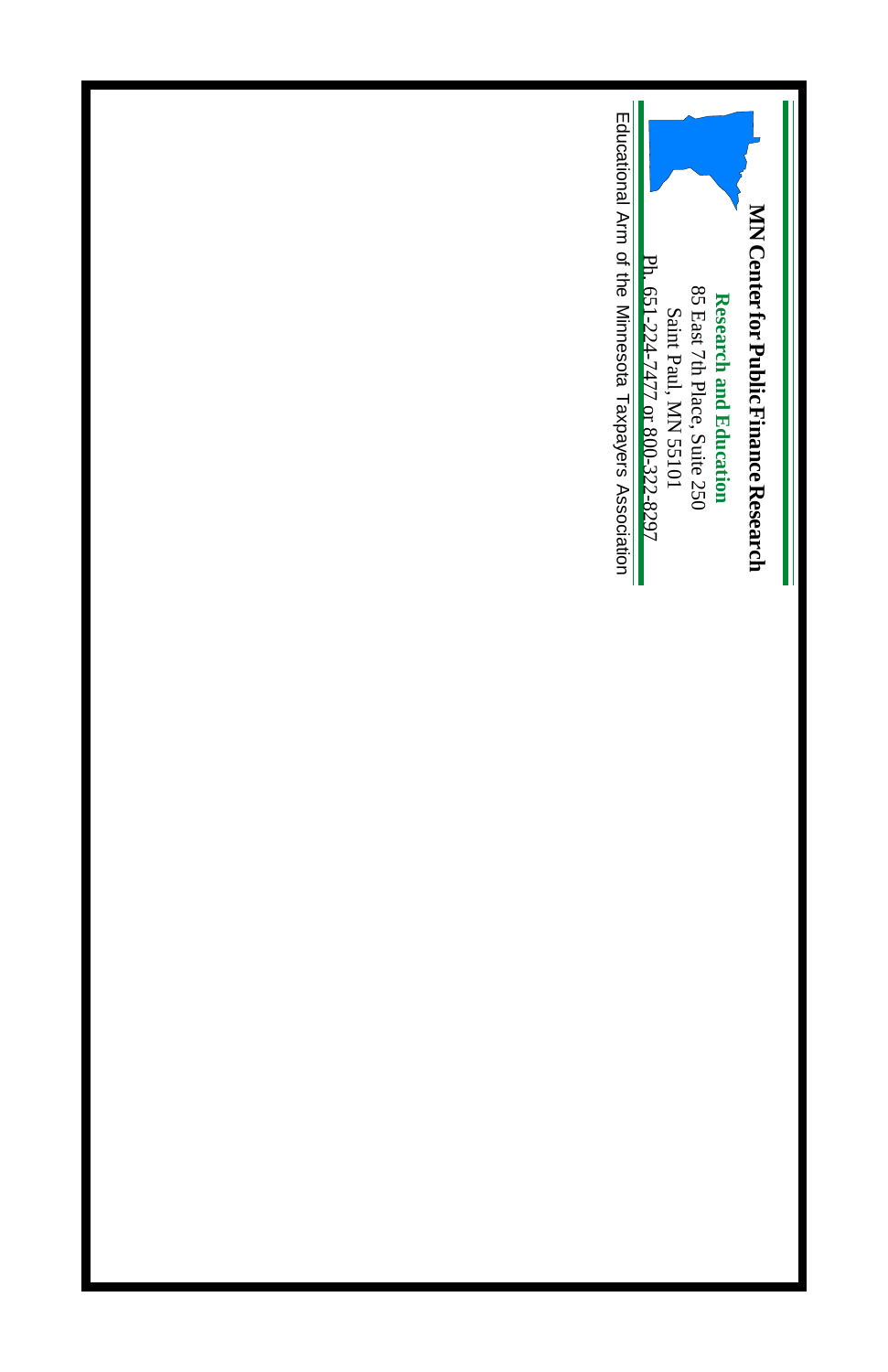**MN Center for Public Finance Research**

**Research and Education**

85 East 7th Place, Suite 250

Saint Paul, MN 55101

Ph. 651-224-7477 or 800-322-8297

Educational Arm of the Minnesota Taxpayers Association